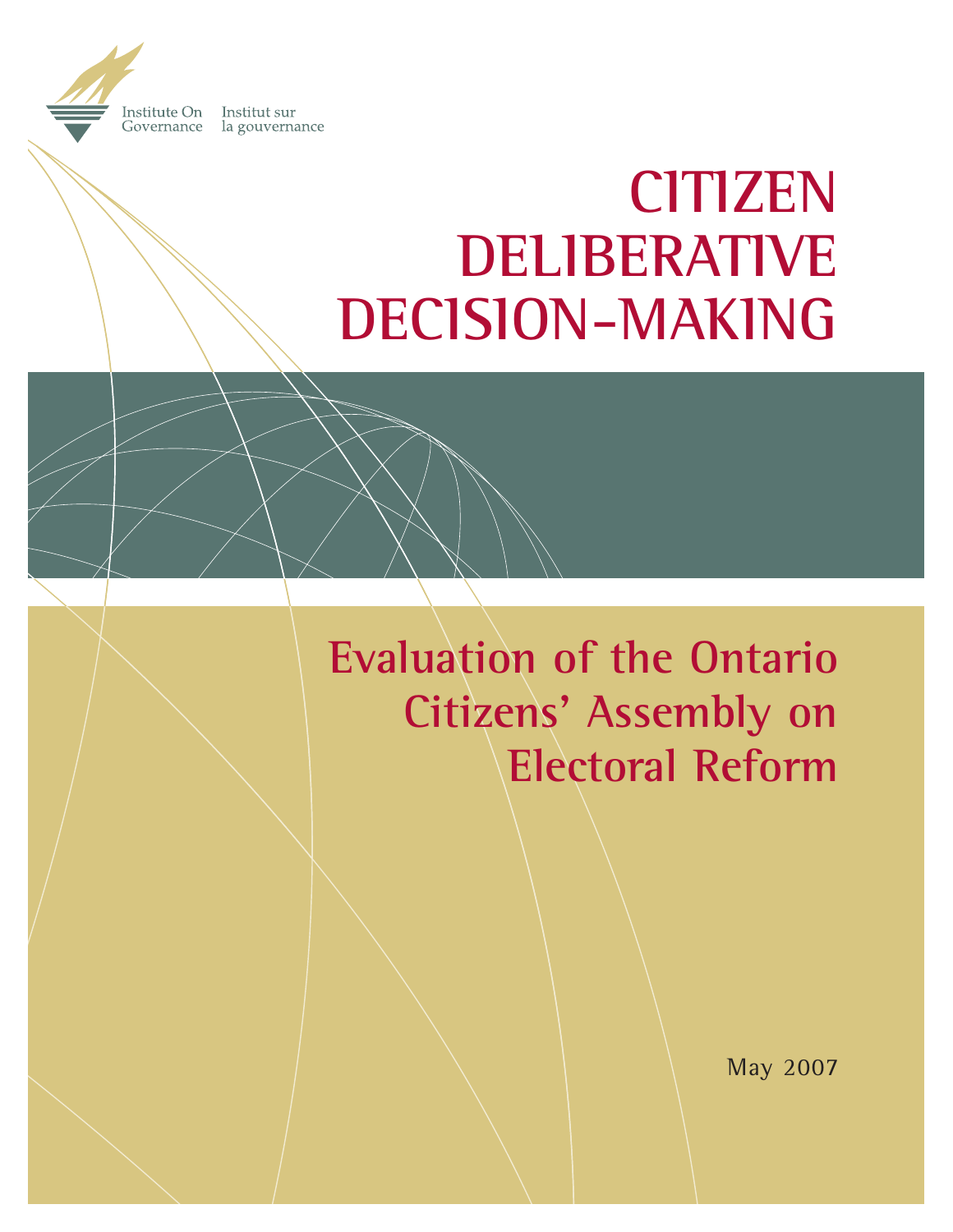Institute On Governance | Institut sur la gouvernance

# CITIZEN DELIBERATIVE DECISION-MAKING

## Evaluation of the Ontario Citizens' Assembly on Electoral Reform

May 2007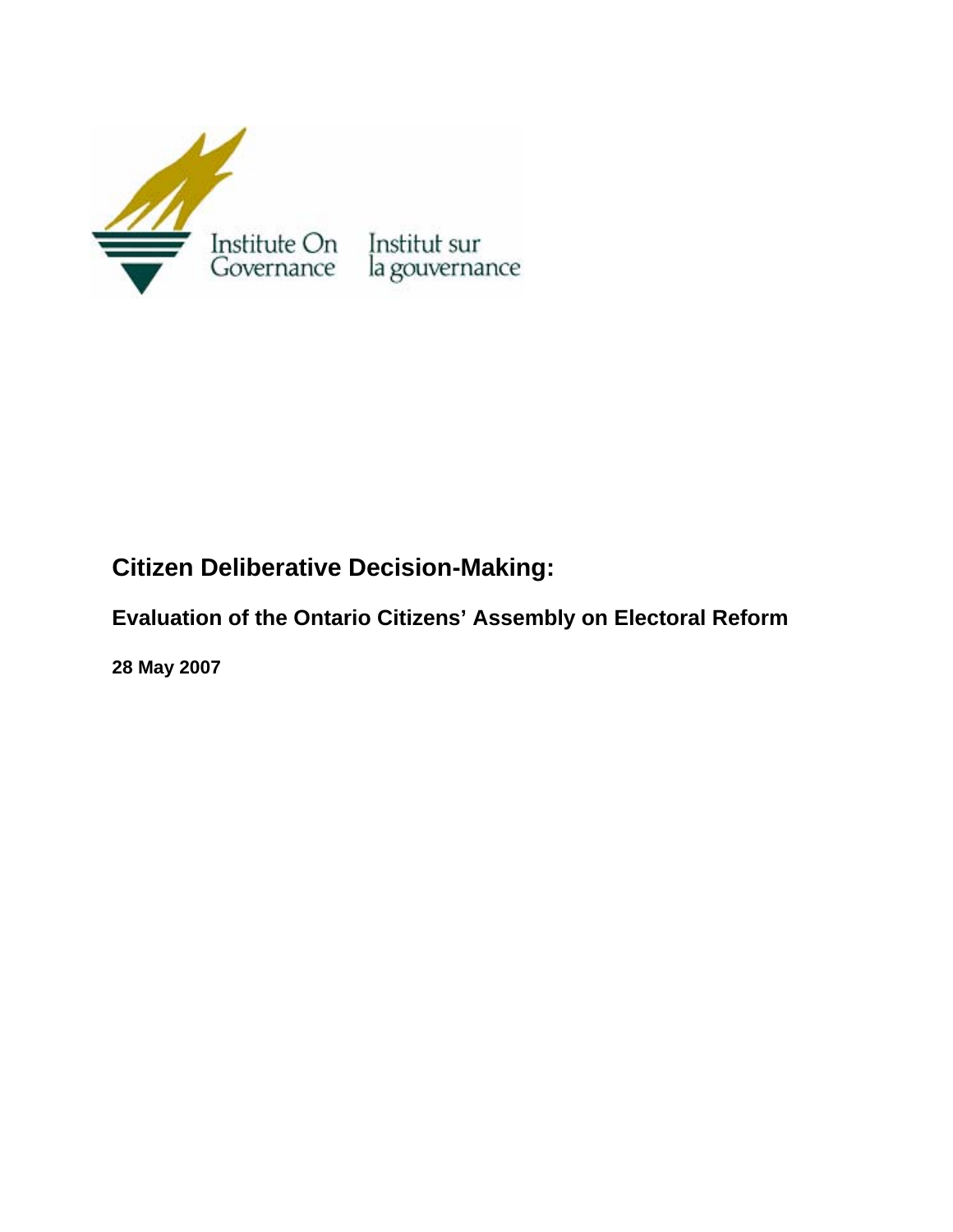Institute On Governance Institut sur la gouvernance

# Citizen Deliberative Decision-Making:

## Evaluation of the Ontario Citizens' Assembly on Electoral Reform

**28 May 2007**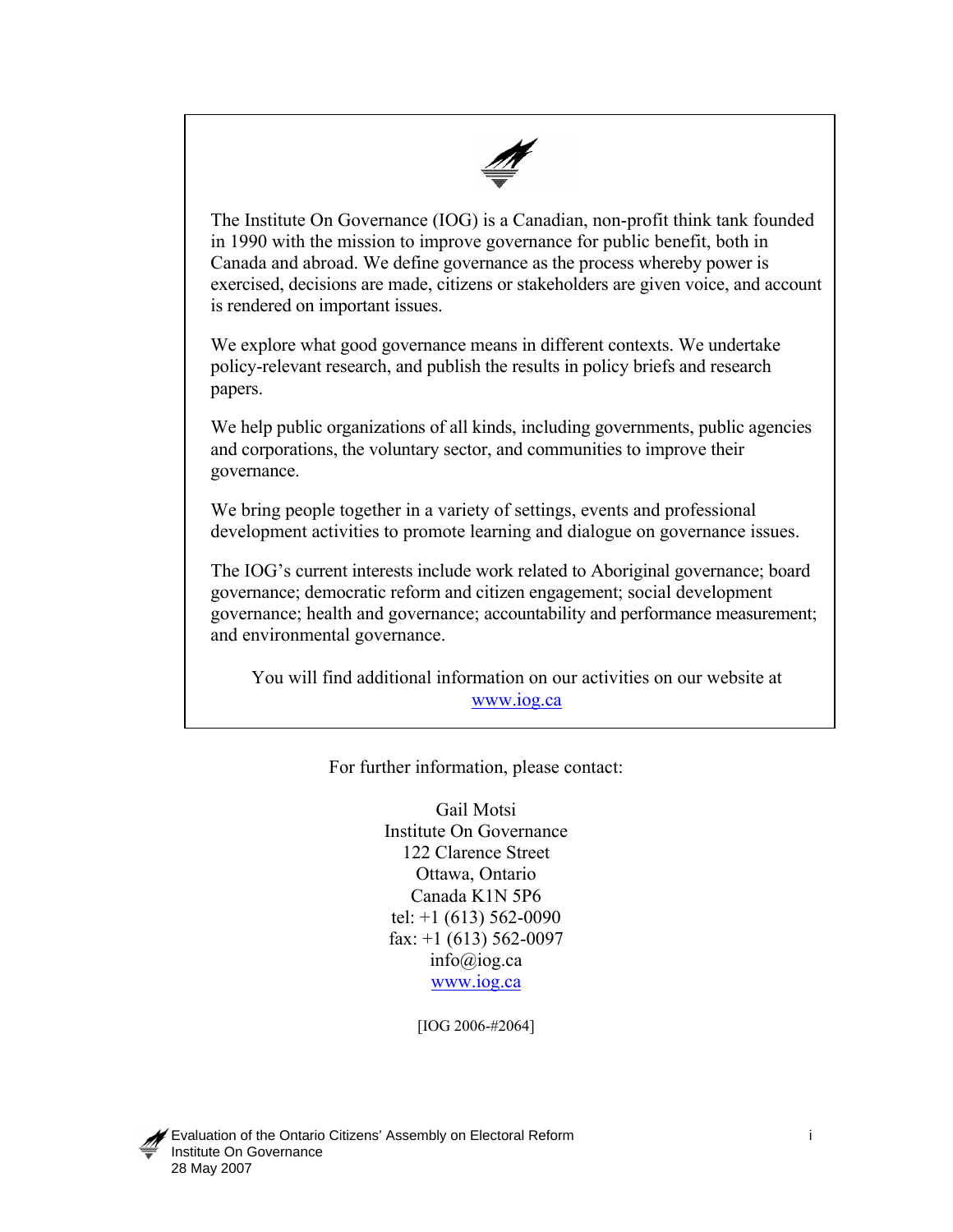The Institute On Governance (IOG) is a Canadian, non-profit think tank founded in 1990 with the mission to improve governance for public benefit, both in Canada and abroad. We define governance as the process whereby power is exercised, decisions are made, citizens or stakeholders are given voice, and account is rendered on important issues.

We explore what good governance means in different contexts. We undertake policy-relevant research, and publish the results in policy briefs and research papers.

We help public organizations of all kinds, including governments, public agencies and corporations, the voluntary sector, and communities to improve their governance.

We bring people together in a variety of settings, events and professional development activities to promote learning and dialogue on governance issues.

The IOG's current interests include work related to Aboriginal governance; board governance; democratic reform and citizen engagement; social development governance; health and governance; accountability and performance measurement; and environmental governance.

You will find additional information on our activities on our website at www.iog.ca

For further information, please contact:

Gail Motsi
Institute On Governance
122 Clarence Street
Ottawa, Ontario
Canada K1N 5P6
tel: +1 (613) 562-0090
fax: +1 (613) 562-0097
info@iog.ca
www.iog.ca

[IOG 2006-#2064]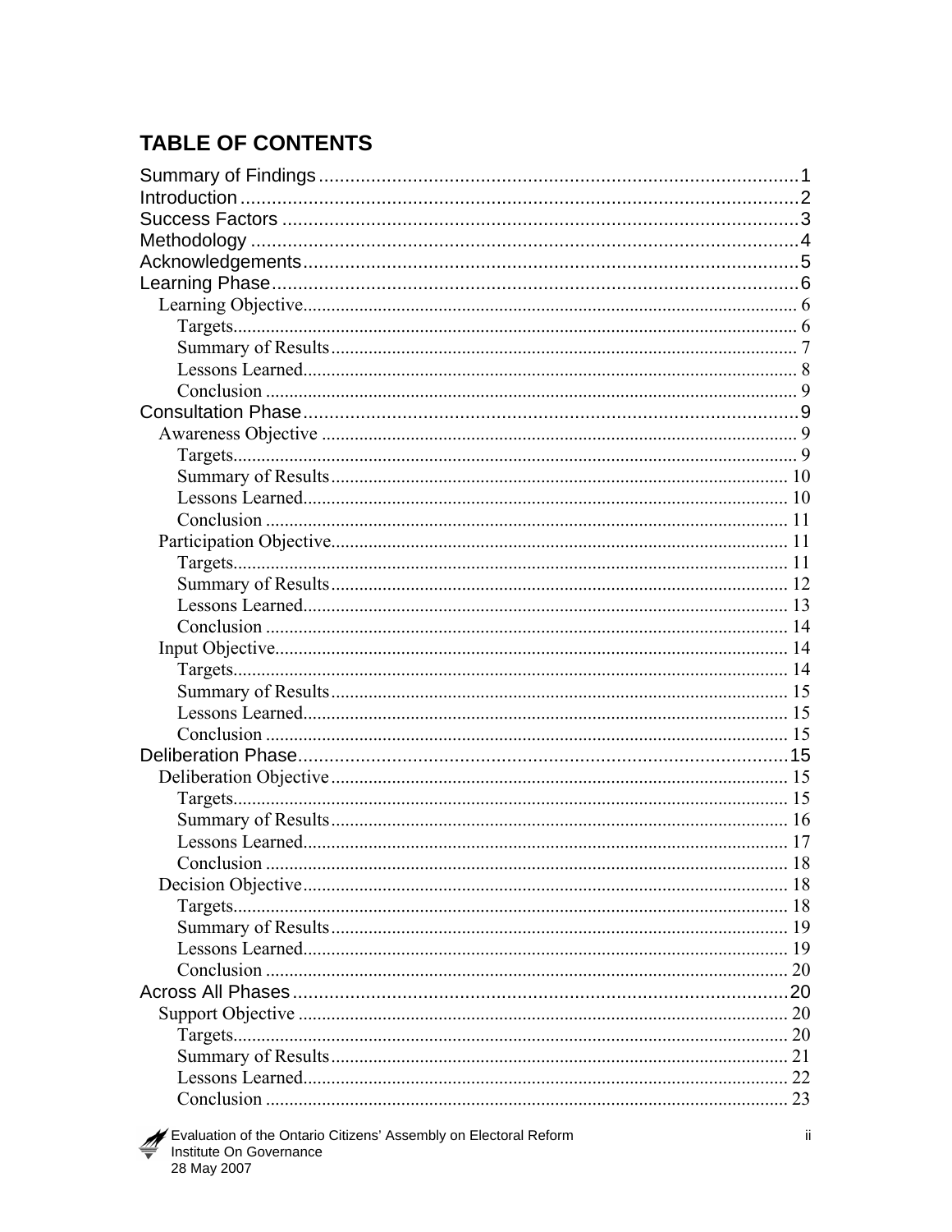## TABLE OF CONTENTS

Summary of Findings ........................................................................................ 1
Introduction ........................................................................................................ 2
Success Factors ................................................................................................. 3
Methodology ....................................................................................................... 4
Acknowledgements ........................................................................................... 5
Learning Phase ................................................................................................... 6
- Learning Objective ......................................................................................... 6
  - Targets ........................................................................................................ 6
  - Summary of Results .................................................................................. 7
  - Lessons Learned ........................................................................................ 8
  - Conclusion .................................................................................................. 9

Consultation Phase ............................................................................................ 9
- Awareness Objective ...................................................................................... 9
  - Targets ........................................................................................................ 9
  - Summary of Results .................................................................................. 10
  - Lessons Learned ........................................................................................ 10
  - Conclusion .................................................................................................. 11
- Participation Objective ................................................................................... 11
  - Targets ........................................................................................................ 11
  - Summary of Results .................................................................................. 12
  - Lessons Learned ........................................................................................ 13
  - Conclusion .................................................................................................. 14
- Input Objective ................................................................................................ 14
  - Targets ........................................................................................................ 14
  - Summary of Results .................................................................................. 15
  - Lessons Learned ........................................................................................ 15
  - Conclusion .................................................................................................. 15

Deliberation Phase ............................................................................................ 15
- Deliberation Objective .................................................................................... 15
  - Targets ........................................................................................................ 15
  - Summary of Results .................................................................................. 16
  - Lessons Learned ........................................................................................ 17
  - Conclusion .................................................................................................. 18
- Decision Objective .......................................................................................... 18
  - Targets ........................................................................................................ 18
  - Summary of Results .................................................................................. 19
  - Lessons Learned ........................................................................................ 19
  - Conclusion .................................................................................................. 20

Across All Phases .............................................................................................. 20
- Support Objective ........................................................................................... 20
  - Targets ........................................................................................................ 20
  - Summary of Results .................................................................................. 21
  - Lessons Learned ........................................................................................ 22
  - Conclusion .................................................................................................. 23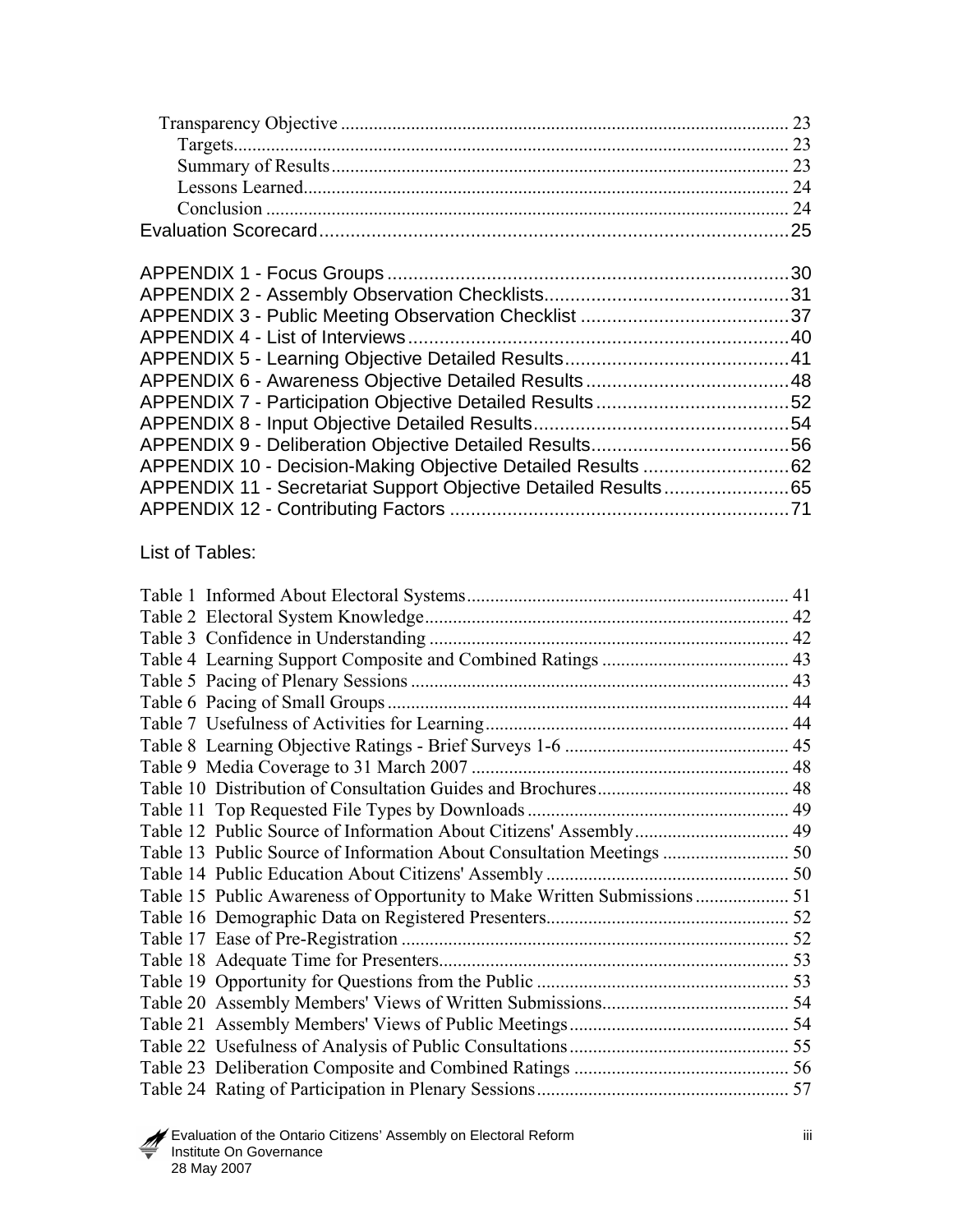Transparency Objective ............................................................................................. 23

Targets...................................................................................................... 23

Summary of Results................................................................................. 23

Lessons Learned....................................................................................... 24

Conclusion ............................................................................................... 24

Evaluation Scorecard..........................................................................................25

APPENDIX 1 - Focus Groups .............................................................................30

APPENDIX 2 - Assembly Observation Checklists...............................................31

APPENDIX 3 - Public Meeting Observation Checklist ........................................37

APPENDIX 4 - List of Interviews.........................................................................40

APPENDIX 5 - Learning Objective Detailed Results...........................................41

APPENDIX 6 - Awareness Objective Detailed Results.......................................48

APPENDIX 7 - Participation Objective Detailed Results.....................................52

APPENDIX 8 - Input Objective Detailed Results.................................................54

APPENDIX 9 - Deliberation Objective Detailed Results......................................56

APPENDIX 10 - Decision-Making Objective Detailed Results ............................62

APPENDIX 11 - Secretariat Support Objective Detailed Results........................65

APPENDIX 12 - Contributing Factors .................................................................71

List of Tables:

Table 1 Informed About Electoral Systems.................................................................... 41

Table 2 Electoral System Knowledge............................................................................. 42

Table 3 Confidence in Understanding ............................................................................ 42

Table 4 Learning Support Composite and Combined Ratings ........................................ 43

Table 5 Pacing of Plenary Sessions ................................................................................ 43

Table 6 Pacing of Small Groups..................................................................................... 44

Table 7 Usefulness of Activities for Learning................................................................ 44

Table 8 Learning Objective Ratings - Brief Surveys 1-6 ................................................ 45

Table 9 Media Coverage to 31 March 2007 ................................................................... 48

Table 10 Distribution of Consultation Guides and Brochures......................................... 48

Table 11 Top Requested File Types by Downloads........................................................ 49

Table 12 Public Source of Information About Citizens' Assembly................................. 49

Table 13 Public Source of Information About Consultation Meetings ........................... 50

Table 14 Public Education About Citizens' Assembly.................................................... 50

Table 15 Public Awareness of Opportunity to Make Written Submissions.................... 51

Table 16 Demographic Data on Registered Presenters................................................... 52

Table 17 Ease of Pre-Registration .................................................................................. 52

Table 18 Adequate Time for Presenters.......................................................................... 53

Table 19 Opportunity for Questions from the Public ...................................................... 53

Table 20 Assembly Members' Views of Written Submissions........................................ 54

Table 21 Assembly Members' Views of Public Meetings............................................... 54

Table 22 Usefulness of Analysis of Public Consultations............................................... 55

Table 23 Deliberation Composite and Combined Ratings .............................................. 56

Table 24 Rating of Participation in Plenary Sessions..................................................... 57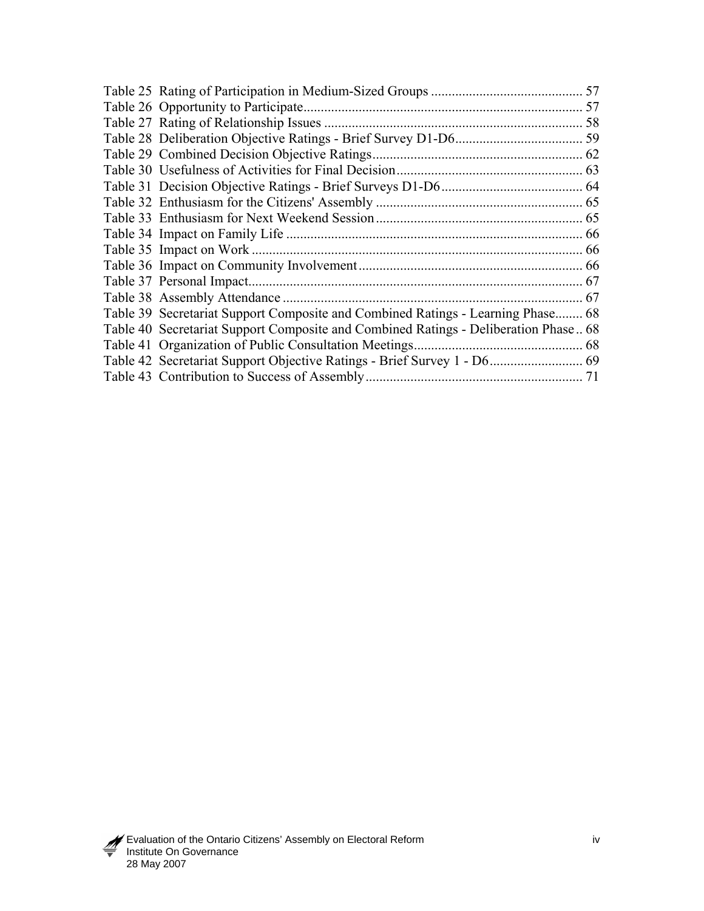Table 25 Rating of Participation in Medium-Sized Groups ........................................... 57
Table 26 Opportunity to Participate................................................................................ 57
Table 27 Rating of Relationship Issues .......................................................................... 58
Table 28 Deliberation Objective Ratings - Brief Survey D1-D6..................................... 59
Table 29 Combined Decision Objective Ratings............................................................ 62
Table 30 Usefulness of Activities for Final Decision...................................................... 63
Table 31 Decision Objective Ratings - Brief Surveys D1-D6......................................... 64
Table 32 Enthusiasm for the Citizens' Assembly ........................................................... 65
Table 33 Enthusiasm for Next Weekend Session........................................................... 65
Table 34 Impact on Family Life ..................................................................................... 66
Table 35 Impact on Work ............................................................................................... 66
Table 36 Impact on Community Involvement................................................................ 66
Table 37 Personal Impact................................................................................................ 67
Table 38 Assembly Attendance ...................................................................................... 67
Table 39 Secretariat Support Composite and Combined Ratings - Learning Phase........ 68
Table 40 Secretariat Support Composite and Combined Ratings - Deliberation Phase .. 68
Table 41 Organization of Public Consultation Meetings................................................. 68
Table 42 Secretariat Support Objective Ratings - Brief Survey 1 - D6........................... 69
Table 43 Contribution to Success of Assembly.............................................................. 71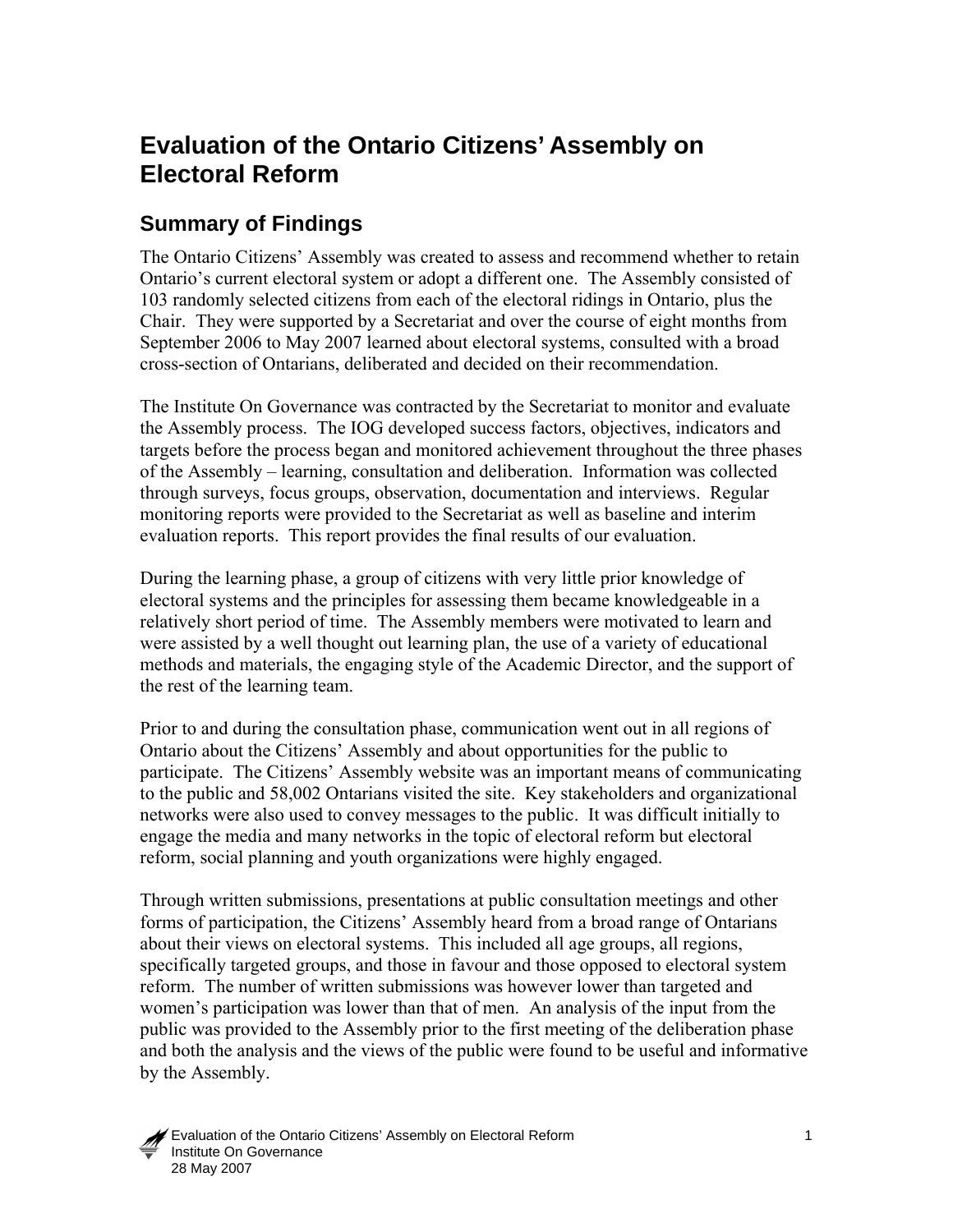# Evaluation of the Ontario Citizens' Assembly on Electoral Reform

## Summary of Findings

The Ontario Citizens' Assembly was created to assess and recommend whether to retain Ontario's current electoral system or adopt a different one. The Assembly consisted of 103 randomly selected citizens from each of the electoral ridings in Ontario, plus the Chair. They were supported by a Secretariat and over the course of eight months from September 2006 to May 2007 learned about electoral systems, consulted with a broad cross-section of Ontarians, deliberated and decided on their recommendation.

The Institute On Governance was contracted by the Secretariat to monitor and evaluate the Assembly process. The IOG developed success factors, objectives, indicators and targets before the process began and monitored achievement throughout the three phases of the Assembly – learning, consultation and deliberation. Information was collected through surveys, focus groups, observation, documentation and interviews. Regular monitoring reports were provided to the Secretariat as well as baseline and interim evaluation reports. This report provides the final results of our evaluation.

During the learning phase, a group of citizens with very little prior knowledge of electoral systems and the principles for assessing them became knowledgeable in a relatively short period of time. The Assembly members were motivated to learn and were assisted by a well thought out learning plan, the use of a variety of educational methods and materials, the engaging style of the Academic Director, and the support of the rest of the learning team.

Prior to and during the consultation phase, communication went out in all regions of Ontario about the Citizens' Assembly and about opportunities for the public to participate. The Citizens' Assembly website was an important means of communicating to the public and 58,002 Ontarians visited the site. Key stakeholders and organizational networks were also used to convey messages to the public. It was difficult initially to engage the media and many networks in the topic of electoral reform but electoral reform, social planning and youth organizations were highly engaged.

Through written submissions, presentations at public consultation meetings and other forms of participation, the Citizens' Assembly heard from a broad range of Ontarians about their views on electoral systems. This included all age groups, all regions, specifically targeted groups, and those in favour and those opposed to electoral system reform. The number of written submissions was however lower than targeted and women's participation was lower than that of men. An analysis of the input from the public was provided to the Assembly prior to the first meeting of the deliberation phase and both the analysis and the views of the public were found to be useful and informative by the Assembly.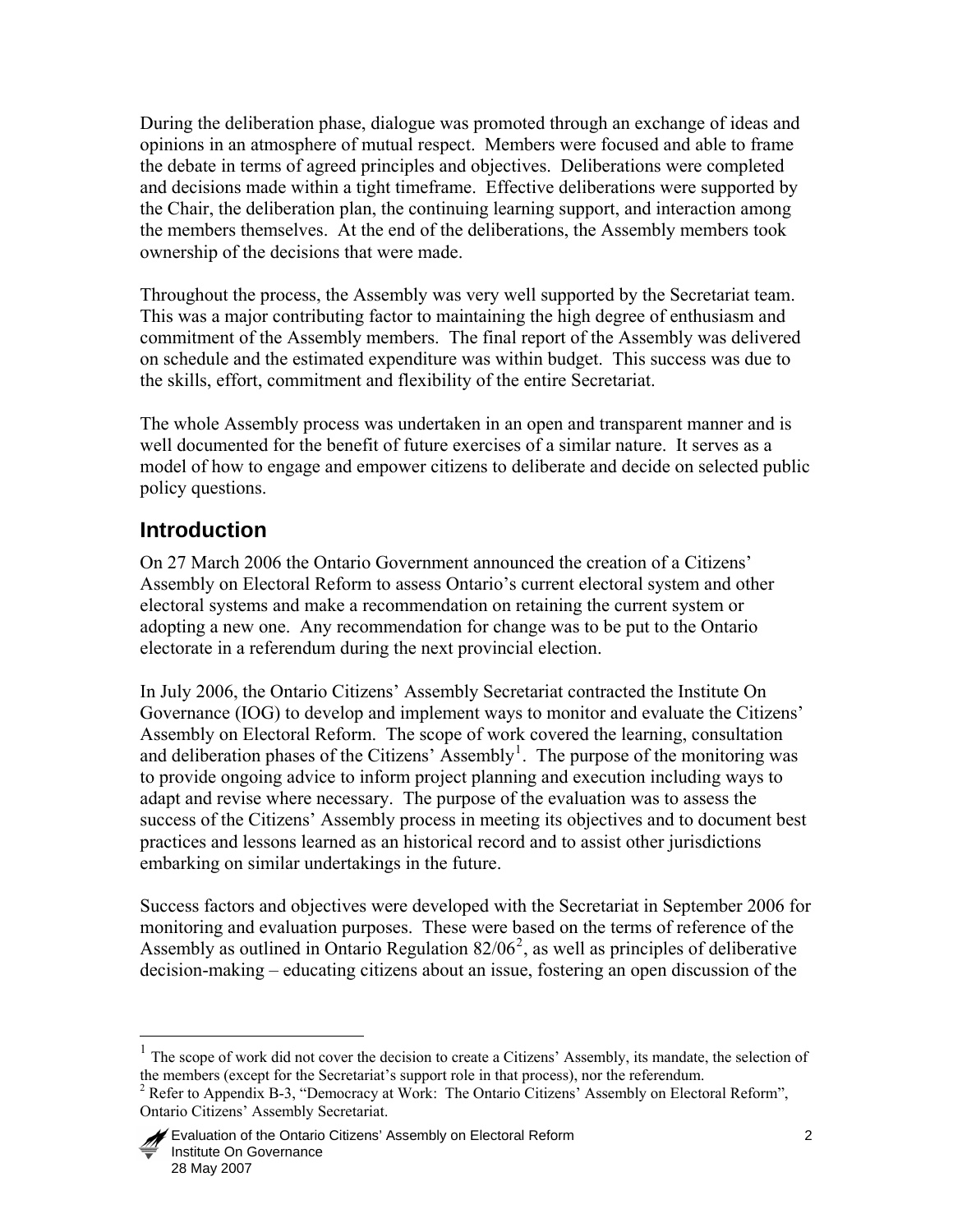During the deliberation phase, dialogue was promoted through an exchange of ideas and opinions in an atmosphere of mutual respect. Members were focused and able to frame the debate in terms of agreed principles and objectives. Deliberations were completed and decisions made within a tight timeframe. Effective deliberations were supported by the Chair, the deliberation plan, the continuing learning support, and interaction among the members themselves. At the end of the deliberations, the Assembly members took ownership of the decisions that were made.

Throughout the process, the Assembly was very well supported by the Secretariat team. This was a major contributing factor to maintaining the high degree of enthusiasm and commitment of the Assembly members. The final report of the Assembly was delivered on schedule and the estimated expenditure was within budget. This success was due to the skills, effort, commitment and flexibility of the entire Secretariat.

The whole Assembly process was undertaken in an open and transparent manner and is well documented for the benefit of future exercises of a similar nature. It serves as a model of how to engage and empower citizens to deliberate and decide on selected public policy questions.

## Introduction

On 27 March 2006 the Ontario Government announced the creation of a Citizens' Assembly on Electoral Reform to assess Ontario's current electoral system and other electoral systems and make a recommendation on retaining the current system or adopting a new one. Any recommendation for change was to be put to the Ontario electorate in a referendum during the next provincial election.

In July 2006, the Ontario Citizens' Assembly Secretariat contracted the Institute On Governance (IOG) to develop and implement ways to monitor and evaluate the Citizens' Assembly on Electoral Reform. The scope of work covered the learning, consultation and deliberation phases of the Citizens' Assembly[1]. The purpose of the monitoring was to provide ongoing advice to inform project planning and execution including ways to adapt and revise where necessary. The purpose of the evaluation was to assess the success of the Citizens' Assembly process in meeting its objectives and to document best practices and lessons learned as an historical record and to assist other jurisdictions embarking on similar undertakings in the future.

Success factors and objectives were developed with the Secretariat in September 2006 for monitoring and evaluation purposes. These were based on the terms of reference of the Assembly as outlined in Ontario Regulation 82/06[2], as well as principles of deliberative decision-making – educating citizens about an issue, fostering an open discussion of the

[1] The scope of work did not cover the decision to create a Citizens' Assembly, its mandate, the selection of the members (except for the Secretariat's support role in that process), nor the referendum.

[2] Refer to Appendix B-3, "Democracy at Work: The Ontario Citizens' Assembly on Electoral Reform", Ontario Citizens' Assembly Secretariat.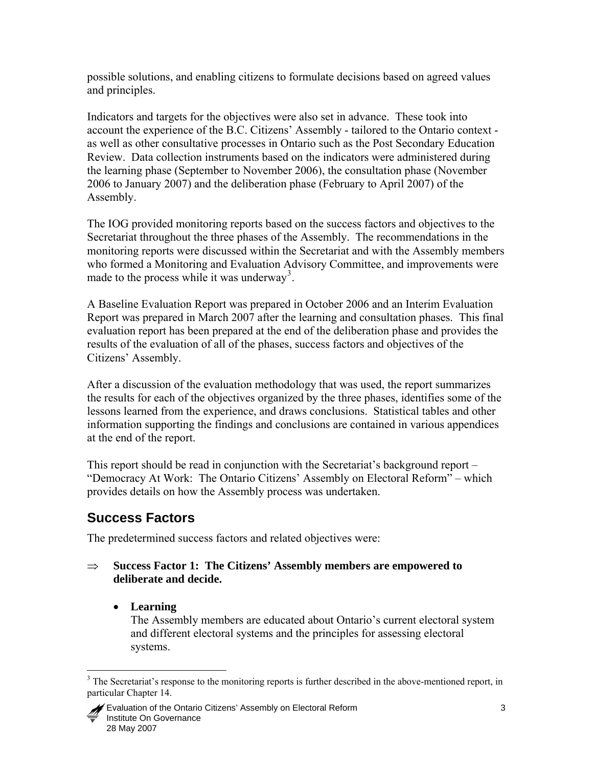possible solutions, and enabling citizens to formulate decisions based on agreed values and principles.

Indicators and targets for the objectives were also set in advance. These took into account the experience of the B.C. Citizens' Assembly - tailored to the Ontario context - as well as other consultative processes in Ontario such as the Post Secondary Education Review. Data collection instruments based on the indicators were administered during the learning phase (September to November 2006), the consultation phase (November 2006 to January 2007) and the deliberation phase (February to April 2007) of the Assembly.

The IOG provided monitoring reports based on the success factors and objectives to the Secretariat throughout the three phases of the Assembly. The recommendations in the monitoring reports were discussed within the Secretariat and with the Assembly members who formed a Monitoring and Evaluation Advisory Committee, and improvements were made to the process while it was underway[3].

A Baseline Evaluation Report was prepared in October 2006 and an Interim Evaluation Report was prepared in March 2007 after the learning and consultation phases. This final evaluation report has been prepared at the end of the deliberation phase and provides the results of the evaluation of all of the phases, success factors and objectives of the Citizens' Assembly.

After a discussion of the evaluation methodology that was used, the report summarizes the results for each of the objectives organized by the three phases, identifies some of the lessons learned from the experience, and draws conclusions. Statistical tables and other information supporting the findings and conclusions are contained in various appendices at the end of the report.

This report should be read in conjunction with the Secretariat's background report – "Democracy At Work: The Ontario Citizens' Assembly on Electoral Reform" – which provides details on how the Assembly process was undertaken.

## Success Factors

The predetermined success factors and related objectives were:

⇒ **Success Factor 1: The Citizens' Assembly members are empowered to deliberate and decide.**

- **Learning**
  The Assembly members are educated about Ontario's current electoral system and different electoral systems and the principles for assessing electoral systems.

[3] The Secretariat's response to the monitoring reports is further described in the above-mentioned report, in particular Chapter 14.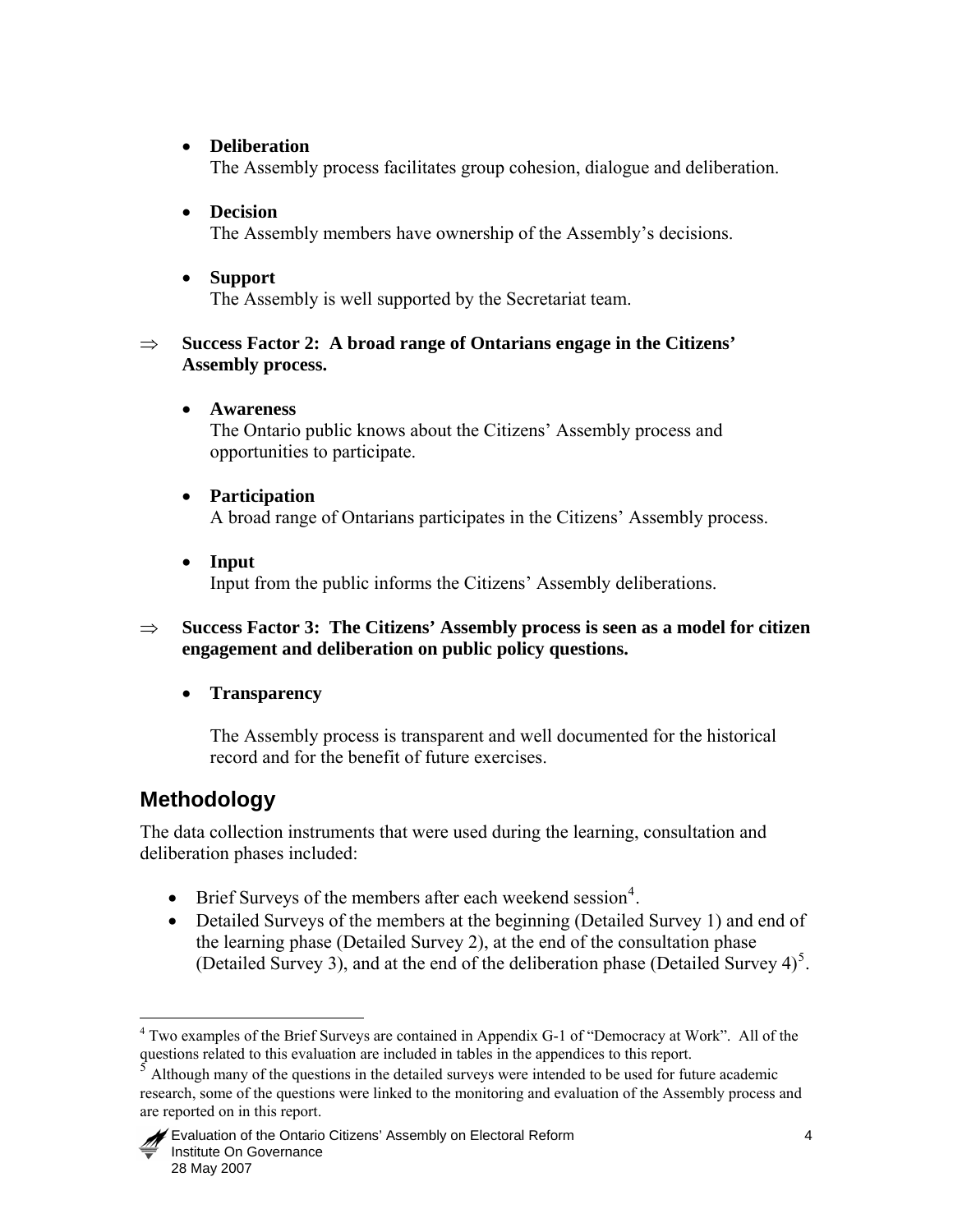- **Deliberation**
  The Assembly process facilitates group cohesion, dialogue and deliberation.

- **Decision**
  The Assembly members have ownership of the Assembly's decisions.

- **Support**
  The Assembly is well supported by the Secretariat team.

⇒ **Success Factor 2: A broad range of Ontarians engage in the Citizens' Assembly process.**

- **Awareness**
  The Ontario public knows about the Citizens' Assembly process and opportunities to participate.

- **Participation**
  A broad range of Ontarians participates in the Citizens' Assembly process.

- **Input**
  Input from the public informs the Citizens' Assembly deliberations.

⇒ **Success Factor 3: The Citizens' Assembly process is seen as a model for citizen engagement and deliberation on public policy questions.**

- **Transparency**

  The Assembly process is transparent and well documented for the historical record and for the benefit of future exercises.

## Methodology

The data collection instruments that were used during the learning, consultation and deliberation phases included:

- Brief Surveys of the members after each weekend session[4].
- Detailed Surveys of the members at the beginning (Detailed Survey 1) and end of the learning phase (Detailed Survey 2), at the end of the consultation phase (Detailed Survey 3), and at the end of the deliberation phase (Detailed Survey 4)[5].

---

[4] Two examples of the Brief Surveys are contained in Appendix G-1 of "Democracy at Work". All of the questions related to this evaluation are included in tables in the appendices to this report.

[5] Although many of the questions in the detailed surveys were intended to be used for future academic research, some of the questions were linked to the monitoring and evaluation of the Assembly process and are reported on in this report.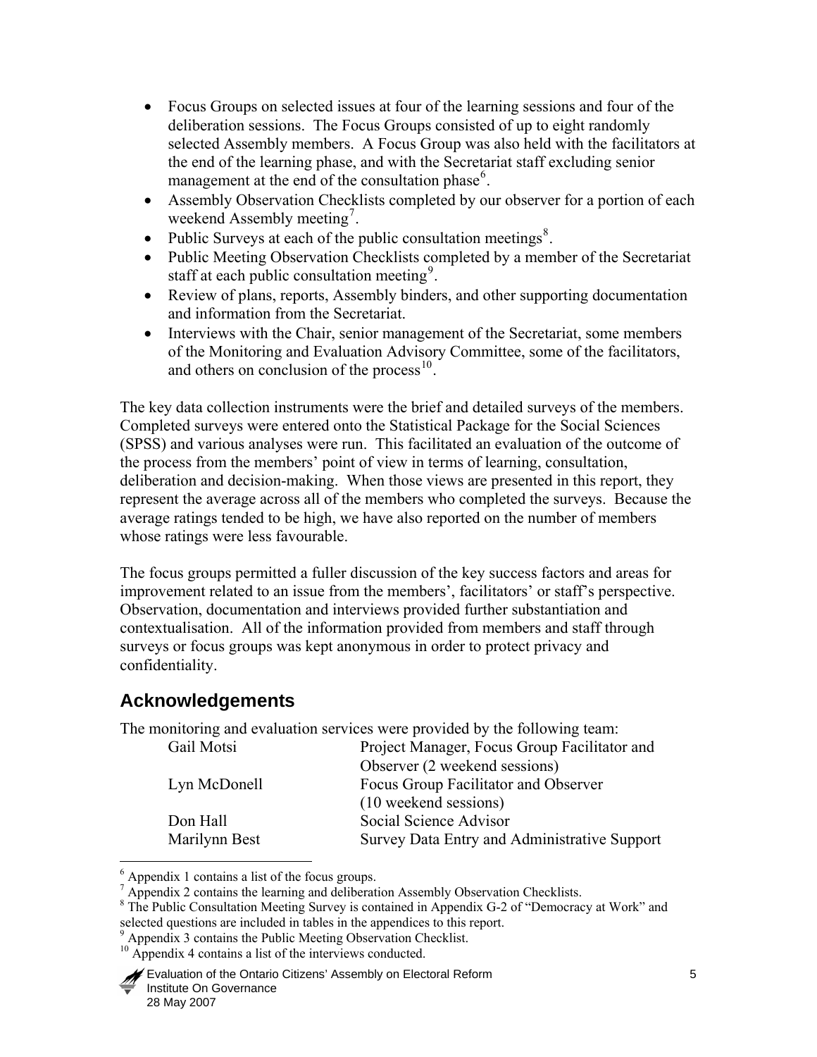- Focus Groups on selected issues at four of the learning sessions and four of the deliberation sessions. The Focus Groups consisted of up to eight randomly selected Assembly members. A Focus Group was also held with the facilitators at the end of the learning phase, and with the Secretariat staff excluding senior management at the end of the consultation phase[6].
- Assembly Observation Checklists completed by our observer for a portion of each weekend Assembly meeting[7].
- Public Surveys at each of the public consultation meetings[8].
- Public Meeting Observation Checklists completed by a member of the Secretariat staff at each public consultation meeting[9].
- Review of plans, reports, Assembly binders, and other supporting documentation and information from the Secretariat.
- Interviews with the Chair, senior management of the Secretariat, some members of the Monitoring and Evaluation Advisory Committee, some of the facilitators, and others on conclusion of the process[10].

The key data collection instruments were the brief and detailed surveys of the members. Completed surveys were entered onto the Statistical Package for the Social Sciences (SPSS) and various analyses were run. This facilitated an evaluation of the outcome of the process from the members' point of view in terms of learning, consultation, deliberation and decision-making. When those views are presented in this report, they represent the average across all of the members who completed the surveys. Because the average ratings tended to be high, we have also reported on the number of members whose ratings were less favourable.

The focus groups permitted a fuller discussion of the key success factors and areas for improvement related to an issue from the members', facilitators' or staff's perspective. Observation, documentation and interviews provided further substantiation and contextualisation. All of the information provided from members and staff through surveys or focus groups was kept anonymous in order to protect privacy and confidentiality.

## Acknowledgements

The monitoring and evaluation services were provided by the following team:

| | |
|---|---|
| Gail Motsi | Project Manager, Focus Group Facilitator and Observer (2 weekend sessions) |
| Lyn McDonell | Focus Group Facilitator and Observer (10 weekend sessions) |
| Don Hall | Social Science Advisor |
| Marilynn Best | Survey Data Entry and Administrative Support |

---

[6] Appendix 1 contains a list of the focus groups.

[7] Appendix 2 contains the learning and deliberation Assembly Observation Checklists.

[8] The Public Consultation Meeting Survey is contained in Appendix G-2 of "Democracy at Work" and selected questions are included in tables in the appendices to this report.

[9] Appendix 3 contains the Public Meeting Observation Checklist.

[10] Appendix 4 contains a list of the interviews conducted.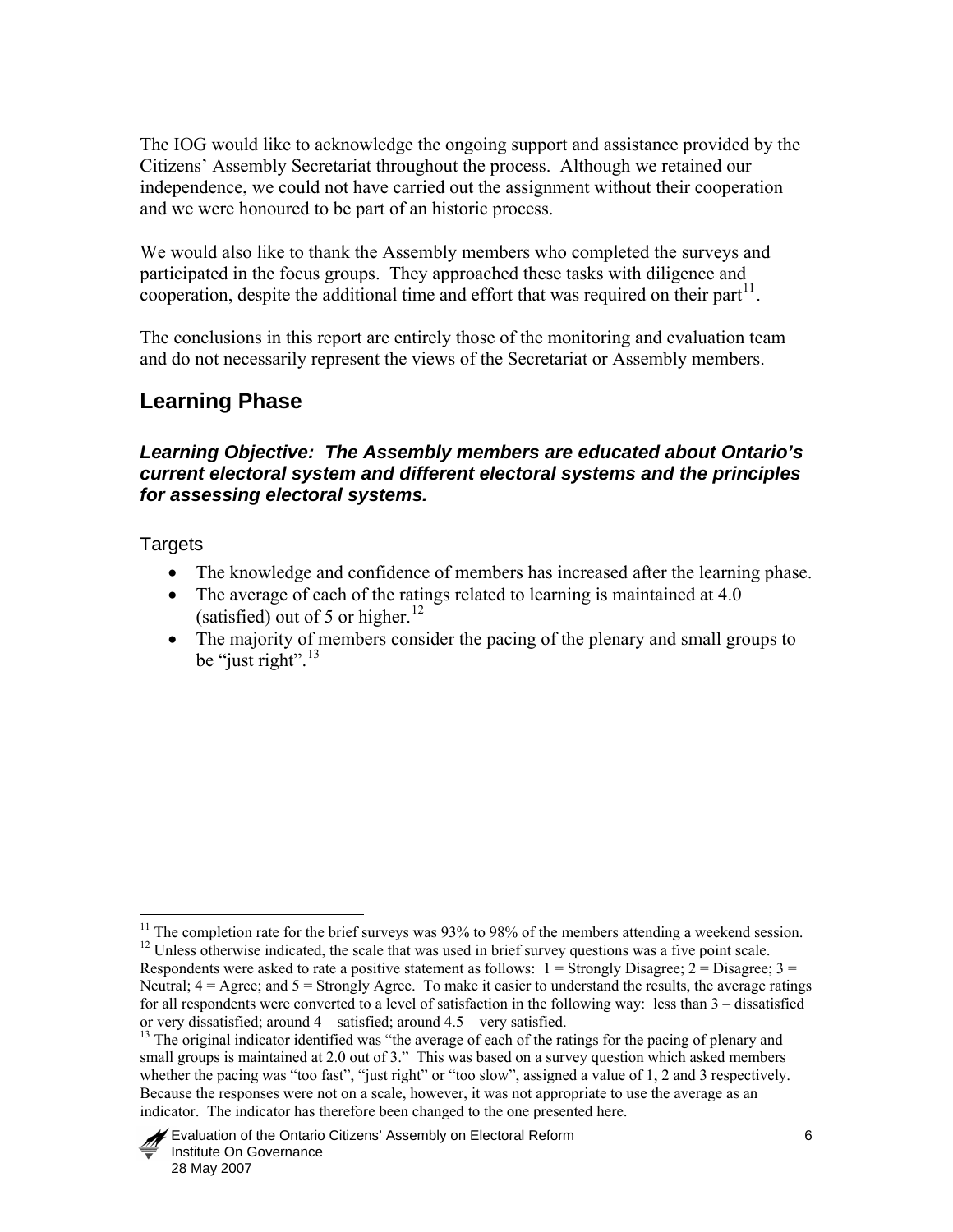The IOG would like to acknowledge the ongoing support and assistance provided by the Citizens' Assembly Secretariat throughout the process. Although we retained our independence, we could not have carried out the assignment without their cooperation and we were honoured to be part of an historic process.

We would also like to thank the Assembly members who completed the surveys and participated in the focus groups. They approached these tasks with diligence and cooperation, despite the additional time and effort that was required on their part[11].

The conclusions in this report are entirely those of the monitoring and evaluation team and do not necessarily represent the views of the Secretariat or Assembly members.

## Learning Phase

### *Learning Objective: The Assembly members are educated about Ontario's current electoral system and different electoral systems and the principles for assessing electoral systems.*

Targets

- The knowledge and confidence of members has increased after the learning phase.
- The average of each of the ratings related to learning is maintained at 4.0 (satisfied) out of 5 or higher.[12]
- The majority of members consider the pacing of the plenary and small groups to be "just right".[13]

---

[11] The completion rate for the brief surveys was 93% to 98% of the members attending a weekend session.

[12] Unless otherwise indicated, the scale that was used in brief survey questions was a five point scale. Respondents were asked to rate a positive statement as follows: 1 = Strongly Disagree; 2 = Disagree; 3 = Neutral; 4 = Agree; and 5 = Strongly Agree. To make it easier to understand the results, the average ratings for all respondents were converted to a level of satisfaction in the following way: less than 3 – dissatisfied or very dissatisfied; around 4 – satisfied; around 4.5 – very satisfied.

[13] The original indicator identified was "the average of each of the ratings for the pacing of plenary and small groups is maintained at 2.0 out of 3." This was based on a survey question which asked members whether the pacing was "too fast", "just right" or "too slow", assigned a value of 1, 2 and 3 respectively. Because the responses were not on a scale, however, it was not appropriate to use the average as an indicator. The indicator has therefore been changed to the one presented here.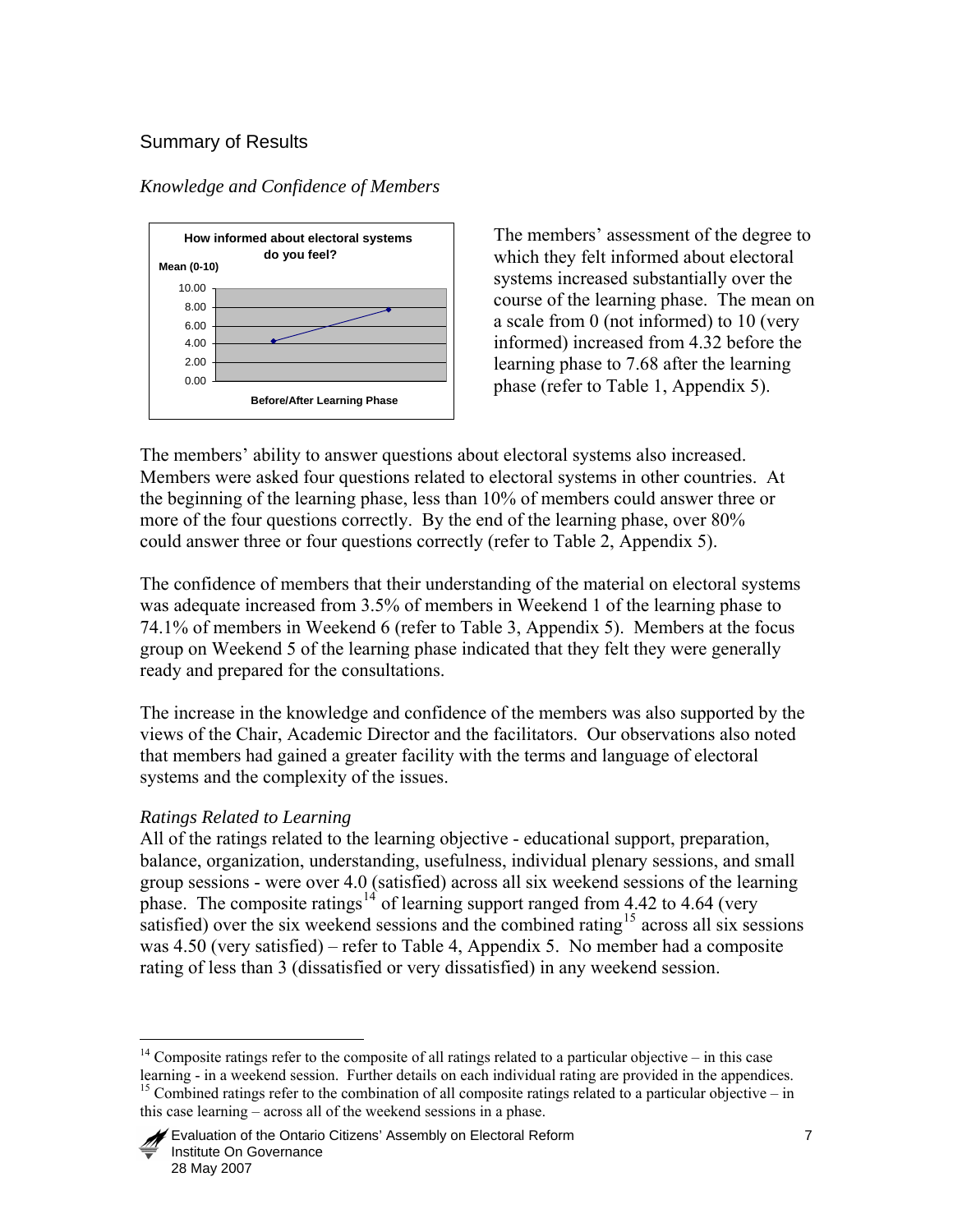## Summary of Results

### *Knowledge and Confidence of Members*

The members' assessment of the degree to which they felt informed about electoral systems increased substantially over the course of the learning phase. The mean on a scale from 0 (not informed) to 10 (very informed) increased from 4.32 before the learning phase to 7.68 after the learning phase (refer to Table 1, Appendix 5).

The members' ability to answer questions about electoral systems also increased. Members were asked four questions related to electoral systems in other countries. At the beginning of the learning phase, less than 10% of members could answer three or more of the four questions correctly. By the end of the learning phase, over 80% could answer three or four questions correctly (refer to Table 2, Appendix 5).

The confidence of members that their understanding of the material on electoral systems was adequate increased from 3.5% of members in Weekend 1 of the learning phase to 74.1% of members in Weekend 6 (refer to Table 3, Appendix 5). Members at the focus group on Weekend 5 of the learning phase indicated that they felt they were generally ready and prepared for the consultations.

The increase in the knowledge and confidence of the members was also supported by the views of the Chair, Academic Director and the facilitators. Our observations also noted that members had gained a greater facility with the terms and language of electoral systems and the complexity of the issues.

### *Ratings Related to Learning*

All of the ratings related to the learning objective - educational support, preparation, balance, organization, understanding, usefulness, individual plenary sessions, and small group sessions - were over 4.0 (satisfied) across all six weekend sessions of the learning phase. The composite ratings[14] of learning support ranged from 4.42 to 4.64 (very satisfied) over the six weekend sessions and the combined rating[15] across all six sessions was 4.50 (very satisfied) – refer to Table 4, Appendix 5. No member had a composite rating of less than 3 (dissatisfied or very dissatisfied) in any weekend session.

---

[14] Composite ratings refer to the composite of all ratings related to a particular objective – in this case learning - in a weekend session. Further details on each individual rating are provided in the appendices.

[15] Combined ratings refer to the combination of all composite ratings related to a particular objective – in this case learning – across all of the weekend sessions in a phase.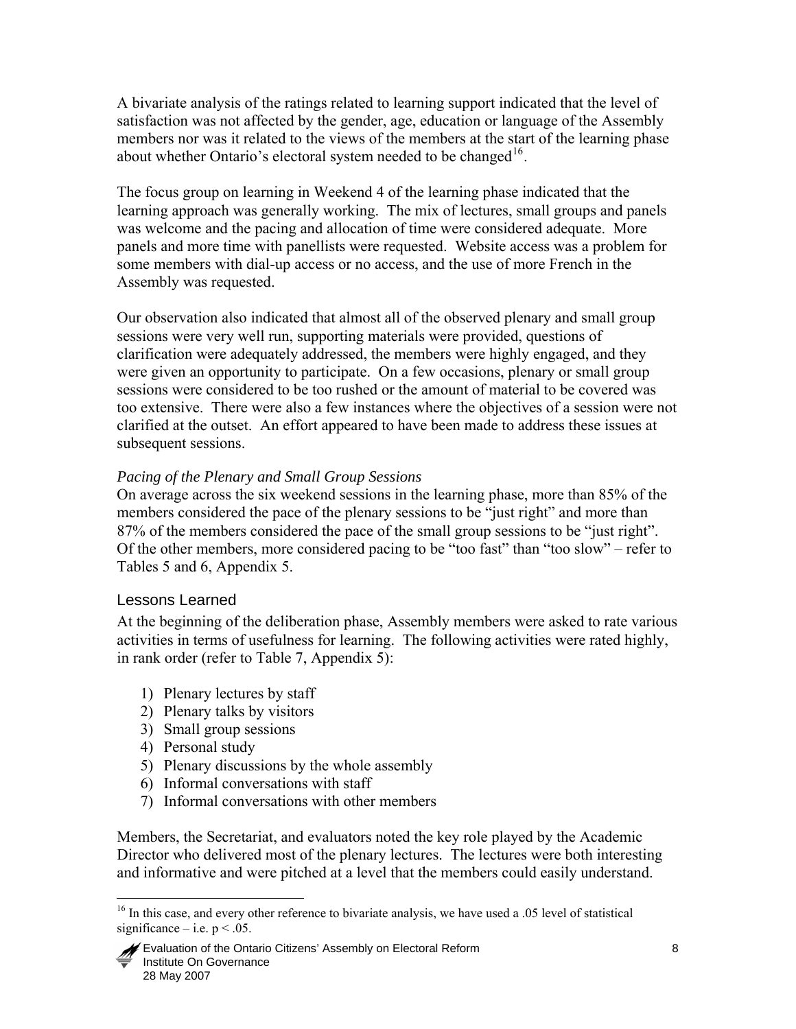A bivariate analysis of the ratings related to learning support indicated that the level of satisfaction was not affected by the gender, age, education or language of the Assembly members nor was it related to the views of the members at the start of the learning phase about whether Ontario's electoral system needed to be changed[16].

The focus group on learning in Weekend 4 of the learning phase indicated that the learning approach was generally working. The mix of lectures, small groups and panels was welcome and the pacing and allocation of time were considered adequate. More panels and more time with panellists were requested. Website access was a problem for some members with dial-up access or no access, and the use of more French in the Assembly was requested.

Our observation also indicated that almost all of the observed plenary and small group sessions were very well run, supporting materials were provided, questions of clarification were adequately addressed, the members were highly engaged, and they were given an opportunity to participate. On a few occasions, plenary or small group sessions were considered to be too rushed or the amount of material to be covered was too extensive. There were also a few instances where the objectives of a session were not clarified at the outset. An effort appeared to have been made to address these issues at subsequent sessions.

*Pacing of the Plenary and Small Group Sessions*

On average across the six weekend sessions in the learning phase, more than 85% of the members considered the pace of the plenary sessions to be "just right" and more than 87% of the members considered the pace of the small group sessions to be "just right". Of the other members, more considered pacing to be "too fast" than "too slow" – refer to Tables 5 and 6, Appendix 5.

## Lessons Learned

At the beginning of the deliberation phase, Assembly members were asked to rate various activities in terms of usefulness for learning. The following activities were rated highly, in rank order (refer to Table 7, Appendix 5):

1) Plenary lectures by staff
2) Plenary talks by visitors
3) Small group sessions
4) Personal study
5) Plenary discussions by the whole assembly
6) Informal conversations with staff
7) Informal conversations with other members

Members, the Secretariat, and evaluators noted the key role played by the Academic Director who delivered most of the plenary lectures. The lectures were both interesting and informative and were pitched at a level that the members could easily understand.

[16] In this case, and every other reference to bivariate analysis, we have used a .05 level of statistical significance – i.e. $p < .05$.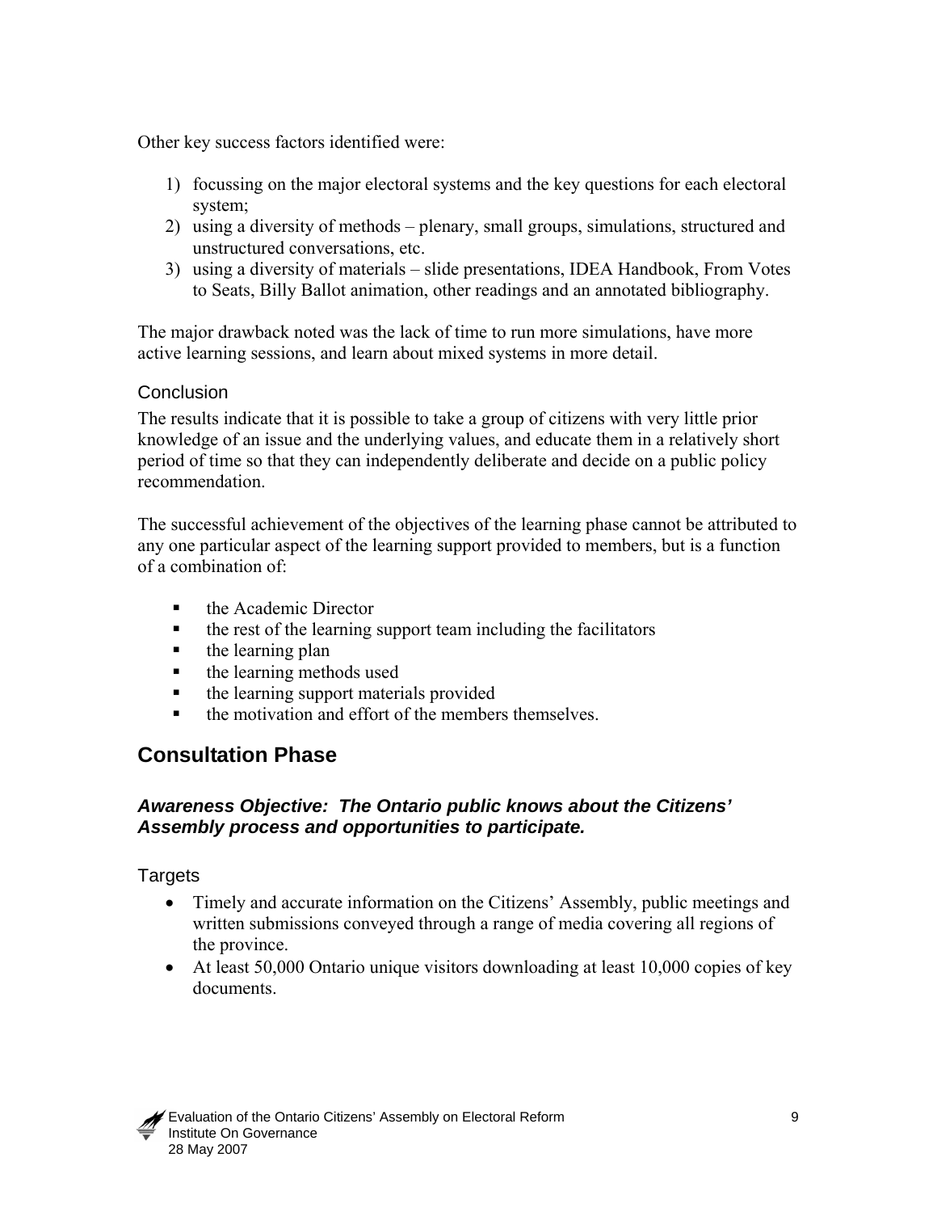Other key success factors identified were:

1) focussing on the major electoral systems and the key questions for each electoral system;
2) using a diversity of methods – plenary, small groups, simulations, structured and unstructured conversations, etc.
3) using a diversity of materials – slide presentations, IDEA Handbook, From Votes to Seats, Billy Ballot animation, other readings and an annotated bibliography.

The major drawback noted was the lack of time to run more simulations, have more active learning sessions, and learn about mixed systems in more detail.

### Conclusion

The results indicate that it is possible to take a group of citizens with very little prior knowledge of an issue and the underlying values, and educate them in a relatively short period of time so that they can independently deliberate and decide on a public policy recommendation.

The successful achievement of the objectives of the learning phase cannot be attributed to any one particular aspect of the learning support provided to members, but is a function of a combination of:

- the Academic Director
- the rest of the learning support team including the facilitators
- the learning plan
- the learning methods used
- the learning support materials provided
- the motivation and effort of the members themselves.

## Consultation Phase

### ***Awareness Objective: The Ontario public knows about the Citizens' Assembly process and opportunities to participate.***

### Targets

- Timely and accurate information on the Citizens' Assembly, public meetings and written submissions conveyed through a range of media covering all regions of the province.
- At least 50,000 Ontario unique visitors downloading at least 10,000 copies of key documents.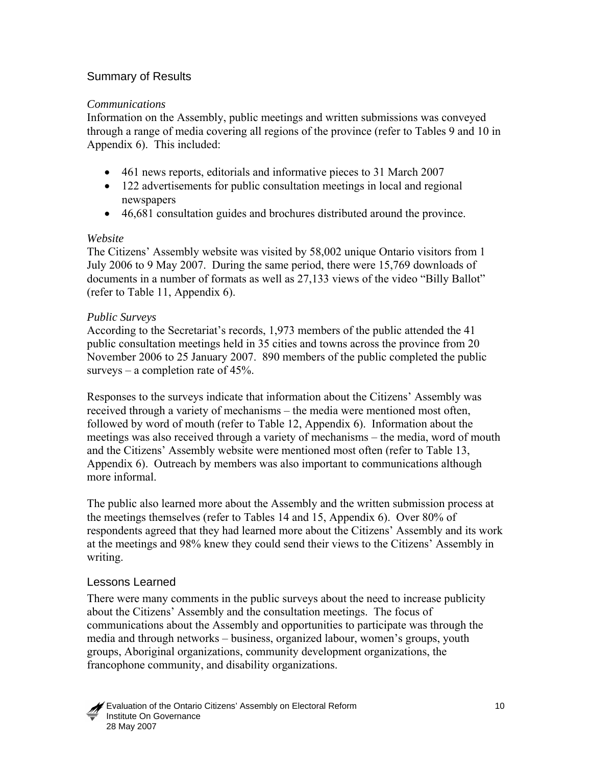## Summary of Results

*Communications*

Information on the Assembly, public meetings and written submissions was conveyed through a range of media covering all regions of the province (refer to Tables 9 and 10 in Appendix 6). This included:

- 461 news reports, editorials and informative pieces to 31 March 2007
- 122 advertisements for public consultation meetings in local and regional newspapers
- 46,681 consultation guides and brochures distributed around the province.

*Website*

The Citizens' Assembly website was visited by 58,002 unique Ontario visitors from 1 July 2006 to 9 May 2007. During the same period, there were 15,769 downloads of documents in a number of formats as well as 27,133 views of the video "Billy Ballot" (refer to Table 11, Appendix 6).

*Public Surveys*

According to the Secretariat's records, 1,973 members of the public attended the 41 public consultation meetings held in 35 cities and towns across the province from 20 November 2006 to 25 January 2007. 890 members of the public completed the public surveys – a completion rate of 45%.

Responses to the surveys indicate that information about the Citizens' Assembly was received through a variety of mechanisms – the media were mentioned most often, followed by word of mouth (refer to Table 12, Appendix 6). Information about the meetings was also received through a variety of mechanisms – the media, word of mouth and the Citizens' Assembly website were mentioned most often (refer to Table 13, Appendix 6). Outreach by members was also important to communications although more informal.

The public also learned more about the Assembly and the written submission process at the meetings themselves (refer to Tables 14 and 15, Appendix 6). Over 80% of respondents agreed that they had learned more about the Citizens' Assembly and its work at the meetings and 98% knew they could send their views to the Citizens' Assembly in writing.

## Lessons Learned

There were many comments in the public surveys about the need to increase publicity about the Citizens' Assembly and the consultation meetings. The focus of communications about the Assembly and opportunities to participate was through the media and through networks – business, organized labour, women's groups, youth groups, Aboriginal organizations, community development organizations, the francophone community, and disability organizations.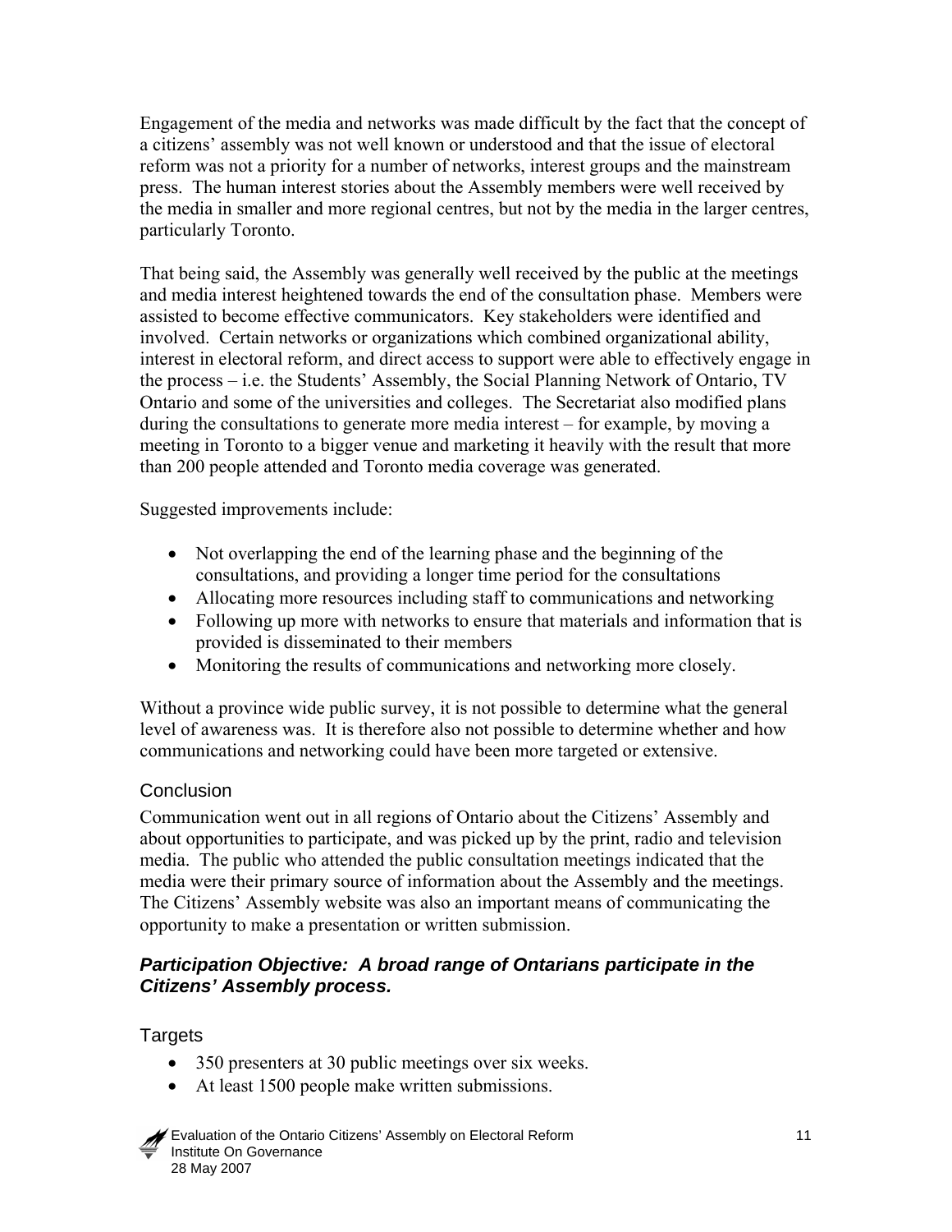Engagement of the media and networks was made difficult by the fact that the concept of a citizens' assembly was not well known or understood and that the issue of electoral reform was not a priority for a number of networks, interest groups and the mainstream press. The human interest stories about the Assembly members were well received by the media in smaller and more regional centres, but not by the media in the larger centres, particularly Toronto.

That being said, the Assembly was generally well received by the public at the meetings and media interest heightened towards the end of the consultation phase. Members were assisted to become effective communicators. Key stakeholders were identified and involved. Certain networks or organizations which combined organizational ability, interest in electoral reform, and direct access to support were able to effectively engage in the process – i.e. the Students' Assembly, the Social Planning Network of Ontario, TV Ontario and some of the universities and colleges. The Secretariat also modified plans during the consultations to generate more media interest – for example, by moving a meeting in Toronto to a bigger venue and marketing it heavily with the result that more than 200 people attended and Toronto media coverage was generated.

Suggested improvements include:

- Not overlapping the end of the learning phase and the beginning of the consultations, and providing a longer time period for the consultations
- Allocating more resources including staff to communications and networking
- Following up more with networks to ensure that materials and information that is provided is disseminated to their members
- Monitoring the results of communications and networking more closely.

Without a province wide public survey, it is not possible to determine what the general level of awareness was. It is therefore also not possible to determine whether and how communications and networking could have been more targeted or extensive.

### Conclusion

Communication went out in all regions of Ontario about the Citizens' Assembly and about opportunities to participate, and was picked up by the print, radio and television media. The public who attended the public consultation meetings indicated that the media were their primary source of information about the Assembly and the meetings. The Citizens' Assembly website was also an important means of communicating the opportunity to make a presentation or written submission.

## *Participation Objective: A broad range of Ontarians participate in the Citizens' Assembly process.*

### Targets

- 350 presenters at 30 public meetings over six weeks.
- At least 1500 people make written submissions.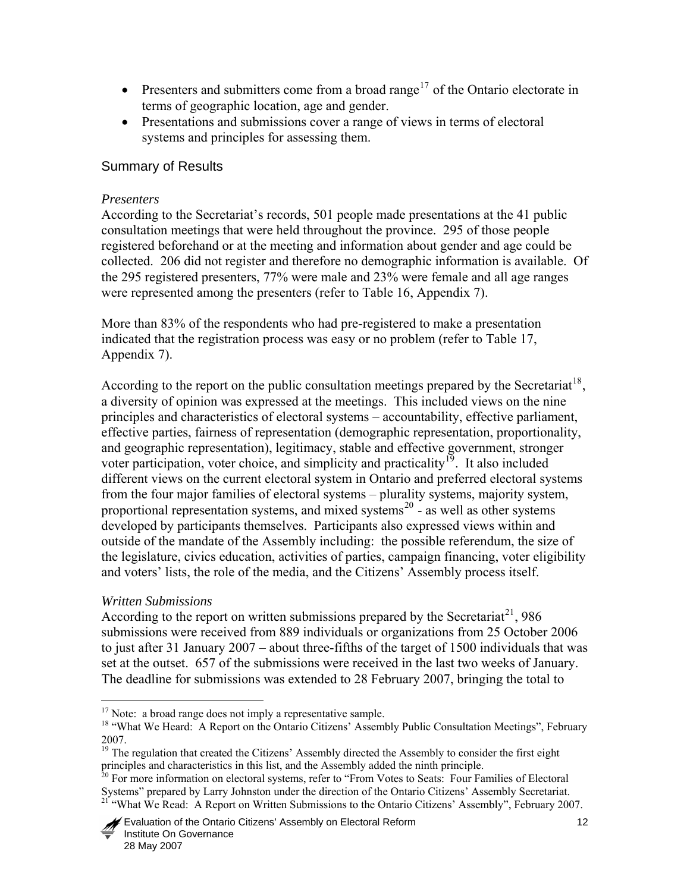- Presenters and submitters come from a broad range[17] of the Ontario electorate in terms of geographic location, age and gender.
- Presentations and submissions cover a range of views in terms of electoral systems and principles for assessing them.

## Summary of Results

*Presenters*

According to the Secretariat's records, 501 people made presentations at the 41 public consultation meetings that were held throughout the province. 295 of those people registered beforehand or at the meeting and information about gender and age could be collected. 206 did not register and therefore no demographic information is available. Of the 295 registered presenters, 77% were male and 23% were female and all age ranges were represented among the presenters (refer to Table 16, Appendix 7).

More than 83% of the respondents who had pre-registered to make a presentation indicated that the registration process was easy or no problem (refer to Table 17, Appendix 7).

According to the report on the public consultation meetings prepared by the Secretariat[18], a diversity of opinion was expressed at the meetings. This included views on the nine principles and characteristics of electoral systems – accountability, effective parliament, effective parties, fairness of representation (demographic representation, proportionality, and geographic representation), legitimacy, stable and effective government, stronger voter participation, voter choice, and simplicity and practicality[19]. It also included different views on the current electoral system in Ontario and preferred electoral systems from the four major families of electoral systems – plurality systems, majority system, proportional representation systems, and mixed systems[20] - as well as other systems developed by participants themselves. Participants also expressed views within and outside of the mandate of the Assembly including: the possible referendum, the size of the legislature, civics education, activities of parties, campaign financing, voter eligibility and voters' lists, the role of the media, and the Citizens' Assembly process itself.

*Written Submissions*

According to the report on written submissions prepared by the Secretariat[21], 986 submissions were received from 889 individuals or organizations from 25 October 2006 to just after 31 January 2007 – about three-fifths of the target of 1500 individuals that was set at the outset. 657 of the submissions were received in the last two weeks of January. The deadline for submissions was extended to 28 February 2007, bringing the total to

---

[17] Note: a broad range does not imply a representative sample.

[18] "What We Heard: A Report on the Ontario Citizens' Assembly Public Consultation Meetings", February 2007.

[19] The regulation that created the Citizens' Assembly directed the Assembly to consider the first eight principles and characteristics in this list, and the Assembly added the ninth principle.

[20] For more information on electoral systems, refer to "From Votes to Seats: Four Families of Electoral Systems" prepared by Larry Johnston under the direction of the Ontario Citizens' Assembly Secretariat.

[21] "What We Read: A Report on Written Submissions to the Ontario Citizens' Assembly", February 2007.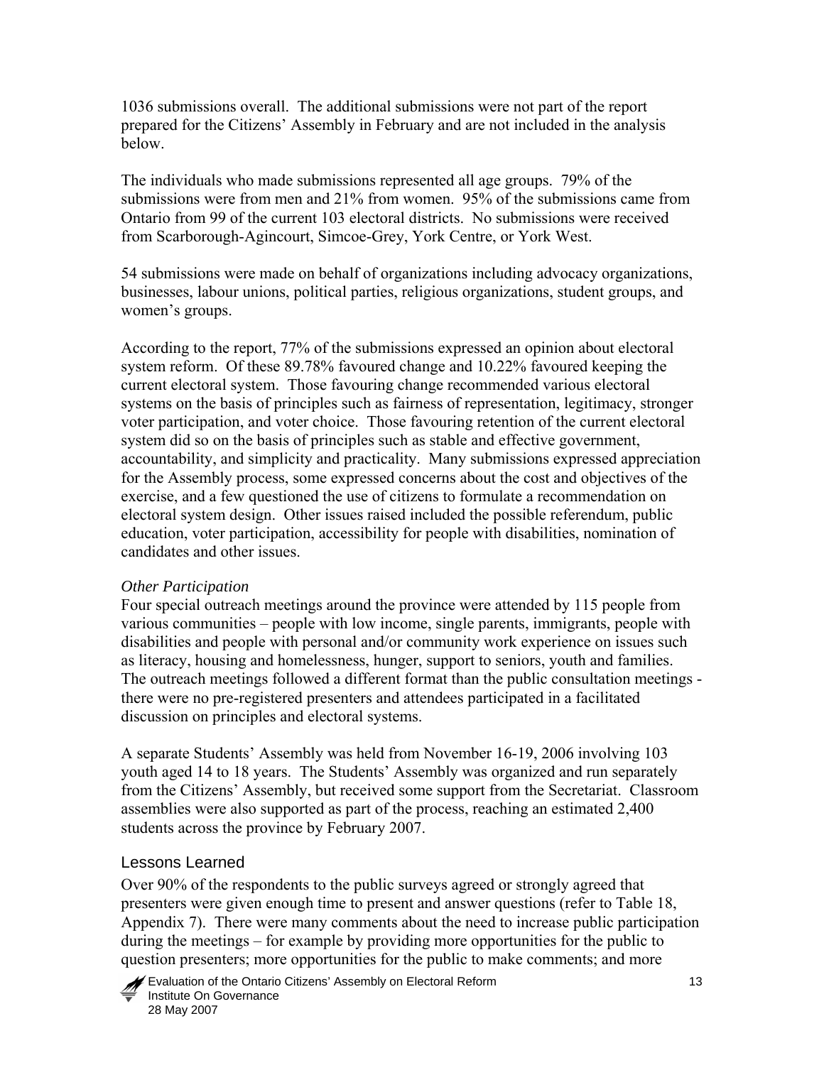1036 submissions overall. The additional submissions were not part of the report prepared for the Citizens' Assembly in February and are not included in the analysis below.

The individuals who made submissions represented all age groups. 79% of the submissions were from men and 21% from women. 95% of the submissions came from Ontario from 99 of the current 103 electoral districts. No submissions were received from Scarborough-Agincourt, Simcoe-Grey, York Centre, or York West.

54 submissions were made on behalf of organizations including advocacy organizations, businesses, labour unions, political parties, religious organizations, student groups, and women's groups.

According to the report, 77% of the submissions expressed an opinion about electoral system reform. Of these 89.78% favoured change and 10.22% favoured keeping the current electoral system. Those favouring change recommended various electoral systems on the basis of principles such as fairness of representation, legitimacy, stronger voter participation, and voter choice. Those favouring retention of the current electoral system did so on the basis of principles such as stable and effective government, accountability, and simplicity and practicality. Many submissions expressed appreciation for the Assembly process, some expressed concerns about the cost and objectives of the exercise, and a few questioned the use of citizens to formulate a recommendation on electoral system design. Other issues raised included the possible referendum, public education, voter participation, accessibility for people with disabilities, nomination of candidates and other issues.

*Other Participation*

Four special outreach meetings around the province were attended by 115 people from various communities – people with low income, single parents, immigrants, people with disabilities and people with personal and/or community work experience on issues such as literacy, housing and homelessness, hunger, support to seniors, youth and families. The outreach meetings followed a different format than the public consultation meetings - there were no pre-registered presenters and attendees participated in a facilitated discussion on principles and electoral systems.

A separate Students' Assembly was held from November 16-19, 2006 involving 103 youth aged 14 to 18 years. The Students' Assembly was organized and run separately from the Citizens' Assembly, but received some support from the Secretariat. Classroom assemblies were also supported as part of the process, reaching an estimated 2,400 students across the province by February 2007.

## Lessons Learned

Over 90% of the respondents to the public surveys agreed or strongly agreed that presenters were given enough time to present and answer questions (refer to Table 18, Appendix 7). There were many comments about the need to increase public participation during the meetings – for example by providing more opportunities for the public to question presenters; more opportunities for the public to make comments; and more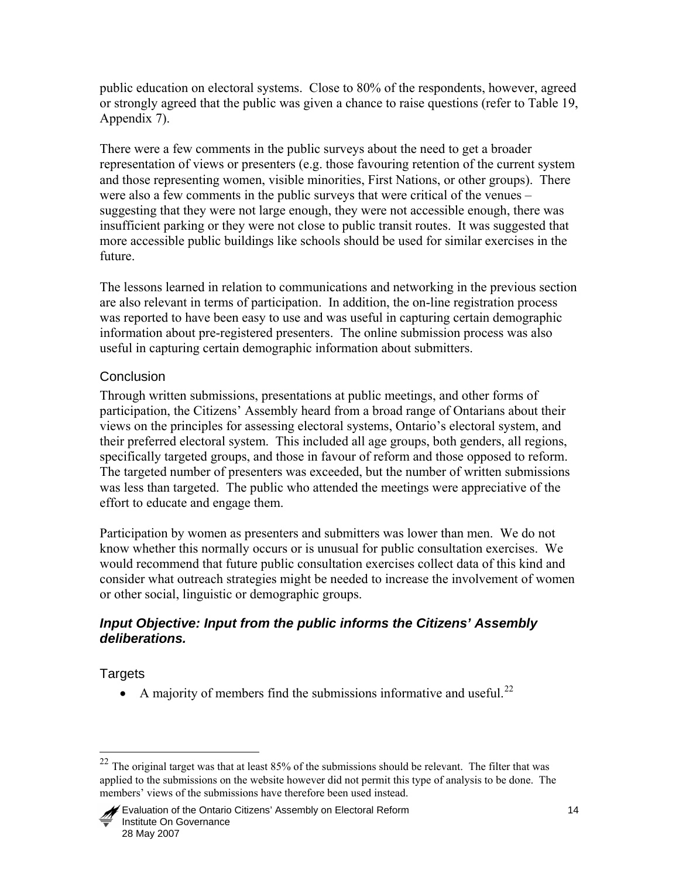public education on electoral systems. Close to 80% of the respondents, however, agreed or strongly agreed that the public was given a chance to raise questions (refer to Table 19, Appendix 7).

There were a few comments in the public surveys about the need to get a broader representation of views or presenters (e.g. those favouring retention of the current system and those representing women, visible minorities, First Nations, or other groups). There were also a few comments in the public surveys that were critical of the venues – suggesting that they were not large enough, they were not accessible enough, there was insufficient parking or they were not close to public transit routes. It was suggested that more accessible public buildings like schools should be used for similar exercises in the future.

The lessons learned in relation to communications and networking in the previous section are also relevant in terms of participation. In addition, the on-line registration process was reported to have been easy to use and was useful in capturing certain demographic information about pre-registered presenters. The online submission process was also useful in capturing certain demographic information about submitters.

### Conclusion

Through written submissions, presentations at public meetings, and other forms of participation, the Citizens' Assembly heard from a broad range of Ontarians about their views on the principles for assessing electoral systems, Ontario's electoral system, and their preferred electoral system. This included all age groups, both genders, all regions, specifically targeted groups, and those in favour of reform and those opposed to reform. The targeted number of presenters was exceeded, but the number of written submissions was less than targeted. The public who attended the meetings were appreciative of the effort to educate and engage them.

Participation by women as presenters and submitters was lower than men. We do not know whether this normally occurs or is unusual for public consultation exercises. We would recommend that future public consultation exercises collect data of this kind and consider what outreach strategies might be needed to increase the involvement of women or other social, linguistic or demographic groups.

## *Input Objective: Input from the public informs the Citizens' Assembly deliberations.*

### Targets

- A majority of members find the submissions informative and useful.[22]

[22] The original target was that at least 85% of the submissions should be relevant. The filter that was applied to the submissions on the website however did not permit this type of analysis to be done. The members' views of the submissions have therefore been used instead.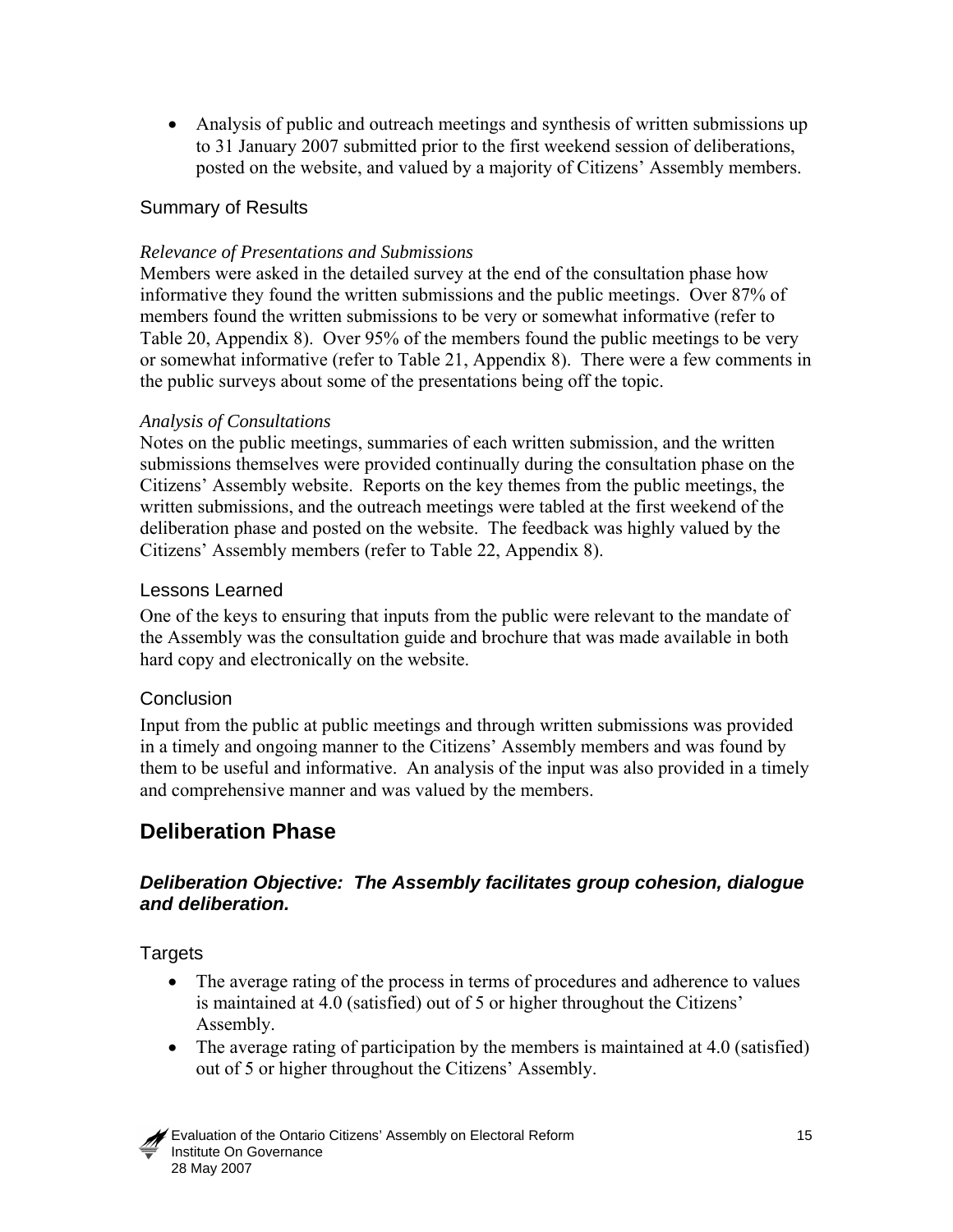- Analysis of public and outreach meetings and synthesis of written submissions up to 31 January 2007 submitted prior to the first weekend session of deliberations, posted on the website, and valued by a majority of Citizens' Assembly members.

### Summary of Results

*Relevance of Presentations and Submissions*

Members were asked in the detailed survey at the end of the consultation phase how informative they found the written submissions and the public meetings. Over 87% of members found the written submissions to be very or somewhat informative (refer to Table 20, Appendix 8). Over 95% of the members found the public meetings to be very or somewhat informative (refer to Table 21, Appendix 8). There were a few comments in the public surveys about some of the presentations being off the topic.

*Analysis of Consultations*

Notes on the public meetings, summaries of each written submission, and the written submissions themselves were provided continually during the consultation phase on the Citizens' Assembly website. Reports on the key themes from the public meetings, the written submissions, and the outreach meetings were tabled at the first weekend of the deliberation phase and posted on the website. The feedback was highly valued by the Citizens' Assembly members (refer to Table 22, Appendix 8).

### Lessons Learned

One of the keys to ensuring that inputs from the public were relevant to the mandate of the Assembly was the consultation guide and brochure that was made available in both hard copy and electronically on the website.

### Conclusion

Input from the public at public meetings and through written submissions was provided in a timely and ongoing manner to the Citizens' Assembly members and was found by them to be useful and informative. An analysis of the input was also provided in a timely and comprehensive manner and was valued by the members.

## Deliberation Phase

#### *Deliberation Objective: The Assembly facilitates group cohesion, dialogue and deliberation.*

### Targets

- The average rating of the process in terms of procedures and adherence to values is maintained at 4.0 (satisfied) out of 5 or higher throughout the Citizens' Assembly.
- The average rating of participation by the members is maintained at 4.0 (satisfied) out of 5 or higher throughout the Citizens' Assembly.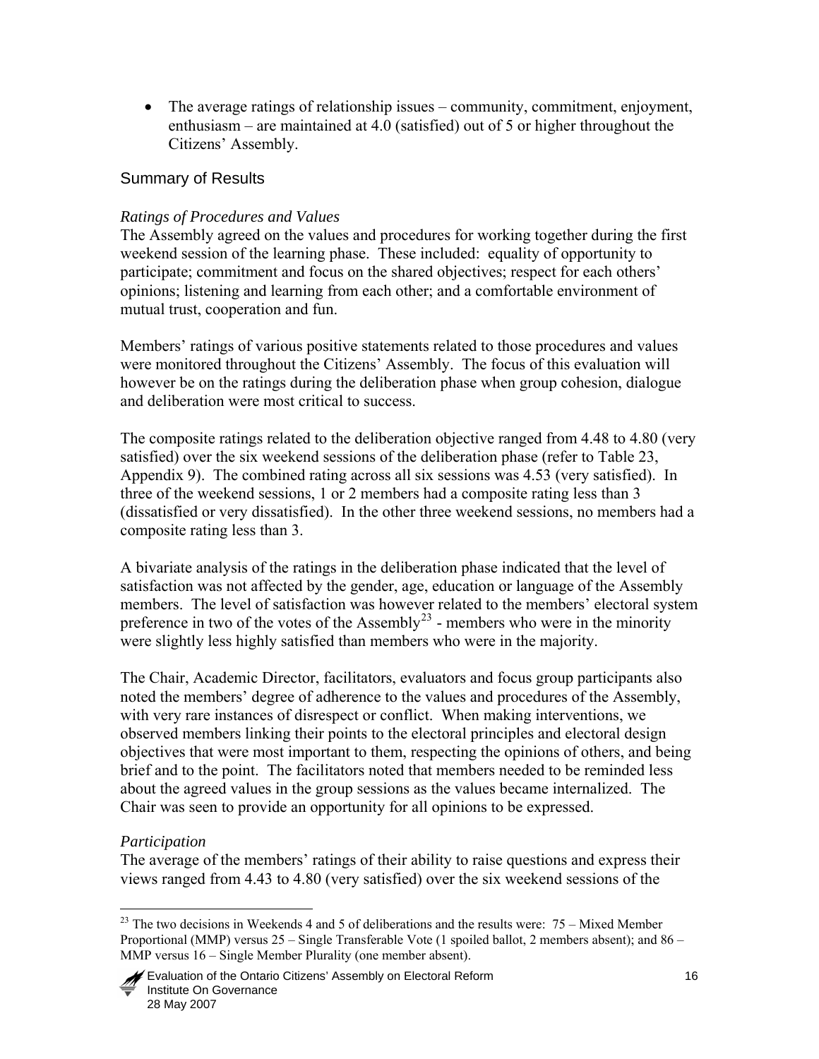- The average ratings of relationship issues – community, commitment, enjoyment, enthusiasm – are maintained at 4.0 (satisfied) out of 5 or higher throughout the Citizens' Assembly.

## Summary of Results

*Ratings of Procedures and Values*

The Assembly agreed on the values and procedures for working together during the first weekend session of the learning phase. These included: equality of opportunity to participate; commitment and focus on the shared objectives; respect for each others' opinions; listening and learning from each other; and a comfortable environment of mutual trust, cooperation and fun.

Members' ratings of various positive statements related to those procedures and values were monitored throughout the Citizens' Assembly. The focus of this evaluation will however be on the ratings during the deliberation phase when group cohesion, dialogue and deliberation were most critical to success.

The composite ratings related to the deliberation objective ranged from 4.48 to 4.80 (very satisfied) over the six weekend sessions of the deliberation phase (refer to Table 23, Appendix 9). The combined rating across all six sessions was 4.53 (very satisfied). In three of the weekend sessions, 1 or 2 members had a composite rating less than 3 (dissatisfied or very dissatisfied). In the other three weekend sessions, no members had a composite rating less than 3.

A bivariate analysis of the ratings in the deliberation phase indicated that the level of satisfaction was not affected by the gender, age, education or language of the Assembly members. The level of satisfaction was however related to the members' electoral system preference in two of the votes of the Assembly[23] - members who were in the minority were slightly less highly satisfied than members who were in the majority.

The Chair, Academic Director, facilitators, evaluators and focus group participants also noted the members' degree of adherence to the values and procedures of the Assembly, with very rare instances of disrespect or conflict. When making interventions, we observed members linking their points to the electoral principles and electoral design objectives that were most important to them, respecting the opinions of others, and being brief and to the point. The facilitators noted that members needed to be reminded less about the agreed values in the group sessions as the values became internalized. The Chair was seen to provide an opportunity for all opinions to be expressed.

*Participation*

The average of the members' ratings of their ability to raise questions and express their views ranged from 4.43 to 4.80 (very satisfied) over the six weekend sessions of the

[23] The two decisions in Weekends 4 and 5 of deliberations and the results were: 75 – Mixed Member Proportional (MMP) versus 25 – Single Transferable Vote (1 spoiled ballot, 2 members absent); and 86 – MMP versus 16 – Single Member Plurality (one member absent).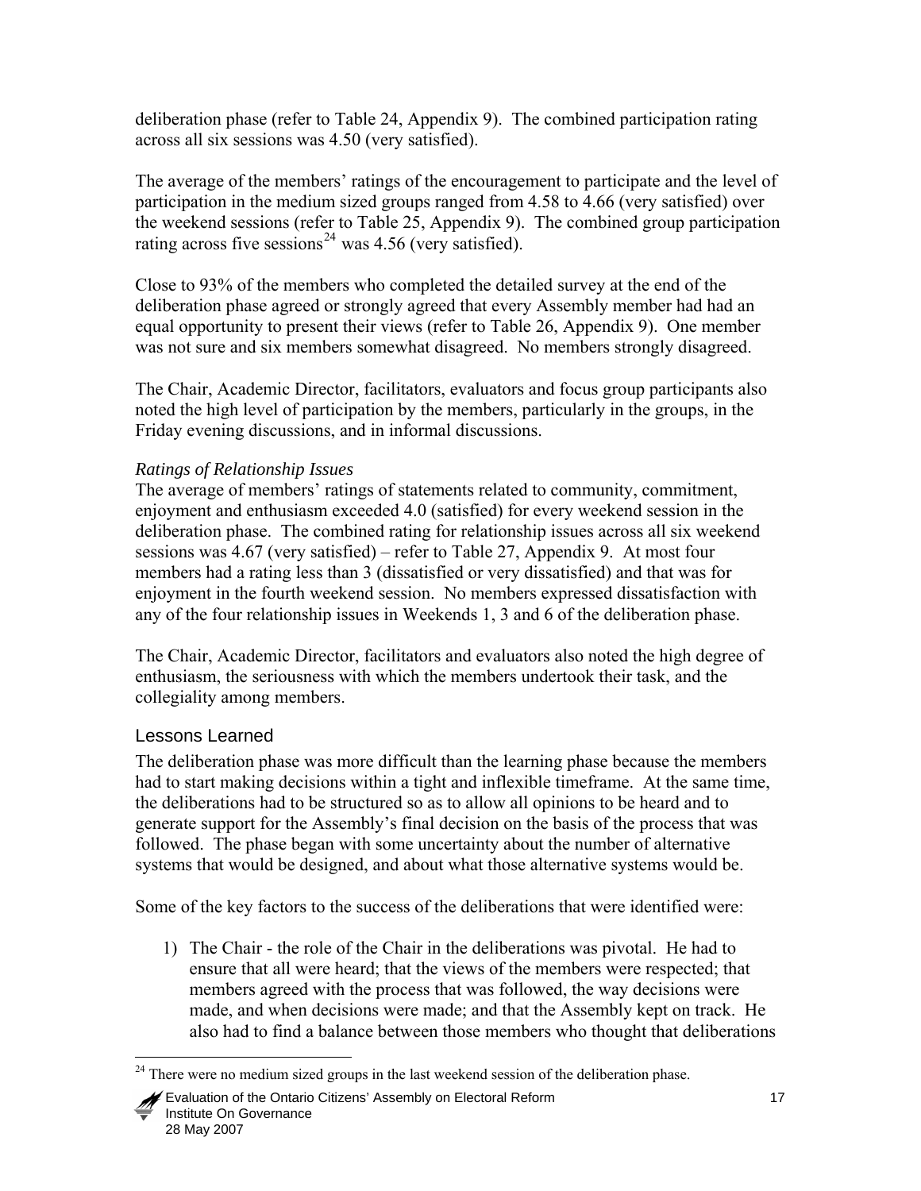deliberation phase (refer to Table 24, Appendix 9). The combined participation rating across all six sessions was 4.50 (very satisfied).

The average of the members' ratings of the encouragement to participate and the level of participation in the medium sized groups ranged from 4.58 to 4.66 (very satisfied) over the weekend sessions (refer to Table 25, Appendix 9). The combined group participation rating across five sessions[24] was 4.56 (very satisfied).

Close to 93% of the members who completed the detailed survey at the end of the deliberation phase agreed or strongly agreed that every Assembly member had had an equal opportunity to present their views (refer to Table 26, Appendix 9). One member was not sure and six members somewhat disagreed. No members strongly disagreed.

The Chair, Academic Director, facilitators, evaluators and focus group participants also noted the high level of participation by the members, particularly in the groups, in the Friday evening discussions, and in informal discussions.

*Ratings of Relationship Issues*

The average of members' ratings of statements related to community, commitment, enjoyment and enthusiasm exceeded 4.0 (satisfied) for every weekend session in the deliberation phase. The combined rating for relationship issues across all six weekend sessions was 4.67 (very satisfied) – refer to Table 27, Appendix 9. At most four members had a rating less than 3 (dissatisfied or very dissatisfied) and that was for enjoyment in the fourth weekend session. No members expressed dissatisfaction with any of the four relationship issues in Weekends 1, 3 and 6 of the deliberation phase.

The Chair, Academic Director, facilitators and evaluators also noted the high degree of enthusiasm, the seriousness with which the members undertook their task, and the collegiality among members.

### Lessons Learned

The deliberation phase was more difficult than the learning phase because the members had to start making decisions within a tight and inflexible timeframe. At the same time, the deliberations had to be structured so as to allow all opinions to be heard and to generate support for the Assembly's final decision on the basis of the process that was followed. The phase began with some uncertainty about the number of alternative systems that would be designed, and about what those alternative systems would be.

Some of the key factors to the success of the deliberations that were identified were:

1) The Chair - the role of the Chair in the deliberations was pivotal. He had to ensure that all were heard; that the views of the members were respected; that members agreed with the process that was followed, the way decisions were made, and when decisions were made; and that the Assembly kept on track. He also had to find a balance between those members who thought that deliberations

[24] There were no medium sized groups in the last weekend session of the deliberation phase.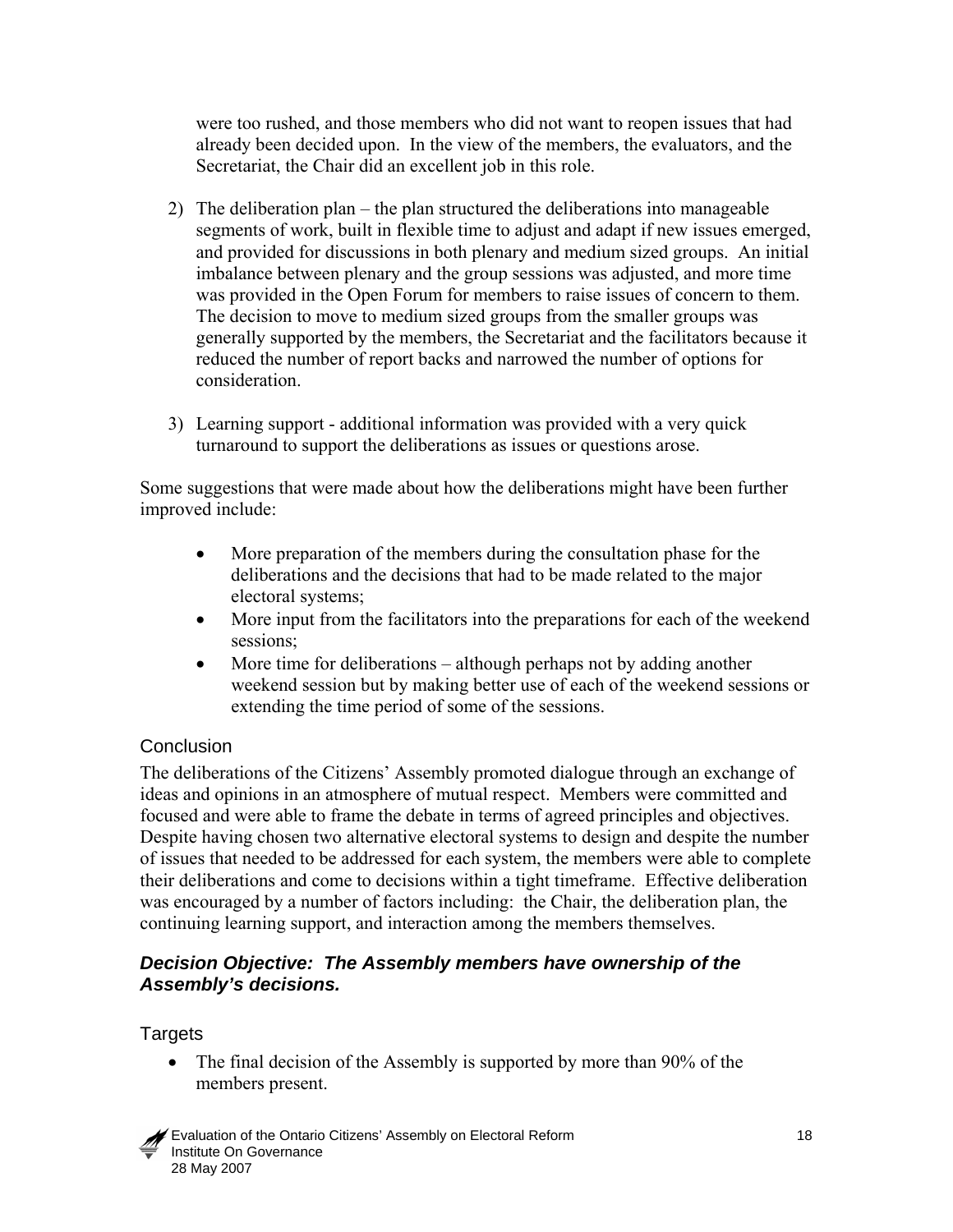were too rushed, and those members who did not want to reopen issues that had already been decided upon. In the view of the members, the evaluators, and the Secretariat, the Chair did an excellent job in this role.

2) The deliberation plan – the plan structured the deliberations into manageable segments of work, built in flexible time to adjust and adapt if new issues emerged, and provided for discussions in both plenary and medium sized groups. An initial imbalance between plenary and the group sessions was adjusted, and more time was provided in the Open Forum for members to raise issues of concern to them. The decision to move to medium sized groups from the smaller groups was generally supported by the members, the Secretariat and the facilitators because it reduced the number of report backs and narrowed the number of options for consideration.

3) Learning support - additional information was provided with a very quick turnaround to support the deliberations as issues or questions arose.

Some suggestions that were made about how the deliberations might have been further improved include:

- More preparation of the members during the consultation phase for the deliberations and the decisions that had to be made related to the major electoral systems;
- More input from the facilitators into the preparations for each of the weekend sessions;
- More time for deliberations – although perhaps not by adding another weekend session but by making better use of each of the weekend sessions or extending the time period of some of the sessions.

### Conclusion

The deliberations of the Citizens' Assembly promoted dialogue through an exchange of ideas and opinions in an atmosphere of mutual respect. Members were committed and focused and were able to frame the debate in terms of agreed principles and objectives. Despite having chosen two alternative electoral systems to design and despite the number of issues that needed to be addressed for each system, the members were able to complete their deliberations and come to decisions within a tight timeframe. Effective deliberation was encouraged by a number of factors including: the Chair, the deliberation plan, the continuing learning support, and interaction among the members themselves.

### *Decision Objective: The Assembly members have ownership of the Assembly's decisions.*

### Targets

- The final decision of the Assembly is supported by more than 90% of the members present.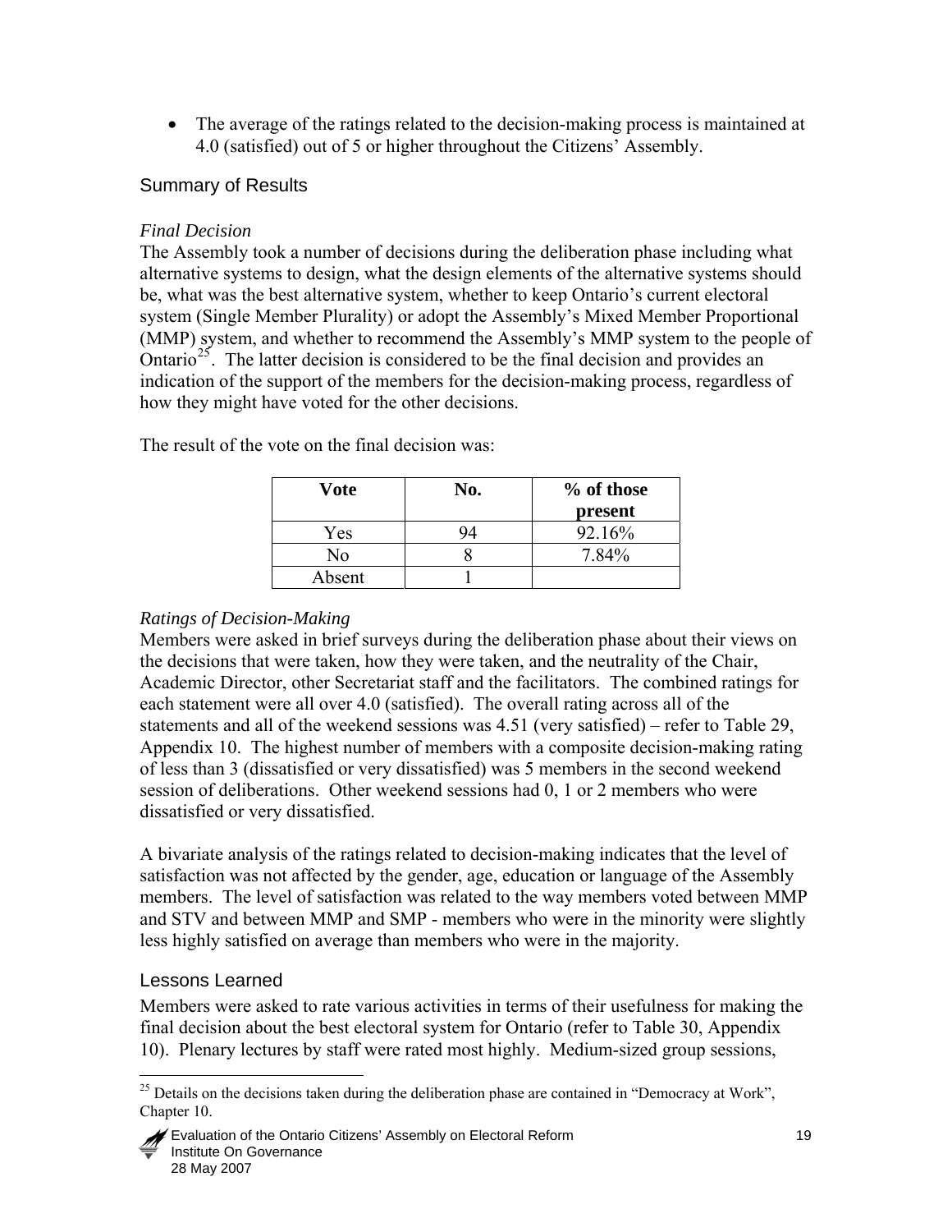- The average of the ratings related to the decision-making process is maintained at 4.0 (satisfied) out of 5 or higher throughout the Citizens' Assembly.

## Summary of Results

*Final Decision*

The Assembly took a number of decisions during the deliberation phase including what alternative systems to design, what the design elements of the alternative systems should be, what was the best alternative system, whether to keep Ontario's current electoral system (Single Member Plurality) or adopt the Assembly's Mixed Member Proportional (MMP) system, and whether to recommend the Assembly's MMP system to the people of Ontario[25]. The latter decision is considered to be the final decision and provides an indication of the support of the members for the decision-making process, regardless of how they might have voted for the other decisions.

The result of the vote on the final decision was:

| Vote | No. | % of those present |
|---|---|---|
| Yes | 94 | 92.16% |
| No | 8 | 7.84% |
| Absent | 1 | |

*Ratings of Decision-Making*

Members were asked in brief surveys during the deliberation phase about their views on the decisions that were taken, how they were taken, and the neutrality of the Chair, Academic Director, other Secretariat staff and the facilitators. The combined ratings for each statement were all over 4.0 (satisfied). The overall rating across all of the statements and all of the weekend sessions was 4.51 (very satisfied) – refer to Table 29, Appendix 10. The highest number of members with a composite decision-making rating of less than 3 (dissatisfied or very dissatisfied) was 5 members in the second weekend session of deliberations. Other weekend sessions had 0, 1 or 2 members who were dissatisfied or very dissatisfied.

A bivariate analysis of the ratings related to decision-making indicates that the level of satisfaction was not affected by the gender, age, education or language of the Assembly members. The level of satisfaction was related to the way members voted between MMP and STV and between MMP and SMP - members who were in the minority were slightly less highly satisfied on average than members who were in the majority.

## Lessons Learned

Members were asked to rate various activities in terms of their usefulness for making the final decision about the best electoral system for Ontario (refer to Table 30, Appendix 10). Plenary lectures by staff were rated most highly. Medium-sized group sessions,

[25] Details on the decisions taken during the deliberation phase are contained in "Democracy at Work", Chapter 10.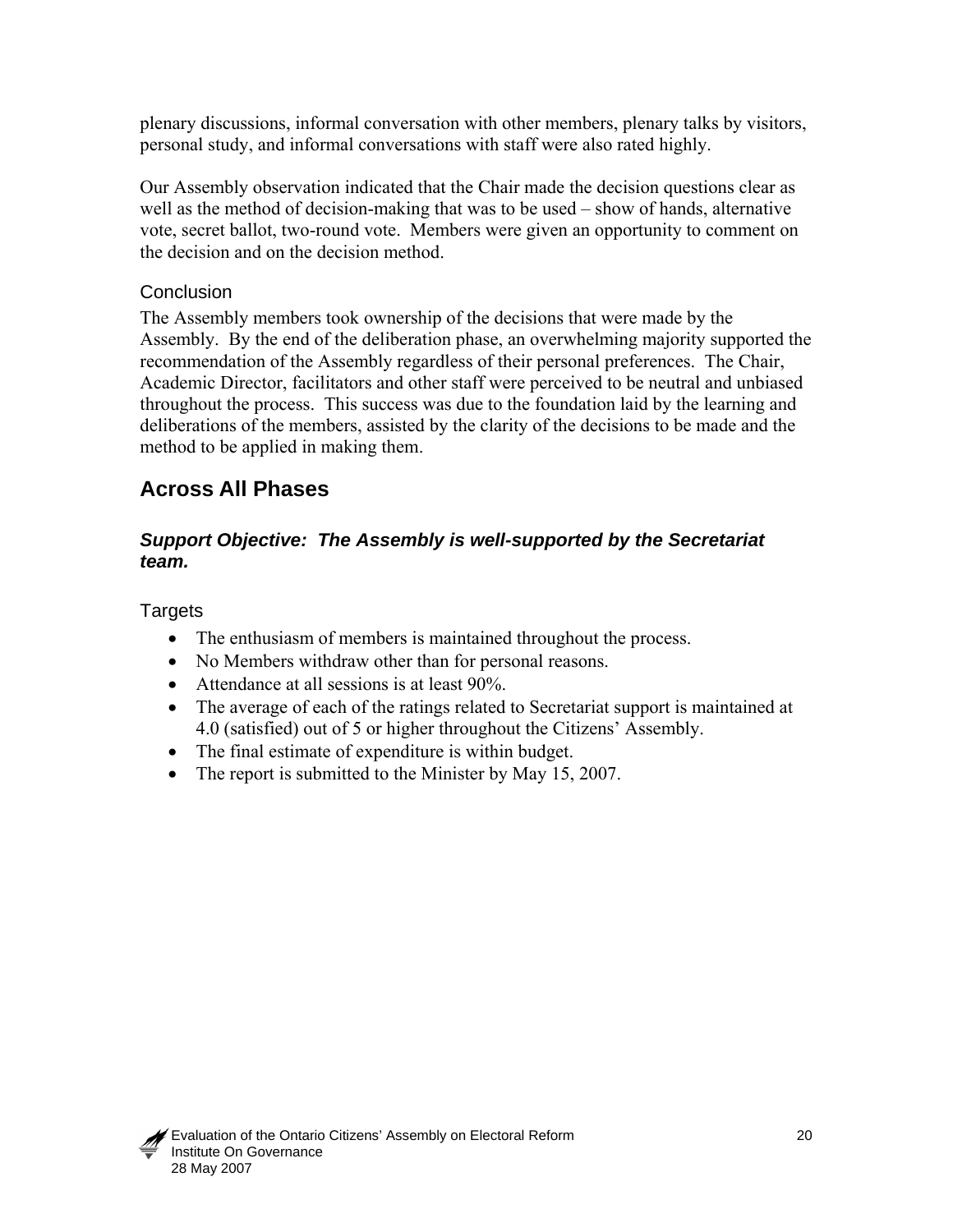plenary discussions, informal conversation with other members, plenary talks by visitors, personal study, and informal conversations with staff were also rated highly.

Our Assembly observation indicated that the Chair made the decision questions clear as well as the method of decision-making that was to be used – show of hands, alternative vote, secret ballot, two-round vote. Members were given an opportunity to comment on the decision and on the decision method.

### Conclusion

The Assembly members took ownership of the decisions that were made by the Assembly. By the end of the deliberation phase, an overwhelming majority supported the recommendation of the Assembly regardless of their personal preferences. The Chair, Academic Director, facilitators and other staff were perceived to be neutral and unbiased throughout the process. This success was due to the foundation laid by the learning and deliberations of the members, assisted by the clarity of the decisions to be made and the method to be applied in making them.

## Across All Phases

### *Support Objective: The Assembly is well-supported by the Secretariat team.*

### Targets

- The enthusiasm of members is maintained throughout the process.
- No Members withdraw other than for personal reasons.
- Attendance at all sessions is at least 90%.
- The average of each of the ratings related to Secretariat support is maintained at 4.0 (satisfied) out of 5 or higher throughout the Citizens' Assembly.
- The final estimate of expenditure is within budget.
- The report is submitted to the Minister by May 15, 2007.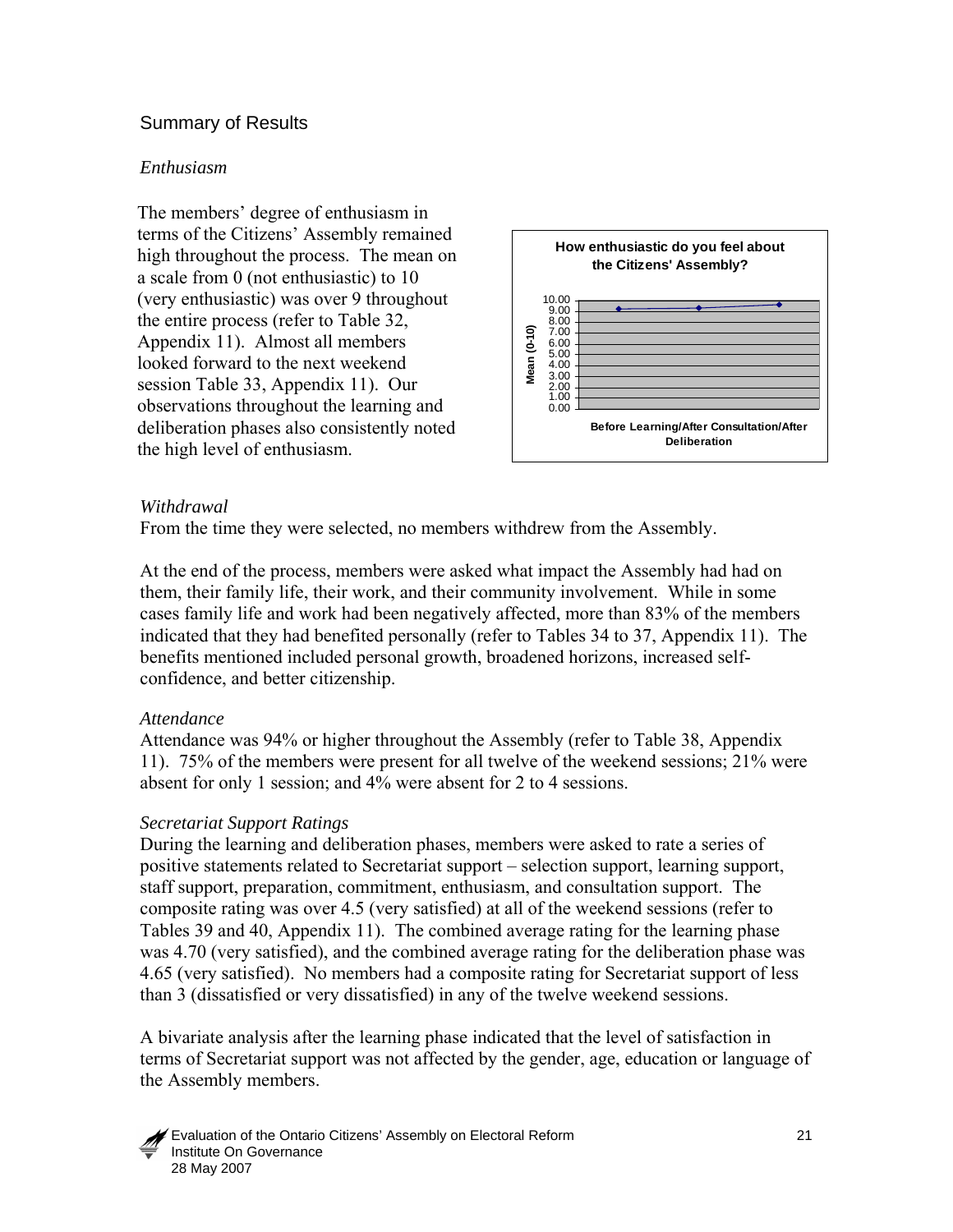## Summary of Results

*Enthusiasm*

The members' degree of enthusiasm in terms of the Citizens' Assembly remained high throughout the process. The mean on a scale from 0 (not enthusiastic) to 10 (very enthusiastic) was over 9 throughout the entire process (refer to Table 32, Appendix 11). Almost all members looked forward to the next weekend session Table 33, Appendix 11). Our observations throughout the learning and deliberation phases also consistently noted the high level of enthusiasm.

**How enthusiastic do you feel about the Citizens' Assembly?**

*Withdrawal*

From the time they were selected, no members withdrew from the Assembly.

At the end of the process, members were asked what impact the Assembly had had on them, their family life, their work, and their community involvement. While in some cases family life and work had been negatively affected, more than 83% of the members indicated that they had benefited personally (refer to Tables 34 to 37, Appendix 11). The benefits mentioned included personal growth, broadened horizons, increased self-confidence, and better citizenship.

*Attendance*

Attendance was 94% or higher throughout the Assembly (refer to Table 38, Appendix 11). 75% of the members were present for all twelve of the weekend sessions; 21% were absent for only 1 session; and 4% were absent for 2 to 4 sessions.

*Secretariat Support Ratings*

During the learning and deliberation phases, members were asked to rate a series of positive statements related to Secretariat support – selection support, learning support, staff support, preparation, commitment, enthusiasm, and consultation support. The composite rating was over 4.5 (very satisfied) at all of the weekend sessions (refer to Tables 39 and 40, Appendix 11). The combined average rating for the learning phase was 4.70 (very satisfied), and the combined average rating for the deliberation phase was 4.65 (very satisfied). No members had a composite rating for Secretariat support of less than 3 (dissatisfied or very dissatisfied) in any of the twelve weekend sessions.

A bivariate analysis after the learning phase indicated that the level of satisfaction in terms of Secretariat support was not affected by the gender, age, education or language of the Assembly members.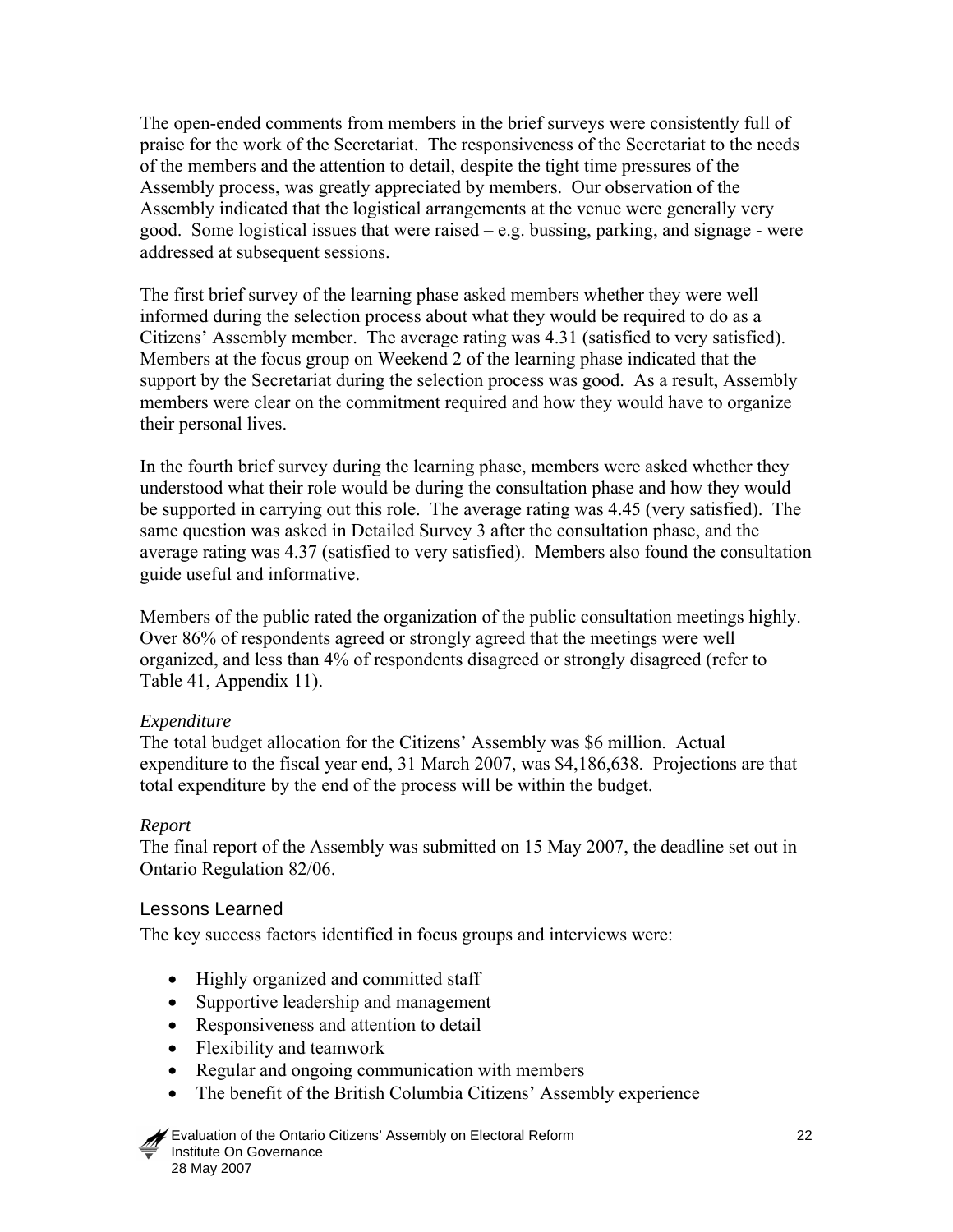The open-ended comments from members in the brief surveys were consistently full of praise for the work of the Secretariat. The responsiveness of the Secretariat to the needs of the members and the attention to detail, despite the tight time pressures of the Assembly process, was greatly appreciated by members. Our observation of the Assembly indicated that the logistical arrangements at the venue were generally very good. Some logistical issues that were raised – e.g. bussing, parking, and signage - were addressed at subsequent sessions.

The first brief survey of the learning phase asked members whether they were well informed during the selection process about what they would be required to do as a Citizens' Assembly member. The average rating was 4.31 (satisfied to very satisfied). Members at the focus group on Weekend 2 of the learning phase indicated that the support by the Secretariat during the selection process was good. As a result, Assembly members were clear on the commitment required and how they would have to organize their personal lives.

In the fourth brief survey during the learning phase, members were asked whether they understood what their role would be during the consultation phase and how they would be supported in carrying out this role. The average rating was 4.45 (very satisfied). The same question was asked in Detailed Survey 3 after the consultation phase, and the average rating was 4.37 (satisfied to very satisfied). Members also found the consultation guide useful and informative.

Members of the public rated the organization of the public consultation meetings highly. Over 86% of respondents agreed or strongly agreed that the meetings were well organized, and less than 4% of respondents disagreed or strongly disagreed (refer to Table 41, Appendix 11).

*Expenditure*

The total budget allocation for the Citizens' Assembly was $6 million. Actual expenditure to the fiscal year end, 31 March 2007, was $4,186,638. Projections are that total expenditure by the end of the process will be within the budget.

*Report*

The final report of the Assembly was submitted on 15 May 2007, the deadline set out in Ontario Regulation 82/06.

## Lessons Learned

The key success factors identified in focus groups and interviews were:

- Highly organized and committed staff
- Supportive leadership and management
- Responsiveness and attention to detail
- Flexibility and teamwork
- Regular and ongoing communication with members
- The benefit of the British Columbia Citizens' Assembly experience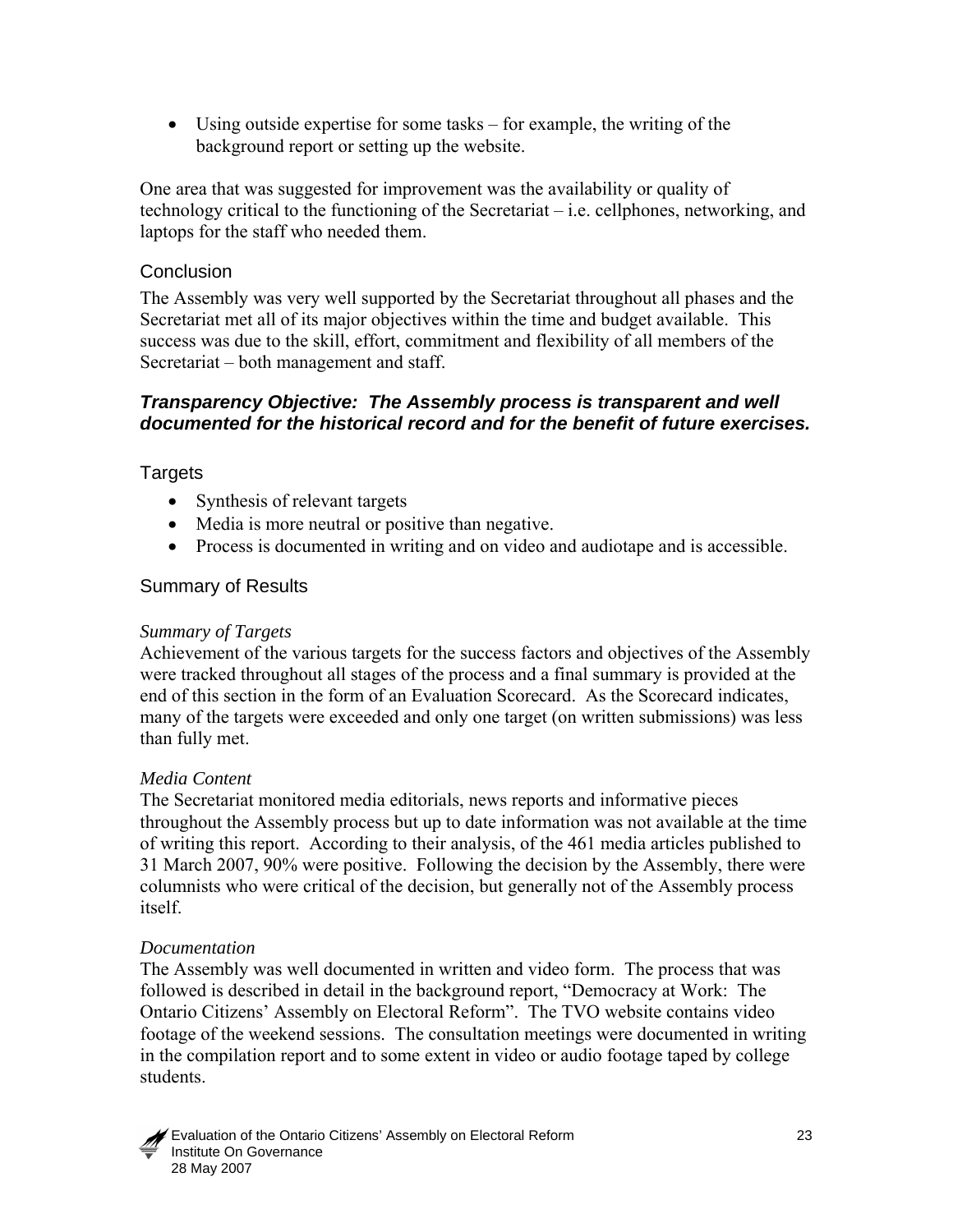- Using outside expertise for some tasks – for example, the writing of the background report or setting up the website.

One area that was suggested for improvement was the availability or quality of technology critical to the functioning of the Secretariat – i.e. cellphones, networking, and laptops for the staff who needed them.

### Conclusion

The Assembly was very well supported by the Secretariat throughout all phases and the Secretariat met all of its major objectives within the time and budget available. This success was due to the skill, effort, commitment and flexibility of all members of the Secretariat – both management and staff.

## *Transparency Objective: The Assembly process is transparent and well documented for the historical record and for the benefit of future exercises.*

### Targets

- Synthesis of relevant targets
- Media is more neutral or positive than negative.
- Process is documented in writing and on video and audiotape and is accessible.

### Summary of Results

*Summary of Targets*

Achievement of the various targets for the success factors and objectives of the Assembly were tracked throughout all stages of the process and a final summary is provided at the end of this section in the form of an Evaluation Scorecard. As the Scorecard indicates, many of the targets were exceeded and only one target (on written submissions) was less than fully met.

*Media Content*

The Secretariat monitored media editorials, news reports and informative pieces throughout the Assembly process but up to date information was not available at the time of writing this report. According to their analysis, of the 461 media articles published to 31 March 2007, 90% were positive. Following the decision by the Assembly, there were columnists who were critical of the decision, but generally not of the Assembly process itself.

*Documentation*

The Assembly was well documented in written and video form. The process that was followed is described in detail in the background report, "Democracy at Work: The Ontario Citizens' Assembly on Electoral Reform". The TVO website contains video footage of the weekend sessions. The consultation meetings were documented in writing in the compilation report and to some extent in video or audio footage taped by college students.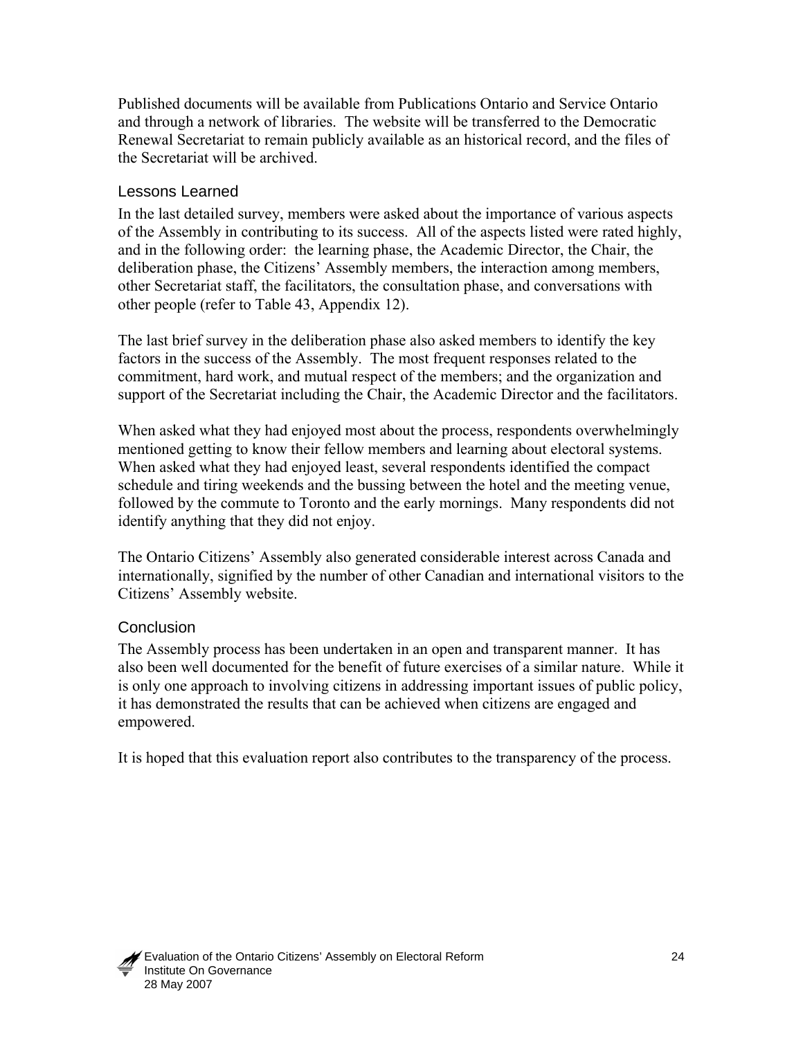Published documents will be available from Publications Ontario and Service Ontario and through a network of libraries. The website will be transferred to the Democratic Renewal Secretariat to remain publicly available as an historical record, and the files of the Secretariat will be archived.

### Lessons Learned

In the last detailed survey, members were asked about the importance of various aspects of the Assembly in contributing to its success. All of the aspects listed were rated highly, and in the following order: the learning phase, the Academic Director, the Chair, the deliberation phase, the Citizens' Assembly members, the interaction among members, other Secretariat staff, the facilitators, the consultation phase, and conversations with other people (refer to Table 43, Appendix 12).

The last brief survey in the deliberation phase also asked members to identify the key factors in the success of the Assembly. The most frequent responses related to the commitment, hard work, and mutual respect of the members; and the organization and support of the Secretariat including the Chair, the Academic Director and the facilitators.

When asked what they had enjoyed most about the process, respondents overwhelmingly mentioned getting to know their fellow members and learning about electoral systems. When asked what they had enjoyed least, several respondents identified the compact schedule and tiring weekends and the bussing between the hotel and the meeting venue, followed by the commute to Toronto and the early mornings. Many respondents did not identify anything that they did not enjoy.

The Ontario Citizens' Assembly also generated considerable interest across Canada and internationally, signified by the number of other Canadian and international visitors to the Citizens' Assembly website.

### Conclusion

The Assembly process has been undertaken in an open and transparent manner. It has also been well documented for the benefit of future exercises of a similar nature. While it is only one approach to involving citizens in addressing important issues of public policy, it has demonstrated the results that can be achieved when citizens are engaged and empowered.

It is hoped that this evaluation report also contributes to the transparency of the process.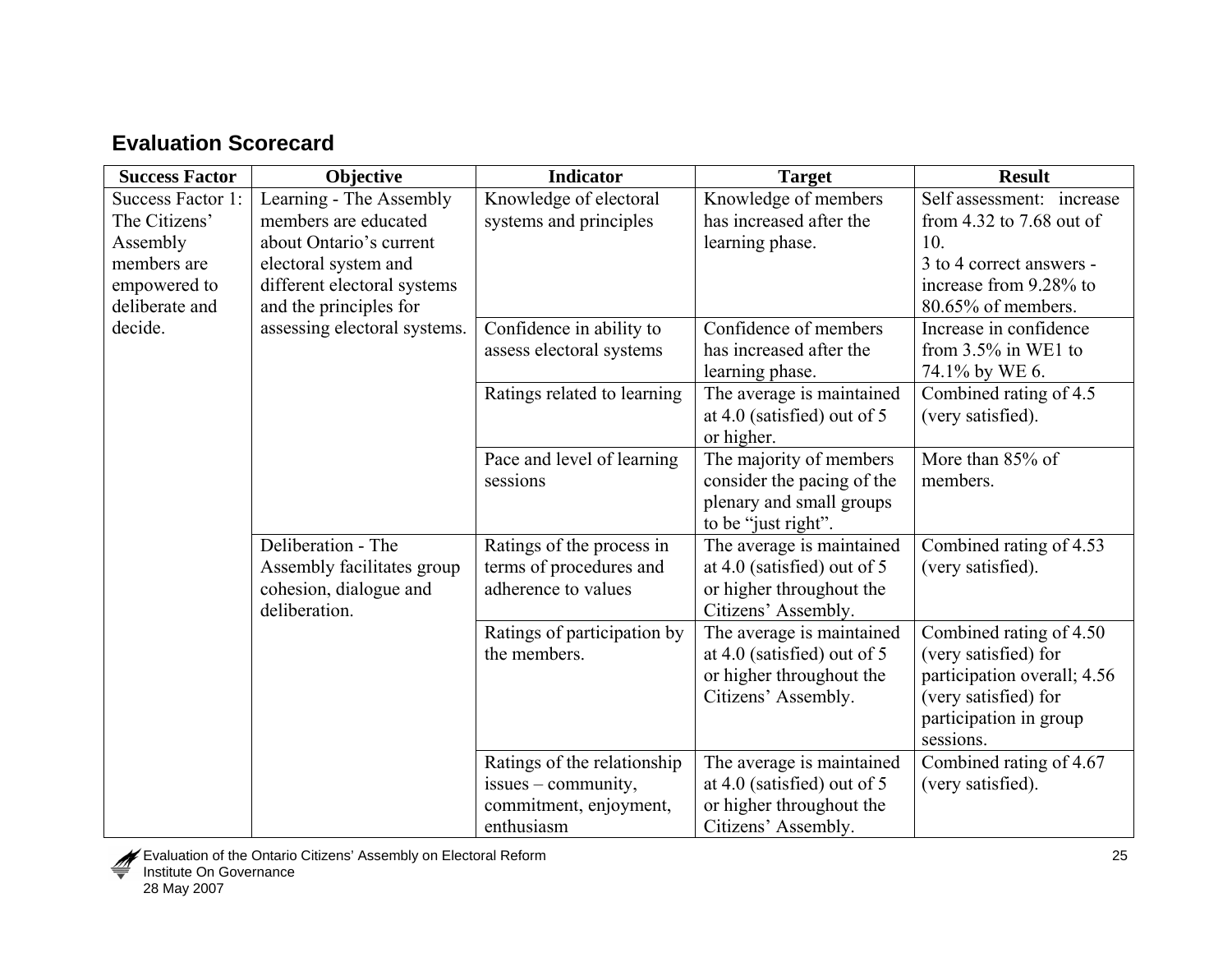## Evaluation Scorecard

| Success Factor | Objective | Indicator | Target | Result |
|---|---|---|---|---|
| Success Factor 1: The Citizens' Assembly members are empowered to deliberate and decide. | Learning - The Assembly members are educated about Ontario's current electoral system and different electoral systems and the principles for assessing electoral systems. | Knowledge of electoral systems and principles | Knowledge of members has increased after the learning phase. | Self assessment: increase from 4.32 to 7.68 out of 10.<br>3 to 4 correct answers - increase from 9.28% to 80.65% of members. |
| | | Confidence in ability to assess electoral systems | Confidence of members has increased after the learning phase. | Increase in confidence from 3.5% in WE1 to 74.1% by WE 6. |
| | | Ratings related to learning | The average is maintained at 4.0 (satisfied) out of 5 or higher. | Combined rating of 4.5 (very satisfied). |
| | | Pace and level of learning sessions | The majority of members consider the pacing of the plenary and small groups to be "just right". | More than 85% of members. |
| | Deliberation - The Assembly facilitates group cohesion, dialogue and deliberation. | Ratings of the process in terms of procedures and adherence to values | The average is maintained at 4.0 (satisfied) out of 5 or higher throughout the Citizens' Assembly. | Combined rating of 4.53 (very satisfied). |
| | | Ratings of participation by the members. | The average is maintained at 4.0 (satisfied) out of 5 or higher throughout the Citizens' Assembly. | Combined rating of 4.50 (very satisfied) for participation overall; 4.56 (very satisfied) for participation in group sessions. |
| | | Ratings of the relationship issues – community, commitment, enjoyment, enthusiasm | The average is maintained at 4.0 (satisfied) out of 5 or higher throughout the Citizens' Assembly. | Combined rating of 4.67 (very satisfied). |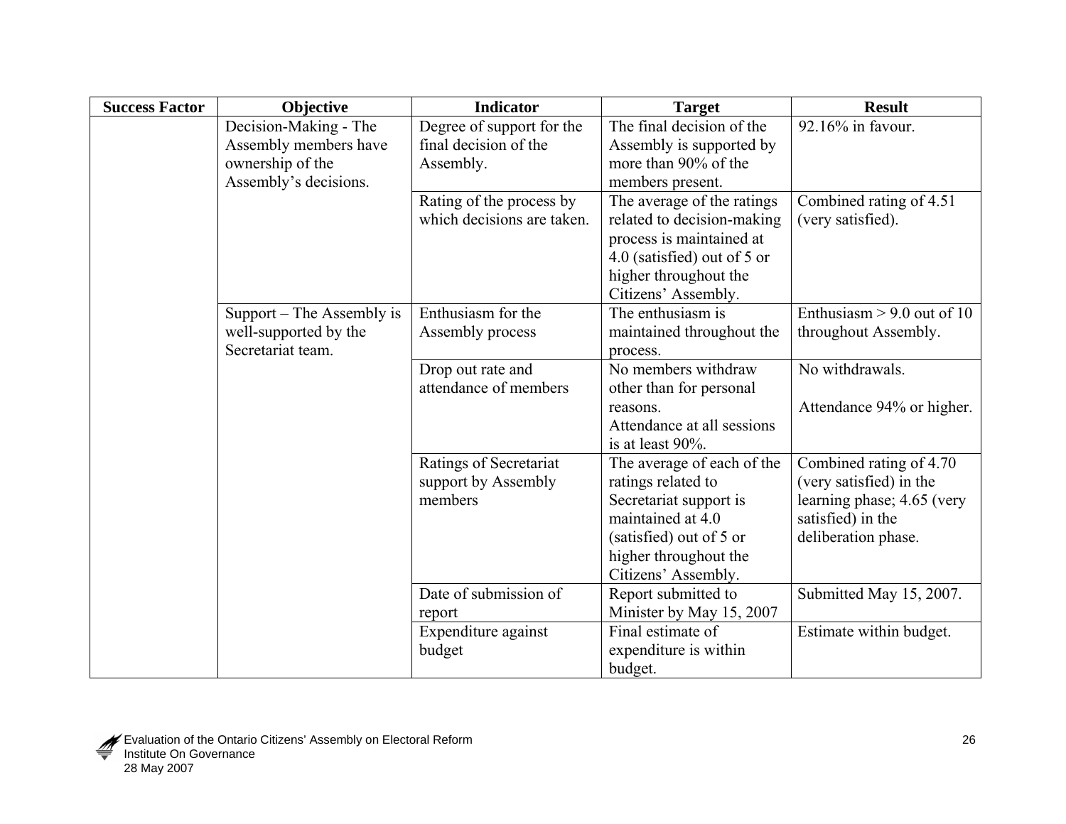| Success Factor | Objective | Indicator | Target | Result |
|---|---|---|---|---|
| | Decision-Making - The Assembly members have ownership of the Assembly's decisions. | Degree of support for the final decision of the Assembly. | The final decision of the Assembly is supported by more than 90% of the members present. | 92.16% in favour. |
| | | Rating of the process by which decisions are taken. | The average of the ratings related to decision-making process is maintained at 4.0 (satisfied) out of 5 or higher throughout the Citizens' Assembly. | Combined rating of 4.51 (very satisfied). |
| | Support – The Assembly is well-supported by the Secretariat team. | Enthusiasm for the Assembly process | The enthusiasm is maintained throughout the process. | Enthusiasm > 9.0 out of 10 throughout Assembly. |
| | | Drop out rate and attendance of members | No members withdraw other than for personal reasons.<br>Attendance at all sessions is at least 90%. | No withdrawals.<br><br>Attendance 94% or higher. |
| | | Ratings of Secretariat support by Assembly members | The average of each of the ratings related to Secretariat support is maintained at 4.0 (satisfied) out of 5 or higher throughout the Citizens' Assembly. | Combined rating of 4.70 (very satisfied) in the learning phase; 4.65 (very satisfied) in the deliberation phase. |
| | | Date of submission of report | Report submitted to Minister by May 15, 2007 | Submitted May 15, 2007. |
| | | Expenditure against budget | Final estimate of expenditure is within budget. | Estimate within budget. |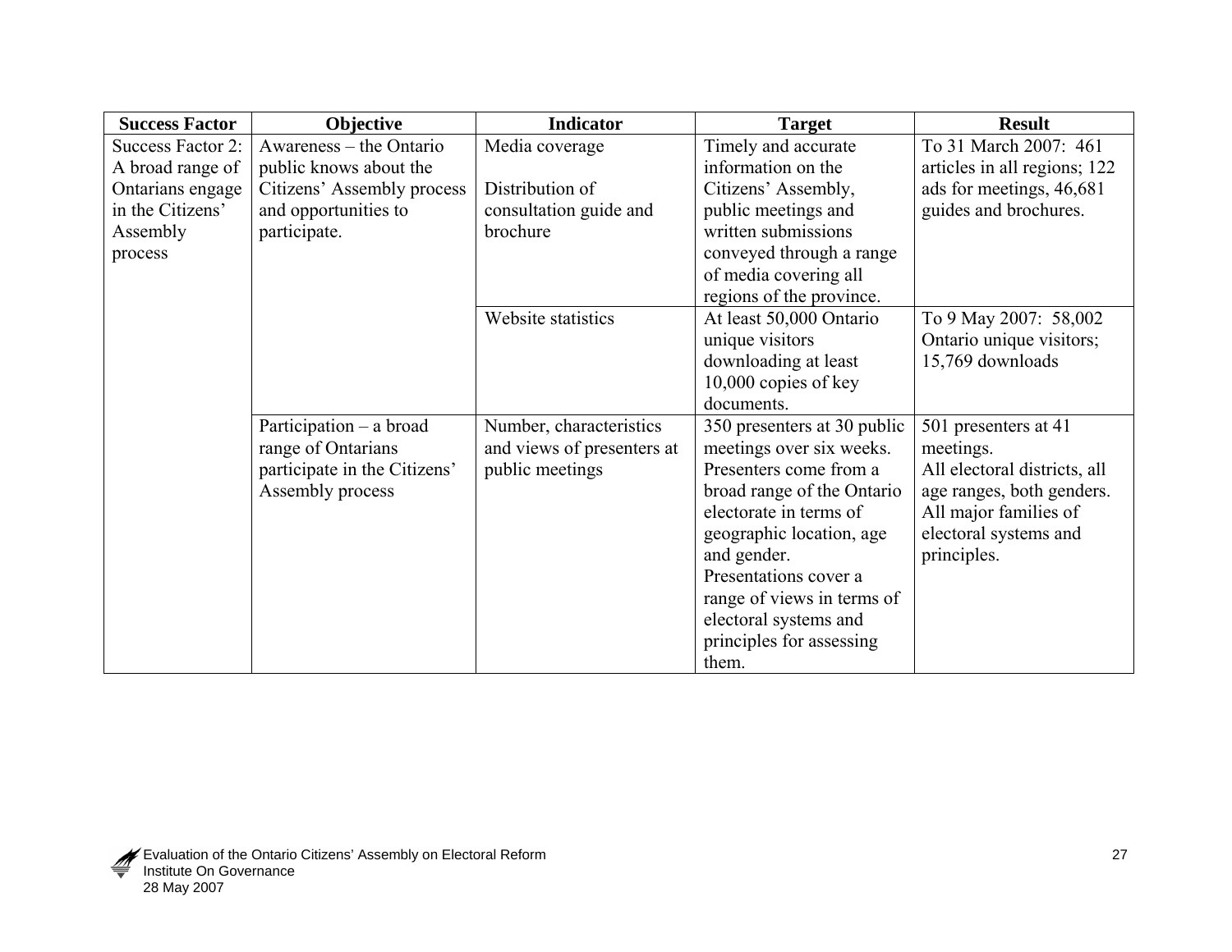| Success Factor | Objective | Indicator | Target | Result |
|---|---|---|---|---|
| Success Factor 2: A broad range of Ontarians engage in the Citizens' Assembly process | Awareness – the Ontario public knows about the Citizens' Assembly process and opportunities to participate. | Media coverage<br><br>Distribution of consultation guide and brochure | Timely and accurate information on the Citizens' Assembly, public meetings and written submissions conveyed through a range of media covering all regions of the province. | To 31 March 2007: 461 articles in all regions; 122 ads for meetings, 46,681 guides and brochures. |
| | | Website statistics | At least 50,000 Ontario unique visitors downloading at least 10,000 copies of key documents. | To 9 May 2007: 58,002 Ontario unique visitors; 15,769 downloads |
| | Participation – a broad range of Ontarians participate in the Citizens' Assembly process | Number, characteristics and views of presenters at public meetings | 350 presenters at 30 public meetings over six weeks. Presenters come from a broad range of the Ontario electorate in terms of geographic location, age and gender. Presentations cover a range of views in terms of electoral systems and principles for assessing them. | 501 presenters at 41 meetings.<br>All electoral districts, all age ranges, both genders. All major families of electoral systems and principles. |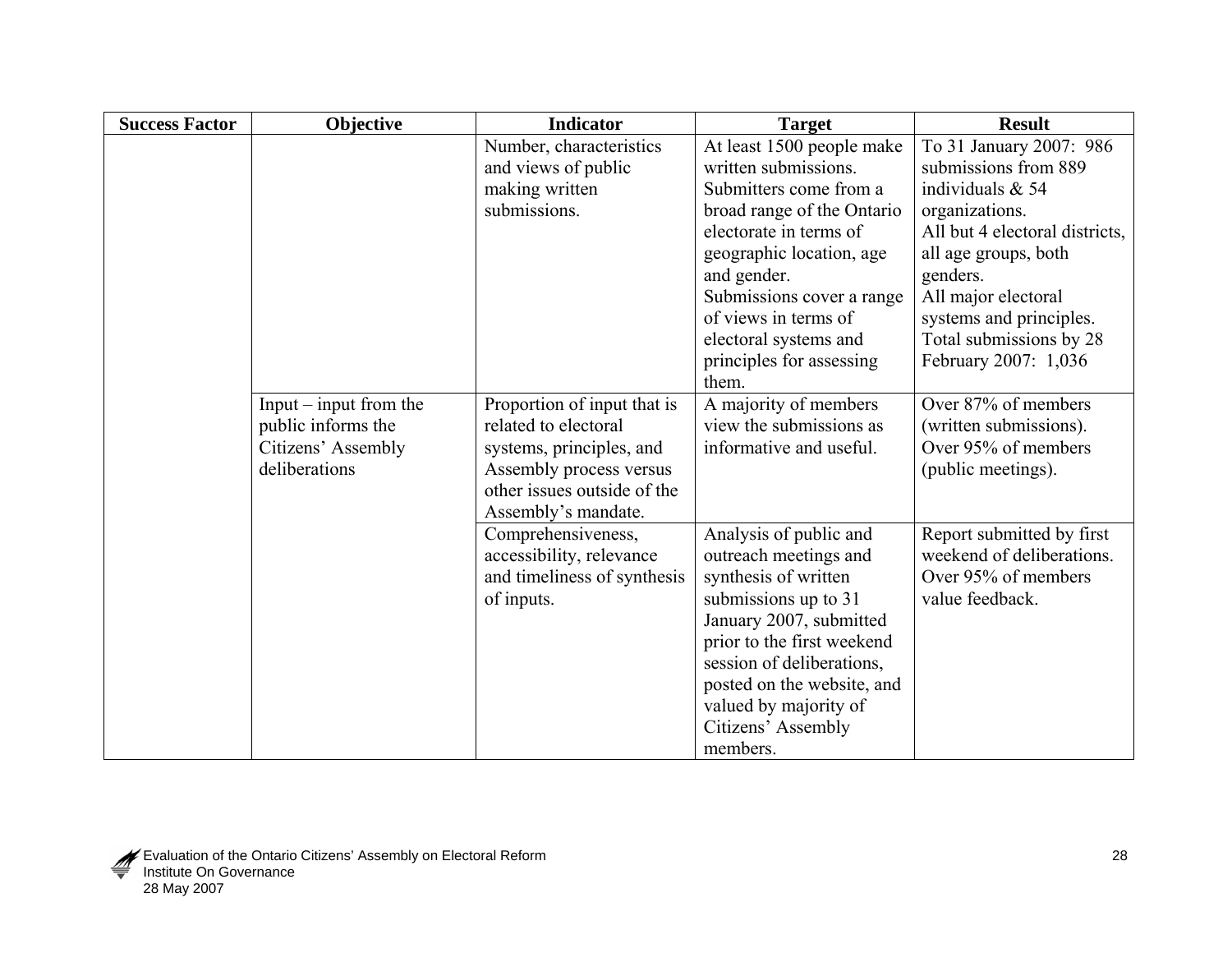| Success Factor | Objective | Indicator | Target | Result |
|---|---|---|---|---|
| | | Number, characteristics and views of public making written submissions. | At least 1500 people make written submissions.<br>Submitters come from a broad range of the Ontario electorate in terms of geographic location, age and gender.<br>Submissions cover a range of views in terms of electoral systems and principles for assessing them. | To 31 January 2007: 986 submissions from 889 individuals & 54 organizations.<br>All but 4 electoral districts, all age groups, both genders.<br>All major electoral systems and principles.<br>Total submissions by 28 February 2007: 1,036 |
| | Input – input from the public informs the Citizens' Assembly deliberations | Proportion of input that is related to electoral systems, principles, and Assembly process versus other issues outside of the Assembly's mandate. | A majority of members view the submissions as informative and useful. | Over 87% of members (written submissions).<br>Over 95% of members (public meetings). |
| | | Comprehensiveness, accessibility, relevance and timeliness of synthesis of inputs. | Analysis of public and outreach meetings and synthesis of written submissions up to 31 January 2007, submitted prior to the first weekend session of deliberations, posted on the website, and valued by majority of Citizens' Assembly members. | Report submitted by first weekend of deliberations.<br>Over 95% of members value feedback. |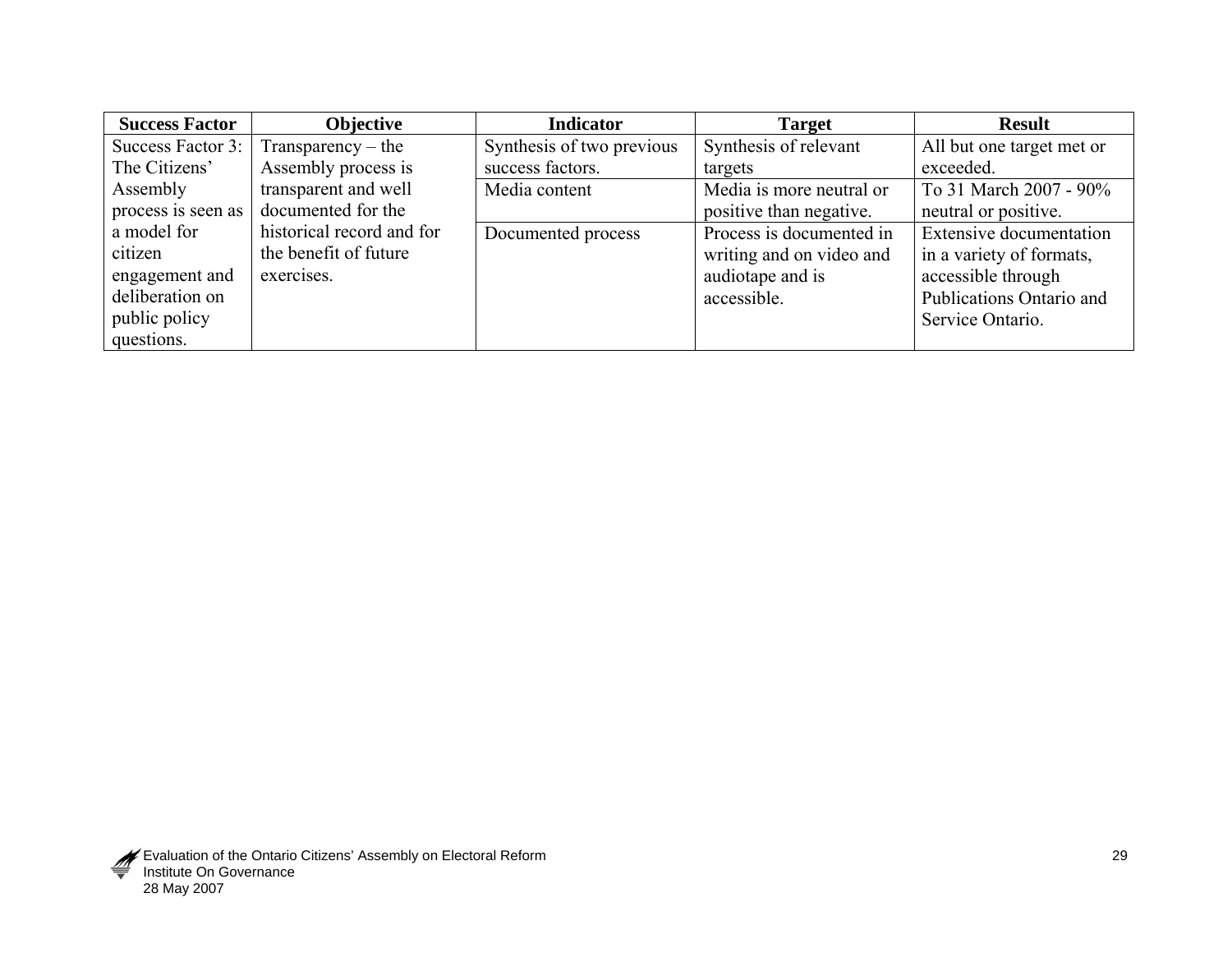| Success Factor | Objective | Indicator | Target | Result |
|---|---|---|---|---|
| Success Factor 3: The Citizens' Assembly process is seen as a model for citizen engagement and deliberation on public policy questions. | Transparency – the Assembly process is transparent and well documented for the historical record and for the benefit of future exercises. | Synthesis of two previous success factors. | Synthesis of relevant targets | All but one target met or exceeded. |
| | | Media content | Media is more neutral or positive than negative. | To 31 March 2007 - 90% neutral or positive. |
| | | Documented process | Process is documented in writing and on video and audiotape and is accessible. | Extensive documentation in a variety of formats, accessible through Publications Ontario and Service Ontario. |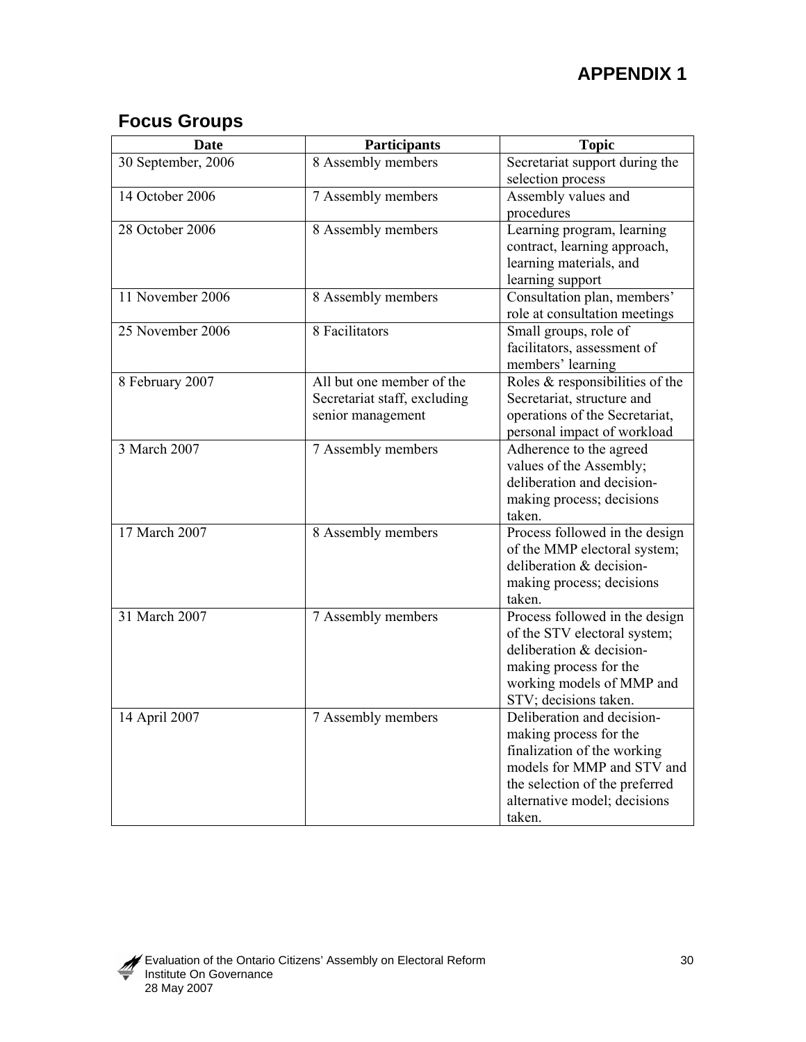# APPENDIX 1

## Focus Groups

| Date | Participants | Topic |
|---|---|---|
| 30 September, 2006 | 8 Assembly members | Secretariat support during the selection process |
| 14 October 2006 | 7 Assembly members | Assembly values and procedures |
| 28 October 2006 | 8 Assembly members | Learning program, learning contract, learning approach, learning materials, and learning support |
| 11 November 2006 | 8 Assembly members | Consultation plan, members' role at consultation meetings |
| 25 November 2006 | 8 Facilitators | Small groups, role of facilitators, assessment of members' learning |
| 8 February 2007 | All but one member of the Secretariat staff, excluding senior management | Roles & responsibilities of the Secretariat, structure and operations of the Secretariat, personal impact of workload |
| 3 March 2007 | 7 Assembly members | Adherence to the agreed values of the Assembly; deliberation and decision-making process; decisions taken. |
| 17 March 2007 | 8 Assembly members | Process followed in the design of the MMP electoral system; deliberation & decision-making process; decisions taken. |
| 31 March 2007 | 7 Assembly members | Process followed in the design of the STV electoral system; deliberation & decision-making process for the working models of MMP and STV; decisions taken. |
| 14 April 2007 | 7 Assembly members | Deliberation and decision-making process for the finalization of the working models for MMP and STV and the selection of the preferred alternative model; decisions taken. |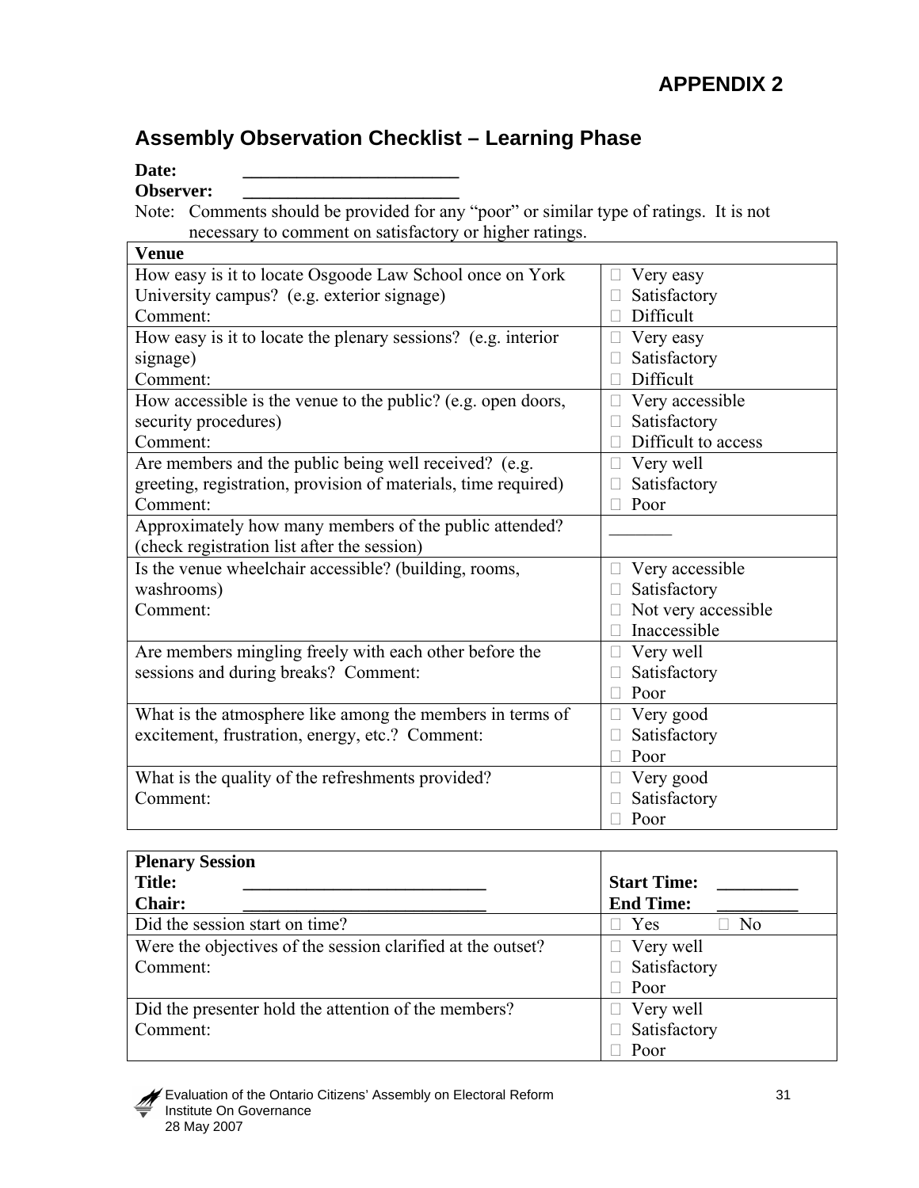# APPENDIX 2

## Assembly Observation Checklist – Learning Phase

**Date:** ________________________

**Observer:** ________________________

Note: Comments should be provided for any "poor" or similar type of ratings. It is not necessary to comment on satisfactory or higher ratings.

| **Venue** | |
|---|---|
| How easy is it to locate Osgoode Law School once on York University campus? (e.g. exterior signage)<br>Comment: | □ Very easy<br>□ Satisfactory<br>□ Difficult |
| How easy is it to locate the plenary sessions? (e.g. interior signage)<br>Comment: | □ Very easy<br>□ Satisfactory<br>□ Difficult |
| How accessible is the venue to the public? (e.g. open doors, security procedures)<br>Comment: | □ Very accessible<br>□ Satisfactory<br>□ Difficult to access |
| Are members and the public being well received? (e.g. greeting, registration, provision of materials, time required)<br>Comment: | □ Very well<br>□ Satisfactory<br>□ Poor |
| Approximately how many members of the public attended? (check registration list after the session) | _______ |
| Is the venue wheelchair accessible? (building, rooms, washrooms)<br>Comment: | □ Very accessible<br>□ Satisfactory<br>□ Not very accessible<br>□ Inaccessible |
| Are members mingling freely with each other before the sessions and during breaks? Comment: | □ Very well<br>□ Satisfactory<br>□ Poor |
| What is the atmosphere like among the members in terms of excitement, frustration, energy, etc.? Comment: | □ Very good<br>□ Satisfactory<br>□ Poor |
| What is the quality of the refreshments provided?<br>Comment: | □ Very good<br>□ Satisfactory<br>□ Poor |

| **Plenary Session**<br>**Title:** ___________________________<br>**Chair:** ___________________________ | **Start Time:** _________<br>**End Time:** _________ |
|---|---|
| Did the session start on time? | □ Yes □ No |
| Were the objectives of the session clarified at the outset?<br>Comment: | □ Very well<br>□ Satisfactory<br>□ Poor |
| Did the presenter hold the attention of the members?<br>Comment: | □ Very well<br>□ Satisfactory<br>□ Poor |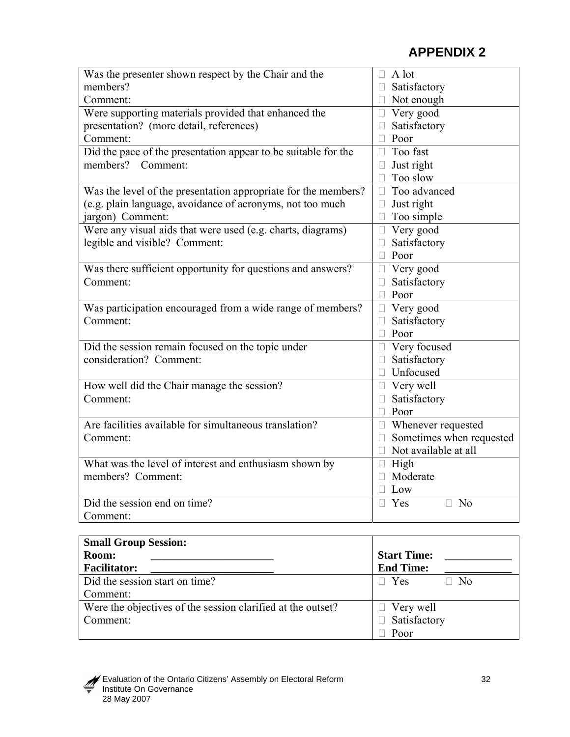## APPENDIX 2

| | |
|---|---|
| Was the presenter shown respect by the Chair and the members?<br>Comment: | ☐ A lot<br>☐ Satisfactory<br>☐ Not enough |
| Were supporting materials provided that enhanced the presentation? (more detail, references)<br>Comment: | ☐ Very good<br>☐ Satisfactory<br>☐ Poor |
| Did the pace of the presentation appear to be suitable for the members? Comment: | ☐ Too fast<br>☐ Just right<br>☐ Too slow |
| Was the level of the presentation appropriate for the members? (e.g. plain language, avoidance of acronyms, not too much jargon) Comment: | ☐ Too advanced<br>☐ Just right<br>☐ Too simple |
| Were any visual aids that were used (e.g. charts, diagrams) legible and visible? Comment: | ☐ Very good<br>☐ Satisfactory<br>☐ Poor |
| Was there sufficient opportunity for questions and answers?<br>Comment: | ☐ Very good<br>☐ Satisfactory<br>☐ Poor |
| Was participation encouraged from a wide range of members?<br>Comment: | ☐ Very good<br>☐ Satisfactory<br>☐ Poor |
| Did the session remain focused on the topic under consideration? Comment: | ☐ Very focused<br>☐ Satisfactory<br>☐ Unfocused |
| How well did the Chair manage the session?<br>Comment: | ☐ Very well<br>☐ Satisfactory<br>☐ Poor |
| Are facilities available for simultaneous translation?<br>Comment: | ☐ Whenever requested<br>☐ Sometimes when requested<br>☐ Not available at all |
| What was the level of interest and enthusiasm shown by members? Comment: | ☐ High<br>☐ Moderate<br>☐ Low |
| Did the session end on time?<br>Comment: | ☐ Yes ☐ No |

| **Small Group Session:**<br>**Room:** ______________________<br>**Facilitator:** ______________________ | **Start Time:** ____________<br>**End Time:** ____________ |
|---|---|
| Did the session start on time?<br>Comment: | ☐ Yes ☐ No |
| Were the objectives of the session clarified at the outset?<br>Comment: | ☐ Very well<br>☐ Satisfactory<br>☐ Poor |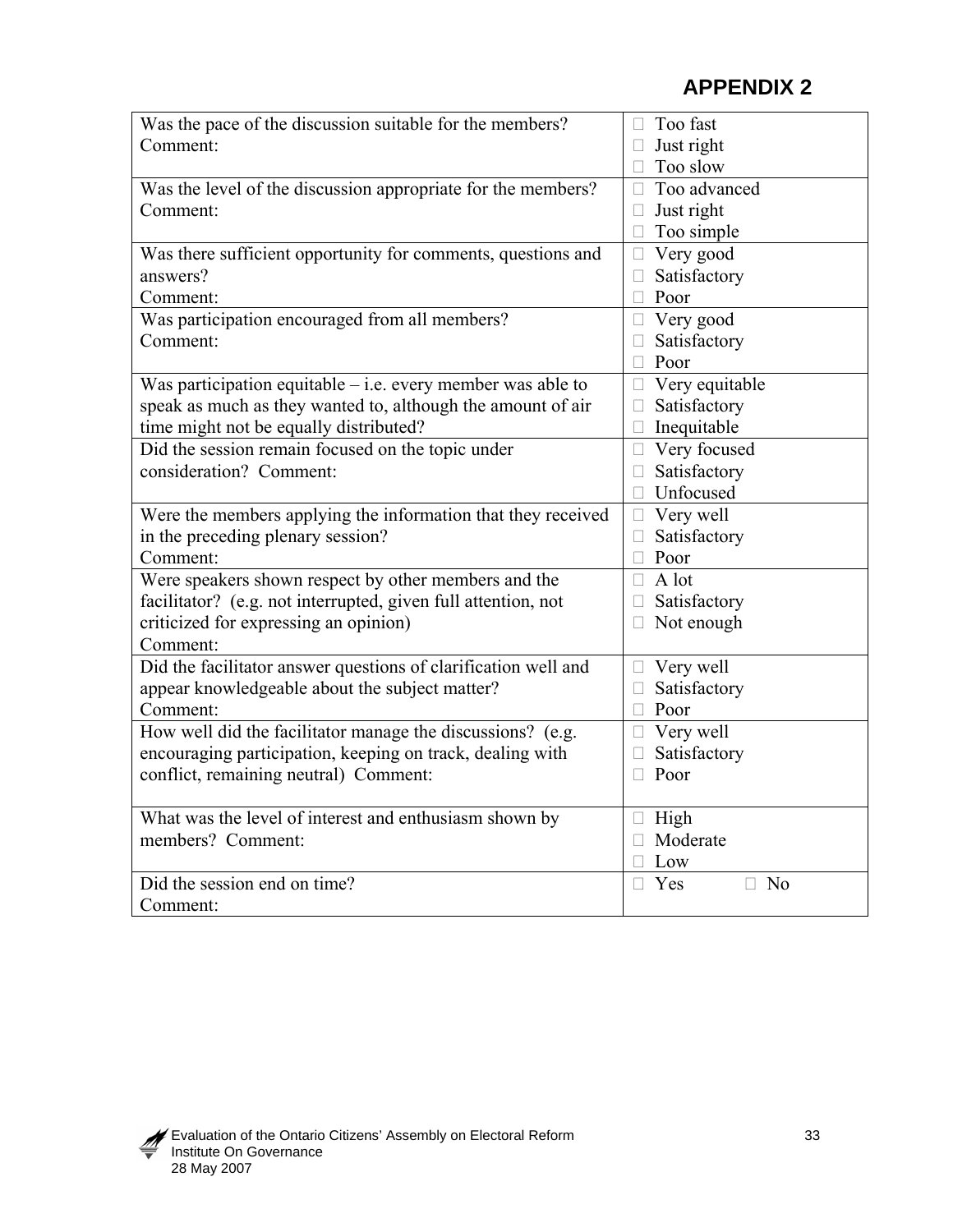## APPENDIX 2

| | |
|---|---|
| Was the pace of the discussion suitable for the members?<br>Comment: | □ Too fast<br>□ Just right<br>□ Too slow |
| Was the level of the discussion appropriate for the members?<br>Comment: | □ Too advanced<br>□ Just right<br>□ Too simple |
| Was there sufficient opportunity for comments, questions and answers?<br>Comment: | □ Very good<br>□ Satisfactory<br>□ Poor |
| Was participation encouraged from all members?<br>Comment: | □ Very good<br>□ Satisfactory<br>□ Poor |
| Was participation equitable – i.e. every member was able to speak as much as they wanted to, although the amount of air time might not be equally distributed? | □ Very equitable<br>□ Satisfactory<br>□ Inequitable |
| Did the session remain focused on the topic under consideration? Comment: | □ Very focused<br>□ Satisfactory<br>□ Unfocused |
| Were the members applying the information that they received in the preceding plenary session?<br>Comment: | □ Very well<br>□ Satisfactory<br>□ Poor |
| Were speakers shown respect by other members and the facilitator? (e.g. not interrupted, given full attention, not criticized for expressing an opinion)<br>Comment: | □ A lot<br>□ Satisfactory<br>□ Not enough |
| Did the facilitator answer questions of clarification well and appear knowledgeable about the subject matter?<br>Comment: | □ Very well<br>□ Satisfactory<br>□ Poor |
| How well did the facilitator manage the discussions? (e.g. encouraging participation, keeping on track, dealing with conflict, remaining neutral) Comment: | □ Very well<br>□ Satisfactory<br>□ Poor |
| What was the level of interest and enthusiasm shown by members? Comment: | □ High<br>□ Moderate<br>□ Low |
| Did the session end on time?<br>Comment: | □ Yes □ No |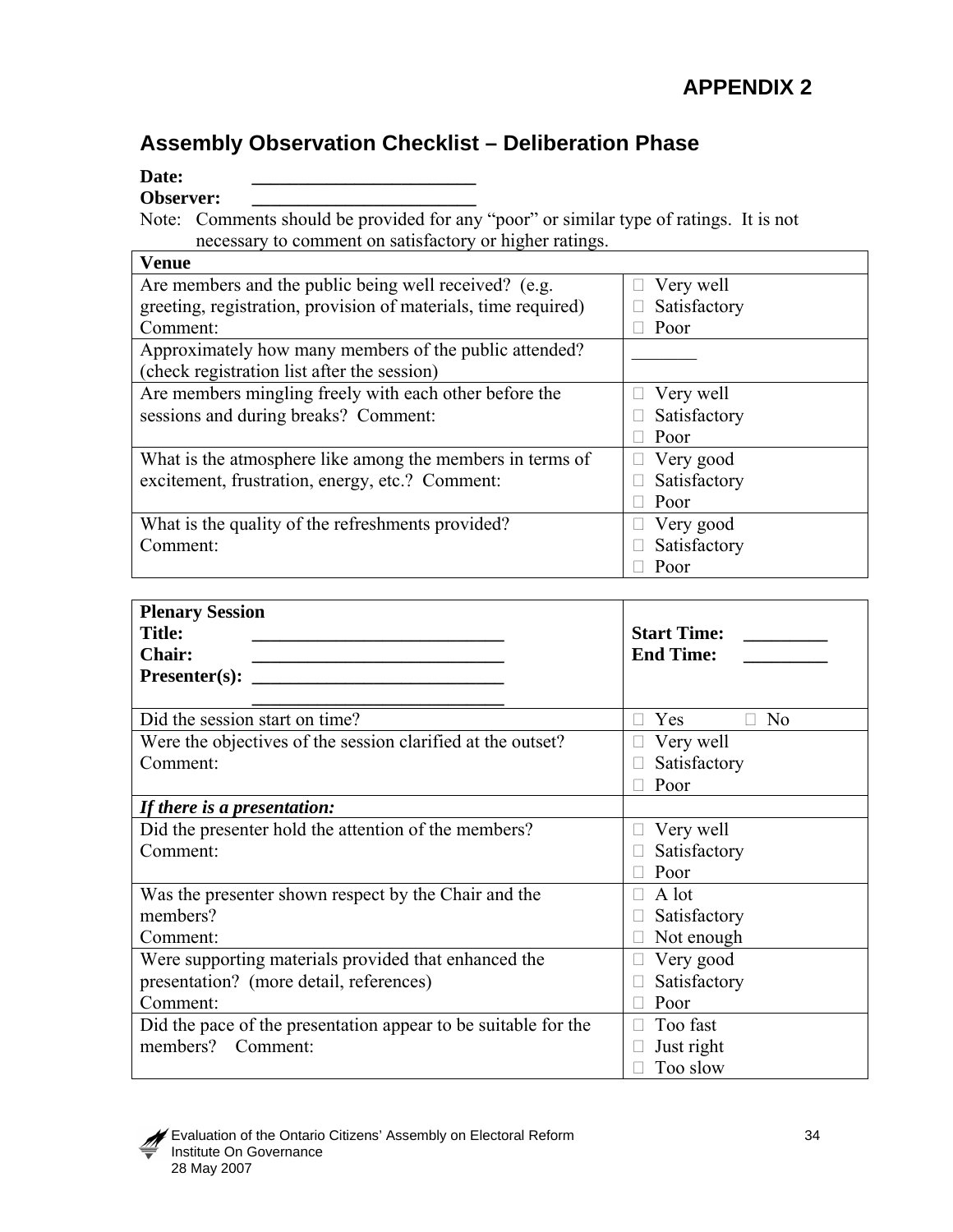# APPENDIX 2

## Assembly Observation Checklist – Deliberation Phase

**Date:** ________________________

**Observer:** ________________________

Note: Comments should be provided for any "poor" or similar type of ratings. It is not necessary to comment on satisfactory or higher ratings.

| **Venue** | |
|---|---|
| Are members and the public being well received? (e.g. greeting, registration, provision of materials, time required) Comment: | □ Very well<br>□ Satisfactory<br>□ Poor |
| Approximately how many members of the public attended? (check registration list after the session) | _______ |
| Are members mingling freely with each other before the sessions and during breaks? Comment: | □ Very well<br>□ Satisfactory<br>□ Poor |
| What is the atmosphere like among the members in terms of excitement, frustration, energy, etc.? Comment: | □ Very good<br>□ Satisfactory<br>□ Poor |
| What is the quality of the refreshments provided? Comment: | □ Very good<br>□ Satisfactory<br>□ Poor |

| **Plenary Session**<br>**Title:** ___________________________<br>**Chair:** ___________________________<br>**Presenter(s):** ___________________________<br>___________________________ | **Start Time:** _________<br>**End Time:** _________ |
|---|---|
| Did the session start on time? | □ Yes □ No |
| Were the objectives of the session clarified at the outset? Comment: | □ Very well<br>□ Satisfactory<br>□ Poor |
| ***If there is a presentation:*** | |
| Did the presenter hold the attention of the members? Comment: | □ Very well<br>□ Satisfactory<br>□ Poor |
| Was the presenter shown respect by the Chair and the members? Comment: | □ A lot<br>□ Satisfactory<br>□ Not enough |
| Were supporting materials provided that enhanced the presentation? (more detail, references) Comment: | □ Very good<br>□ Satisfactory<br>□ Poor |
| Did the pace of the presentation appear to be suitable for the members? Comment: | □ Too fast<br>□ Just right<br>□ Too slow |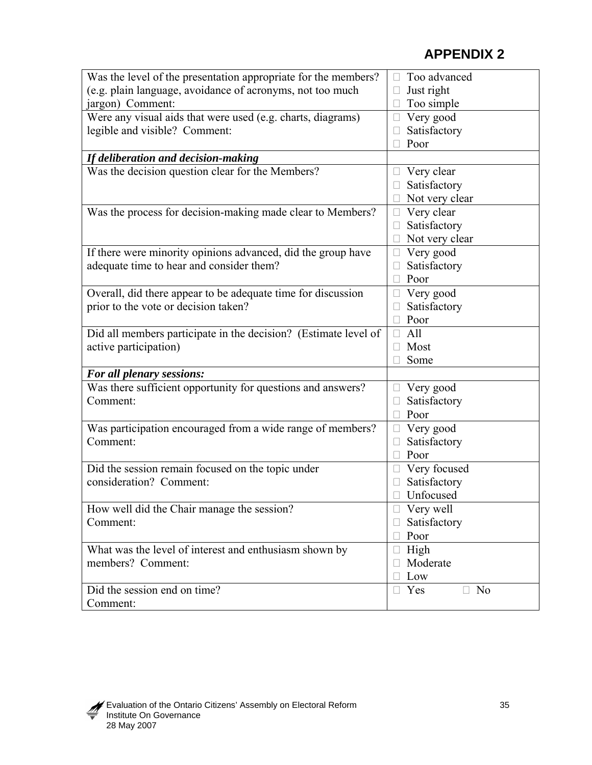## APPENDIX 2

| | |
|---|---|
| Was the level of the presentation appropriate for the members? (e.g. plain language, avoidance of acronyms, not too much jargon) Comment: | □ Too advanced<br>□ Just right<br>□ Too simple |
| Were any visual aids that were used (e.g. charts, diagrams) legible and visible? Comment: | □ Very good<br>□ Satisfactory<br>□ Poor |
| ***If deliberation and decision-making*** | |
| Was the decision question clear for the Members? | □ Very clear<br>□ Satisfactory<br>□ Not very clear |
| Was the process for decision-making made clear to Members? | □ Very clear<br>□ Satisfactory<br>□ Not very clear |
| If there were minority opinions advanced, did the group have adequate time to hear and consider them? | □ Very good<br>□ Satisfactory<br>□ Poor |
| Overall, did there appear to be adequate time for discussion prior to the vote or decision taken? | □ Very good<br>□ Satisfactory<br>□ Poor |
| Did all members participate in the decision? (Estimate level of active participation) | □ All<br>□ Most<br>□ Some |
| ***For all plenary sessions:*** | |
| Was there sufficient opportunity for questions and answers? Comment: | □ Very good<br>□ Satisfactory<br>□ Poor |
| Was participation encouraged from a wide range of members? Comment: | □ Very good<br>□ Satisfactory<br>□ Poor |
| Did the session remain focused on the topic under consideration? Comment: | □ Very focused<br>□ Satisfactory<br>□ Unfocused |
| How well did the Chair manage the session? Comment: | □ Very well<br>□ Satisfactory<br>□ Poor |
| What was the level of interest and enthusiasm shown by members? Comment: | □ High<br>□ Moderate<br>□ Low |
| Did the session end on time? Comment: | □ Yes □ No |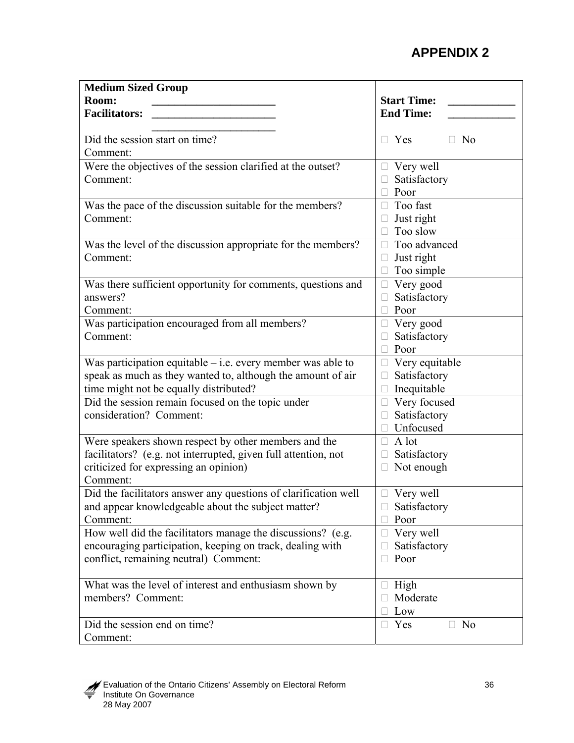# APPENDIX 2

| **Medium Sized Group**<br>**Room:** ______________________<br>**Facilitators:** ______________________<br>______________________ | **Start Time:** ____________<br>**End Time:** ____________ |
|---|---|
| Did the session start on time?<br>Comment: | □ Yes □ No |
| Were the objectives of the session clarified at the outset?<br>Comment: | □ Very well<br>□ Satisfactory<br>□ Poor |
| Was the pace of the discussion suitable for the members?<br>Comment: | □ Too fast<br>□ Just right<br>□ Too slow |
| Was the level of the discussion appropriate for the members?<br>Comment: | □ Too advanced<br>□ Just right<br>□ Too simple |
| Was there sufficient opportunity for comments, questions and answers?<br>Comment: | □ Very good<br>□ Satisfactory<br>□ Poor |
| Was participation encouraged from all members?<br>Comment: | □ Very good<br>□ Satisfactory<br>□ Poor |
| Was participation equitable – i.e. every member was able to speak as much as they wanted to, although the amount of air time might not be equally distributed? | □ Very equitable<br>□ Satisfactory<br>□ Inequitable |
| Did the session remain focused on the topic under consideration? Comment: | □ Very focused<br>□ Satisfactory<br>□ Unfocused |
| Were speakers shown respect by other members and the facilitators? (e.g. not interrupted, given full attention, not criticized for expressing an opinion)<br>Comment: | □ A lot<br>□ Satisfactory<br>□ Not enough |
| Did the facilitators answer any questions of clarification well and appear knowledgeable about the subject matter?<br>Comment: | □ Very well<br>□ Satisfactory<br>□ Poor |
| How well did the facilitators manage the discussions? (e.g. encouraging participation, keeping on track, dealing with conflict, remaining neutral) Comment: | □ Very well<br>□ Satisfactory<br>□ Poor |
| What was the level of interest and enthusiasm shown by members? Comment: | □ High<br>□ Moderate<br>□ Low |
| Did the session end on time?<br>Comment: | □ Yes □ No |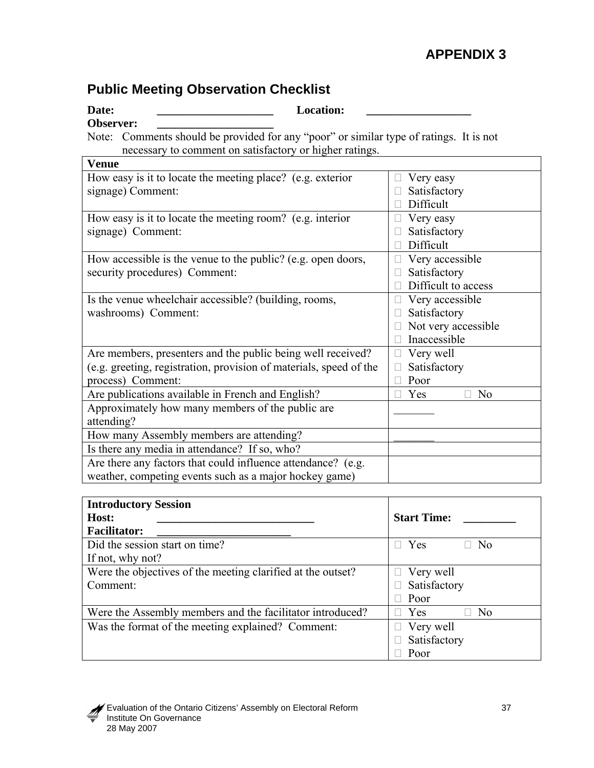# APPENDIX 3

## Public Meeting Observation Checklist

**Date:** ____________________ **Location:** __________________

**Observer:** ____________________

Note: Comments should be provided for any "poor" or similar type of ratings. It is not necessary to comment on satisfactory or higher ratings.

| **Venue** | |
|---|---|
| How easy is it to locate the meeting place? (e.g. exterior signage) Comment: | □ Very easy<br>□ Satisfactory<br>□ Difficult |
| How easy is it to locate the meeting room? (e.g. interior signage) Comment: | □ Very easy<br>□ Satisfactory<br>□ Difficult |
| How accessible is the venue to the public? (e.g. open doors, security procedures) Comment: | □ Very accessible<br>□ Satisfactory<br>□ Difficult to access |
| Is the venue wheelchair accessible? (building, rooms, washrooms) Comment: | □ Very accessible<br>□ Satisfactory<br>□ Not very accessible<br>□ Inaccessible |
| Are members, presenters and the public being well received? (e.g. greeting, registration, provision of materials, speed of the process) Comment: | □ Very well<br>□ Satisfactory<br>□ Poor |
| Are publications available in French and English? | □ Yes □ No |
| Approximately how many members of the public are attending? | _______ |
| How many Assembly members are attending? | _______ |
| Is there any media in attendance? If so, who? | |
| Are there any factors that could influence attendance? (e.g. weather, competing events such as a major hockey game) | |

| **Introductory Session**<br>**Host:** __________________________<br>**Facilitator:** ______________________ | **Start Time:** _________ |
|---|---|
| Did the session start on time?<br>If not, why not? | □ Yes □ No |
| Were the objectives of the meeting clarified at the outset? Comment: | □ Very well<br>□ Satisfactory<br>□ Poor |
| Were the Assembly members and the facilitator introduced? | □ Yes □ No |
| Was the format of the meeting explained? Comment: | □ Very well<br>□ Satisfactory<br>□ Poor |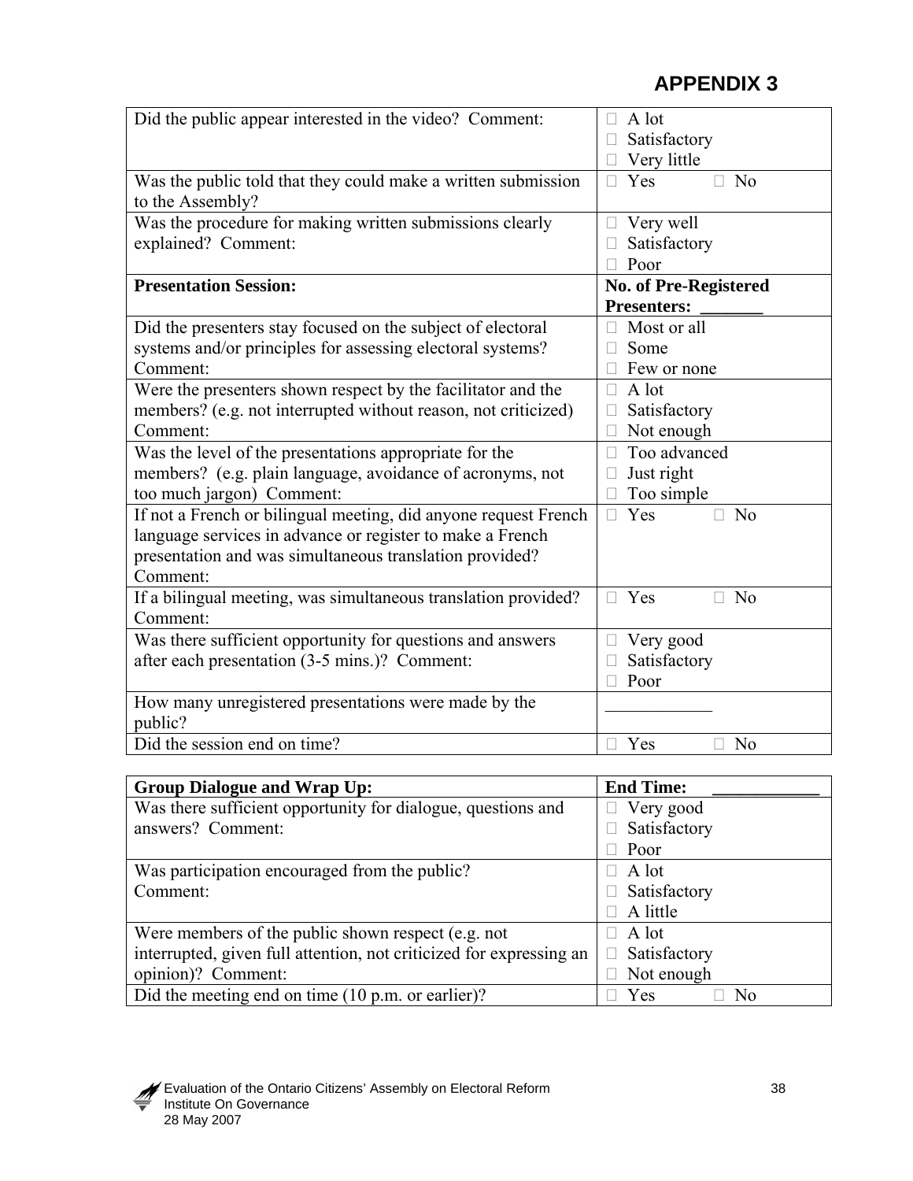# APPENDIX 3

| | |
|---|---|
| Did the public appear interested in the video? Comment: | □ A lot<br>□ Satisfactory<br>□ Very little |
| Was the public told that they could make a written submission to the Assembly? | □ Yes □ No |
| Was the procedure for making written submissions clearly explained? Comment: | □ Very well<br>□ Satisfactory<br>□ Poor |
| **Presentation Session:** | **No. of Pre-Registered Presenters: _______** |
| Did the presenters stay focused on the subject of electoral systems and/or principles for assessing electoral systems? Comment: | □ Most or all<br>□ Some<br>□ Few or none |
| Were the presenters shown respect by the facilitator and the members? (e.g. not interrupted without reason, not criticized) Comment: | □ A lot<br>□ Satisfactory<br>□ Not enough |
| Was the level of the presentations appropriate for the members? (e.g. plain language, avoidance of acronyms, not too much jargon) Comment: | □ Too advanced<br>□ Just right<br>□ Too simple |
| If not a French or bilingual meeting, did anyone request French language services in advance or register to make a French presentation and was simultaneous translation provided? Comment: | □ Yes □ No |
| If a bilingual meeting, was simultaneous translation provided? Comment: | □ Yes □ No |
| Was there sufficient opportunity for questions and answers after each presentation (3-5 mins.)? Comment: | □ Very good<br>□ Satisfactory<br>□ Poor |
| How many unregistered presentations were made by the public? | ____________ |
| Did the session end on time? | □ Yes □ No |

| **Group Dialogue and Wrap Up:** | **End Time: ____________** |
|---|---|
| Was there sufficient opportunity for dialogue, questions and answers? Comment: | □ Very good<br>□ Satisfactory<br>□ Poor |
| Was participation encouraged from the public? Comment: | □ A lot<br>□ Satisfactory<br>□ A little |
| Were members of the public shown respect (e.g. not interrupted, given full attention, not criticized for expressing an opinion)? Comment: | □ A lot<br>□ Satisfactory<br>□ Not enough |
| Did the meeting end on time (10 p.m. or earlier)? | □ Yes □ No |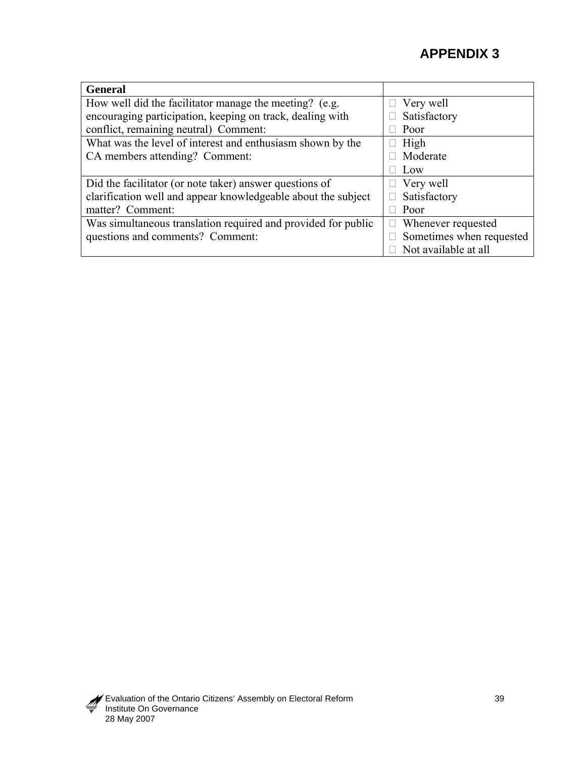# APPENDIX 3

| General | |
|---|---|
| How well did the facilitator manage the meeting? (e.g. encouraging participation, keeping on track, dealing with conflict, remaining neutral) Comment: | □ Very well<br>□ Satisfactory<br>□ Poor |
| What was the level of interest and enthusiasm shown by the CA members attending? Comment: | □ High<br>□ Moderate<br>□ Low |
| Did the facilitator (or note taker) answer questions of clarification well and appear knowledgeable about the subject matter? Comment: | □ Very well<br>□ Satisfactory<br>□ Poor |
| Was simultaneous translation required and provided for public questions and comments? Comment: | □ Whenever requested<br>□ Sometimes when requested<br>□ Not available at all |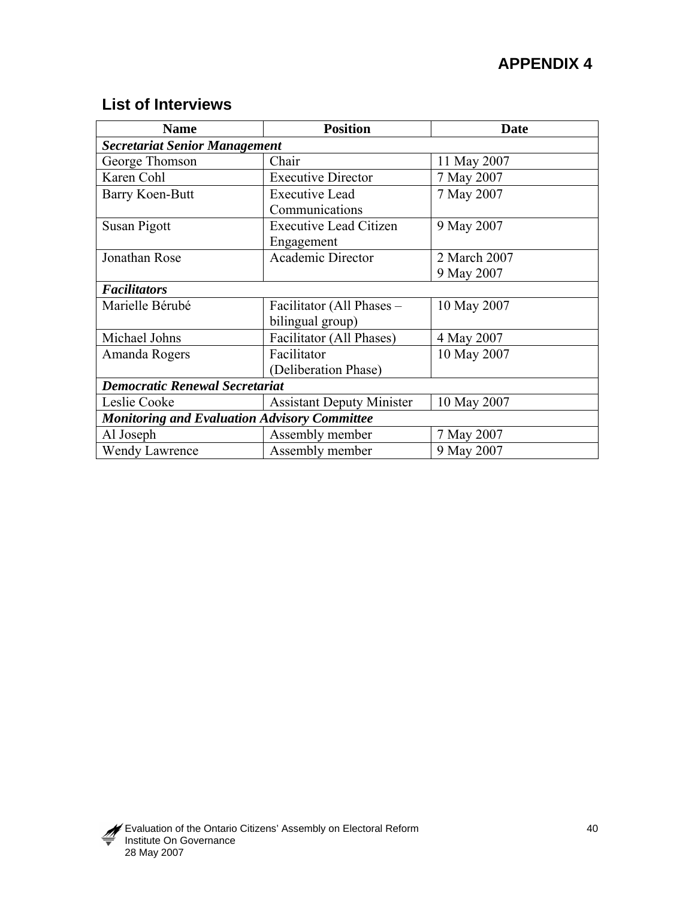# APPENDIX 4

## List of Interviews

| Name | Position | Date |
| --- | --- | --- |
| ***Secretariat Senior Management*** | | |
| George Thomson | Chair | 11 May 2007 |
| Karen Cohl | Executive Director | 7 May 2007 |
| Barry Koen-Butt | Executive Lead Communications | 7 May 2007 |
| Susan Pigott | Executive Lead Citizen Engagement | 9 May 2007 |
| Jonathan Rose | Academic Director | 2 March 2007<br>9 May 2007 |
| ***Facilitators*** | | |
| Marielle Bérubé | Facilitator (All Phases – bilingual group) | 10 May 2007 |
| Michael Johns | Facilitator (All Phases) | 4 May 2007 |
| Amanda Rogers | Facilitator (Deliberation Phase) | 10 May 2007 |
| ***Democratic Renewal Secretariat*** | | |
| Leslie Cooke | Assistant Deputy Minister | 10 May 2007 |
| ***Monitoring and Evaluation Advisory Committee*** | | |
| Al Joseph | Assembly member | 7 May 2007 |
| Wendy Lawrence | Assembly member | 9 May 2007 |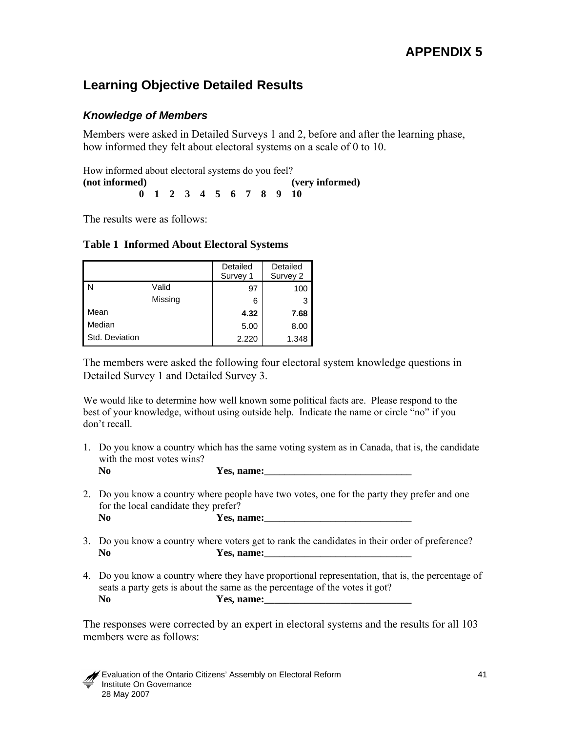# APPENDIX 5

## Learning Objective Detailed Results

### *Knowledge of Members*

Members were asked in Detailed Surveys 1 and 2, before and after the learning phase, how informed they felt about electoral systems on a scale of 0 to 10.

How informed about electoral systems do you feel?
**(not informed)** **(very informed)**
**0 1 2 3 4 5 6 7 8 9 10**

The results were as follows:

**Table 1 Informed About Electoral Systems**

| | | Detailed Survey 1 | Detailed Survey 2 |
|---|---|---|---|
| N | Valid | 97 | 100 |
| | Missing | 6 | 3 |
| Mean | | **4.32** | **7.68** |
| Median | | 5.00 | 8.00 |
| Std. Deviation | | 2.220 | 1.348 |

The members were asked the following four electoral system knowledge questions in Detailed Survey 1 and Detailed Survey 3.

We would like to determine how well known some political facts are. Please respond to the best of your knowledge, without using outside help. Indicate the name or circle "no" if you don't recall.

1. Do you know a country which has the same voting system as in Canada, that is, the candidate with the most votes wins?
   **No** **Yes, name:_____________________________**

2. Do you know a country where people have two votes, one for the party they prefer and one for the local candidate they prefer?
   **No** **Yes, name:_____________________________**

3. Do you know a country where voters get to rank the candidates in their order of preference?
   **No** **Yes, name:_____________________________**

4. Do you know a country where they have proportional representation, that is, the percentage of seats a party gets is about the same as the percentage of the votes it got?
   **No** **Yes, name:_____________________________**

The responses were corrected by an expert in electoral systems and the results for all 103 members were as follows: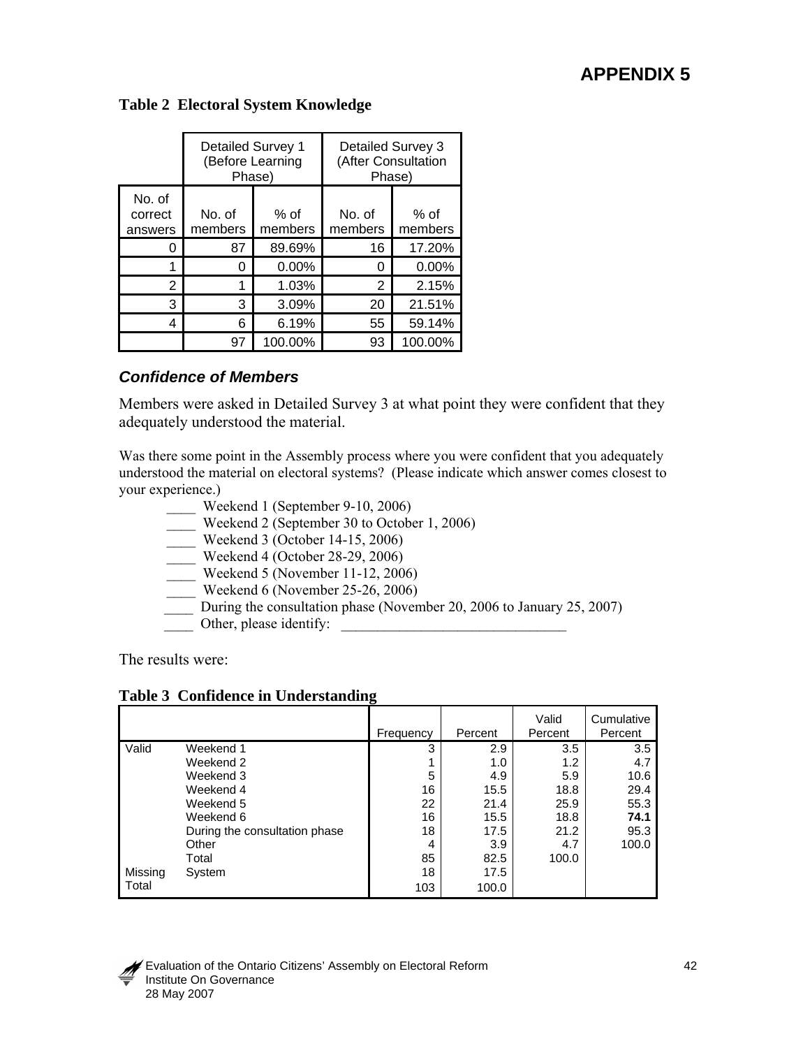# APPENDIX 5

**Table 2 Electoral System Knowledge**

| | Detailed Survey 1 (Before Learning Phase) | | Detailed Survey 3 (After Consultation Phase) | |
|---|---|---|---|---|
| No. of correct answers | No. of members | % of members | No. of members | % of members |
| 0 | 87 | 89.69% | 16 | 17.20% |
| 1 | 0 | 0.00% | 0 | 0.00% |
| 2 | 1 | 1.03% | 2 | 2.15% |
| 3 | 3 | 3.09% | 20 | 21.51% |
| 4 | 6 | 6.19% | 55 | 59.14% |
| | 97 | 100.00% | 93 | 100.00% |

### *Confidence of Members*

Members were asked in Detailed Survey 3 at what point they were confident that they adequately understood the material.

Was there some point in the Assembly process where you were confident that you adequately understood the material on electoral systems? (Please indicate which answer comes closest to your experience.)

____ Weekend 1 (September 9-10, 2006)
____ Weekend 2 (September 30 to October 1, 2006)
____ Weekend 3 (October 14-15, 2006)
____ Weekend 4 (October 28-29, 2006)
____ Weekend 5 (November 11-12, 2006)
____ Weekend 6 (November 25-26, 2006)
____ During the consultation phase (November 20, 2006 to January 25, 2007)
____ Other, please identify: ________________________________

The results were:

**Table 3 Confidence in Understanding**

| | | Frequency | Percent | Valid Percent | Cumulative Percent |
|---|---|---|---|---|---|
| Valid | Weekend 1 | 3 | 2.9 | 3.5 | 3.5 |
| | Weekend 2 | 1 | 1.0 | 1.2 | 4.7 |
| | Weekend 3 | 5 | 4.9 | 5.9 | 10.6 |
| | Weekend 4 | 16 | 15.5 | 18.8 | 29.4 |
| | Weekend 5 | 22 | 21.4 | 25.9 | 55.3 |
| | Weekend 6 | 16 | 15.5 | 18.8 | **74.1** |
| | During the consultation phase | 18 | 17.5 | 21.2 | 95.3 |
| | Other | 4 | 3.9 | 4.7 | 100.0 |
| | Total | 85 | 82.5 | 100.0 | |
| Missing | System | 18 | 17.5 | | |
| Total | | 103 | 100.0 | | |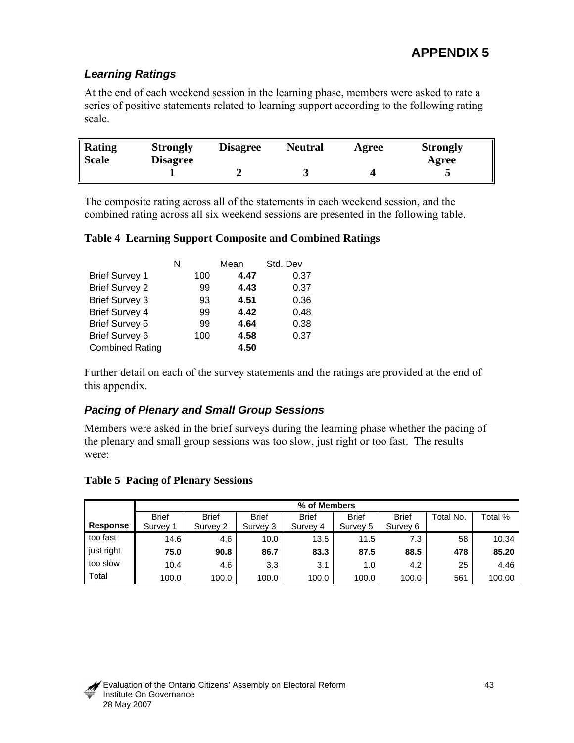# APPENDIX 5

### *Learning Ratings*

At the end of each weekend session in the learning phase, members were asked to rate a series of positive statements related to learning support according to the following rating scale.

| **Rating Scale** | **Strongly Disagree** | **Disagree** | **Neutral** | **Agree** | **Strongly Agree** |
|---|---|---|---|---|---|
| | **1** | **2** | **3** | **4** | **5** |

The composite rating across all of the statements in each weekend session, and the combined rating across all six weekend sessions are presented in the following table.

**Table 4 Learning Support Composite and Combined Ratings**

| | N | Mean | Std. Dev |
|---|---|---|---|
| Brief Survey 1 | 100 | **4.47** | 0.37 |
| Brief Survey 2 | 99 | **4.43** | 0.37 |
| Brief Survey 3 | 93 | **4.51** | 0.36 |
| Brief Survey 4 | 99 | **4.42** | 0.48 |
| Brief Survey 5 | 99 | **4.64** | 0.38 |
| Brief Survey 6 | 100 | **4.58** | 0.37 |
| Combined Rating | | **4.50** | |

Further detail on each of the survey statements and the ratings are provided at the end of this appendix.

### *Pacing of Plenary and Small Group Sessions*

Members were asked in the brief surveys during the learning phase whether the pacing of the plenary and small group sessions was too slow, just right or too fast. The results were:

**Table 5 Pacing of Plenary Sessions**

| | **% of Members** | | | | | | | |
|---|---|---|---|---|---|---|---|---|
| **Response** | Brief Survey 1 | Brief Survey 2 | Brief Survey 3 | Brief Survey 4 | Brief Survey 5 | Brief Survey 6 | Total No. | Total % |
| too fast | 14.6 | 4.6 | 10.0 | 13.5 | 11.5 | 7.3 | 58 | 10.34 |
| just right | **75.0** | **90.8** | **86.7** | **83.3** | **87.5** | **88.5** | **478** | **85.20** |
| too slow | 10.4 | 4.6 | 3.3 | 3.1 | 1.0 | 4.2 | 25 | 4.46 |
| Total | 100.0 | 100.0 | 100.0 | 100.0 | 100.0 | 100.0 | 561 | 100.00 |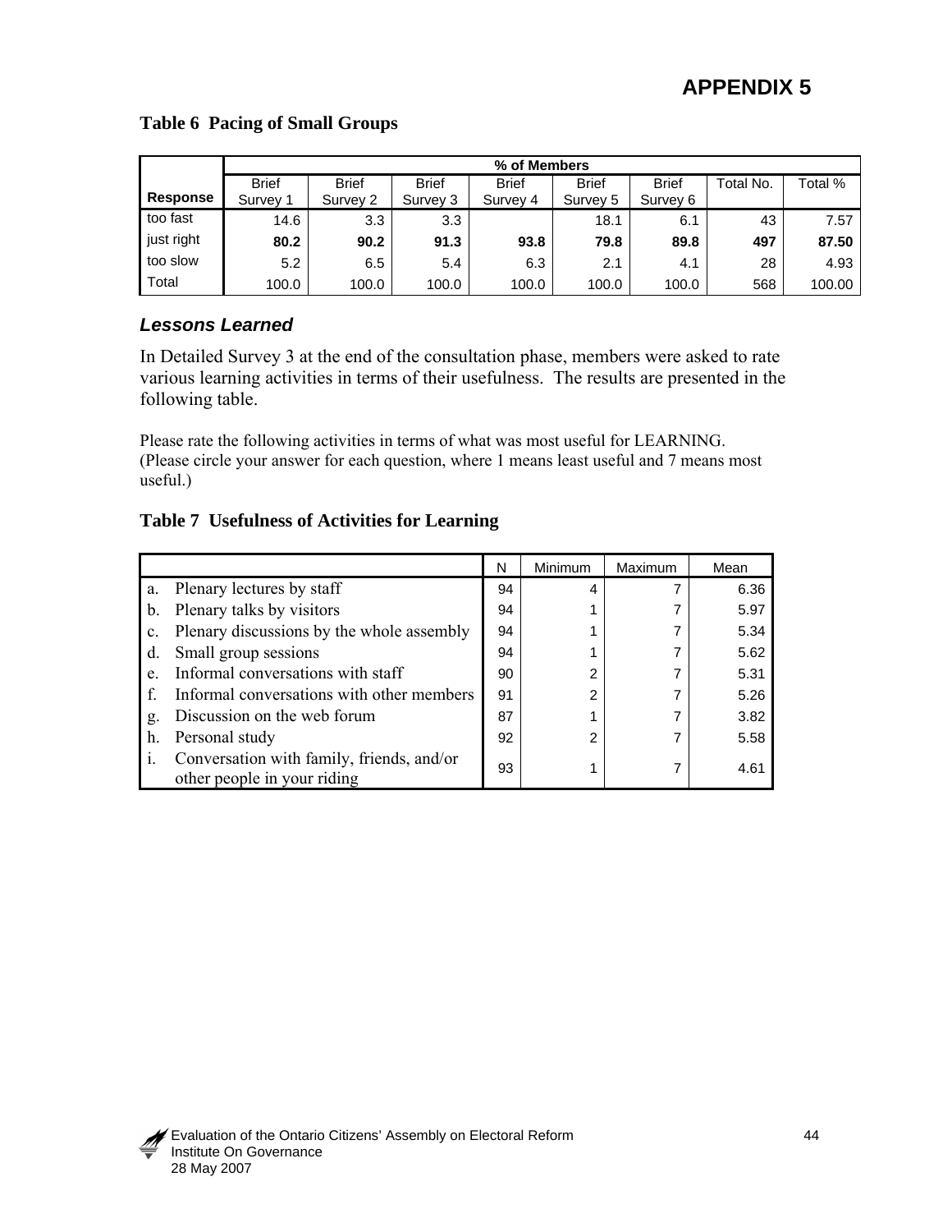# APPENDIX 5

**Table 6 Pacing of Small Groups**

| Response | % of Members | | | | | | | |
|---|---|---|---|---|---|---|---|---|
| | Brief Survey 1 | Brief Survey 2 | Brief Survey 3 | Brief Survey 4 | Brief Survey 5 | Brief Survey 6 | Total No. | Total % |
| too fast | 14.6 | 3.3 | 3.3 | | 18.1 | 6.1 | 43 | 7.57 |
| just right | **80.2** | **90.2** | **91.3** | **93.8** | **79.8** | **89.8** | **497** | **87.50** |
| too slow | 5.2 | 6.5 | 5.4 | 6.3 | 2.1 | 4.1 | 28 | 4.93 |
| Total | 100.0 | 100.0 | 100.0 | 100.0 | 100.0 | 100.0 | 568 | 100.00 |

### *Lessons Learned*

In Detailed Survey 3 at the end of the consultation phase, members were asked to rate various learning activities in terms of their usefulness. The results are presented in the following table.

Please rate the following activities in terms of what was most useful for LEARNING. (Please circle your answer for each question, where 1 means least useful and 7 means most useful.)

**Table 7 Usefulness of Activities for Learning**

| | N | Minimum | Maximum | Mean |
|---|---|---|---|---|
| a. Plenary lectures by staff | 94 | 4 | 7 | 6.36 |
| b. Plenary talks by visitors | 94 | 1 | 7 | 5.97 |
| c. Plenary discussions by the whole assembly | 94 | 1 | 7 | 5.34 |
| d. Small group sessions | 94 | 1 | 7 | 5.62 |
| e. Informal conversations with staff | 90 | 2 | 7 | 5.31 |
| f. Informal conversations with other members | 91 | 2 | 7 | 5.26 |
| g. Discussion on the web forum | 87 | 1 | 7 | 3.82 |
| h. Personal study | 92 | 2 | 7 | 5.58 |
| i. Conversation with family, friends, and/or other people in your riding | 93 | 1 | 7 | 4.61 |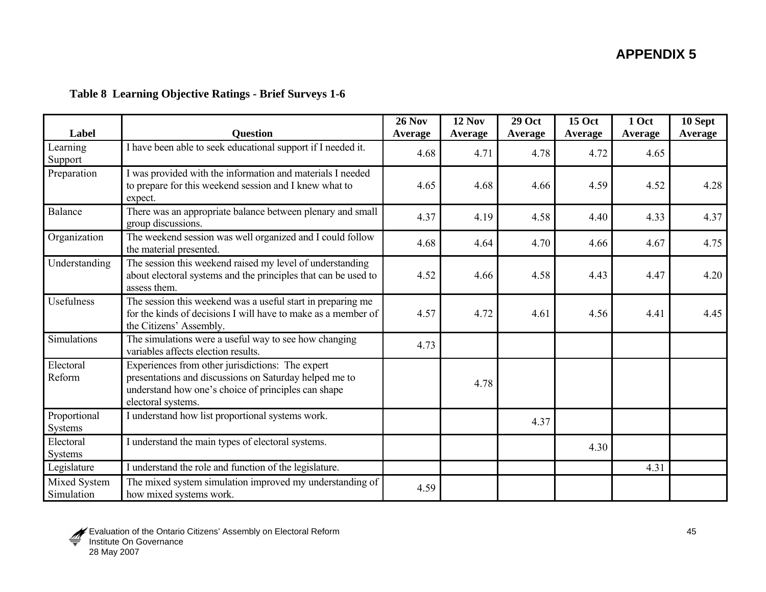# APPENDIX 5

**Table 8 Learning Objective Ratings - Brief Surveys 1-6**

| Label | Question | 26 Nov Average | 12 Nov Average | 29 Oct Average | 15 Oct Average | 1 Oct Average | 10 Sept Average |
|---|---|---|---|---|---|---|---|
| Learning Support | I have been able to seek educational support if I needed it. | 4.68 | 4.71 | 4.78 | 4.72 | 4.65 | |
| Preparation | I was provided with the information and materials I needed to prepare for this weekend session and I knew what to expect. | 4.65 | 4.68 | 4.66 | 4.59 | 4.52 | 4.28 |
| Balance | There was an appropriate balance between plenary and small group discussions. | 4.37 | 4.19 | 4.58 | 4.40 | 4.33 | 4.37 |
| Organization | The weekend session was well organized and I could follow the material presented. | 4.68 | 4.64 | 4.70 | 4.66 | 4.67 | 4.75 |
| Understanding | The session this weekend raised my level of understanding about electoral systems and the principles that can be used to assess them. | 4.52 | 4.66 | 4.58 | 4.43 | 4.47 | 4.20 |
| Usefulness | The session this weekend was a useful start in preparing me for the kinds of decisions I will have to make as a member of the Citizens' Assembly. | 4.57 | 4.72 | 4.61 | 4.56 | 4.41 | 4.45 |
| Simulations | The simulations were a useful way to see how changing variables affects election results. | 4.73 | | | | | |
| Electoral Reform | Experiences from other jurisdictions: The expert presentations and discussions on Saturday helped me to understand how one's choice of principles can shape electoral systems. | | 4.78 | | | | |
| Proportional Systems | I understand how list proportional systems work. | | | 4.37 | | | |
| Electoral Systems | I understand the main types of electoral systems. | | | | 4.30 | | |
| Legislature | I understand the role and function of the legislature. | | | | | 4.31 | |
| Mixed System Simulation | The mixed system simulation improved my understanding of how mixed systems work. | 4.59 | | | | | |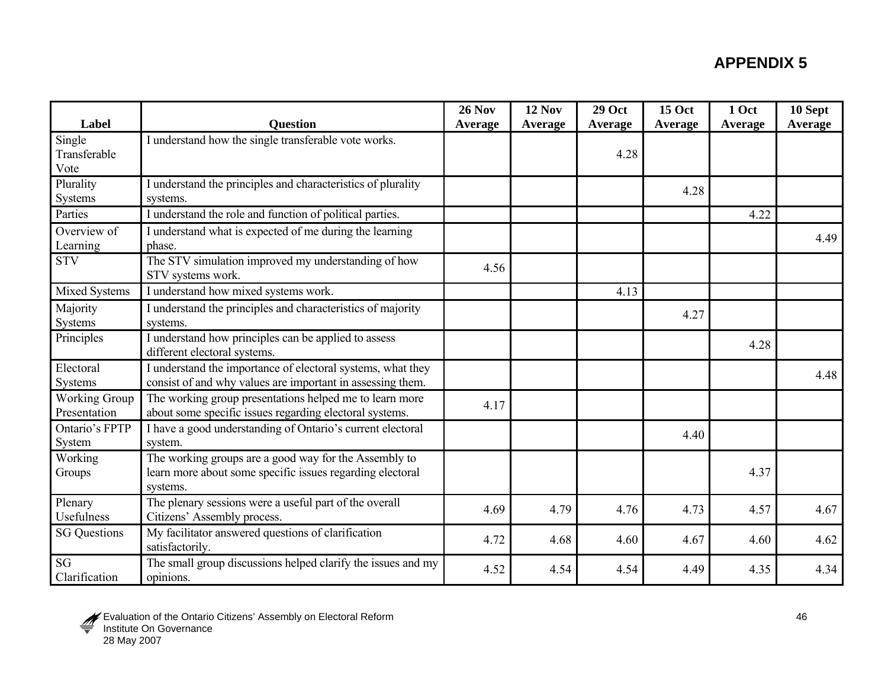# APPENDIX 5

| Label | Question | 26 Nov Average | 12 Nov Average | 29 Oct Average | 15 Oct Average | 1 Oct Average | 10 Sept Average |
|---|---|---|---|---|---|---|---|
| Single Transferable Vote | I understand how the single transferable vote works. | | | 4.28 | | | |
| Plurality Systems | I understand the principles and characteristics of plurality systems. | | | | 4.28 | | |
| Parties | I understand the role and function of political parties. | | | | | 4.22 | |
| Overview of Learning | I understand what is expected of me during the learning phase. | | | | | | 4.49 |
| STV | The STV simulation improved my understanding of how STV systems work. | 4.56 | | | | | |
| Mixed Systems | I understand how mixed systems work. | | | 4.13 | | | |
| Majority Systems | I understand the principles and characteristics of majority systems. | | | | 4.27 | | |
| Principles | I understand how principles can be applied to assess different electoral systems. | | | | | 4.28 | |
| Electoral Systems | I understand the importance of electoral systems, what they consist of and why values are important in assessing them. | | | | | | 4.48 |
| Working Group Presentation | The working group presentations helped me to learn more about some specific issues regarding electoral systems. | 4.17 | | | | | |
| Ontario's FPTP System | I have a good understanding of Ontario's current electoral system. | | | | 4.40 | | |
| Working Groups | The working groups are a good way for the Assembly to learn more about some specific issues regarding electoral systems. | | | | | 4.37 | |
| Plenary Usefulness | The plenary sessions were a useful part of the overall Citizens' Assembly process. | 4.69 | 4.79 | 4.76 | 4.73 | 4.57 | 4.67 |
| SG Questions | My facilitator answered questions of clarification satisfactorily. | 4.72 | 4.68 | 4.60 | 4.67 | 4.60 | 4.62 |
| SG Clarification | The small group discussions helped clarify the issues and my opinions. | 4.52 | 4.54 | 4.54 | 4.49 | 4.35 | 4.34 |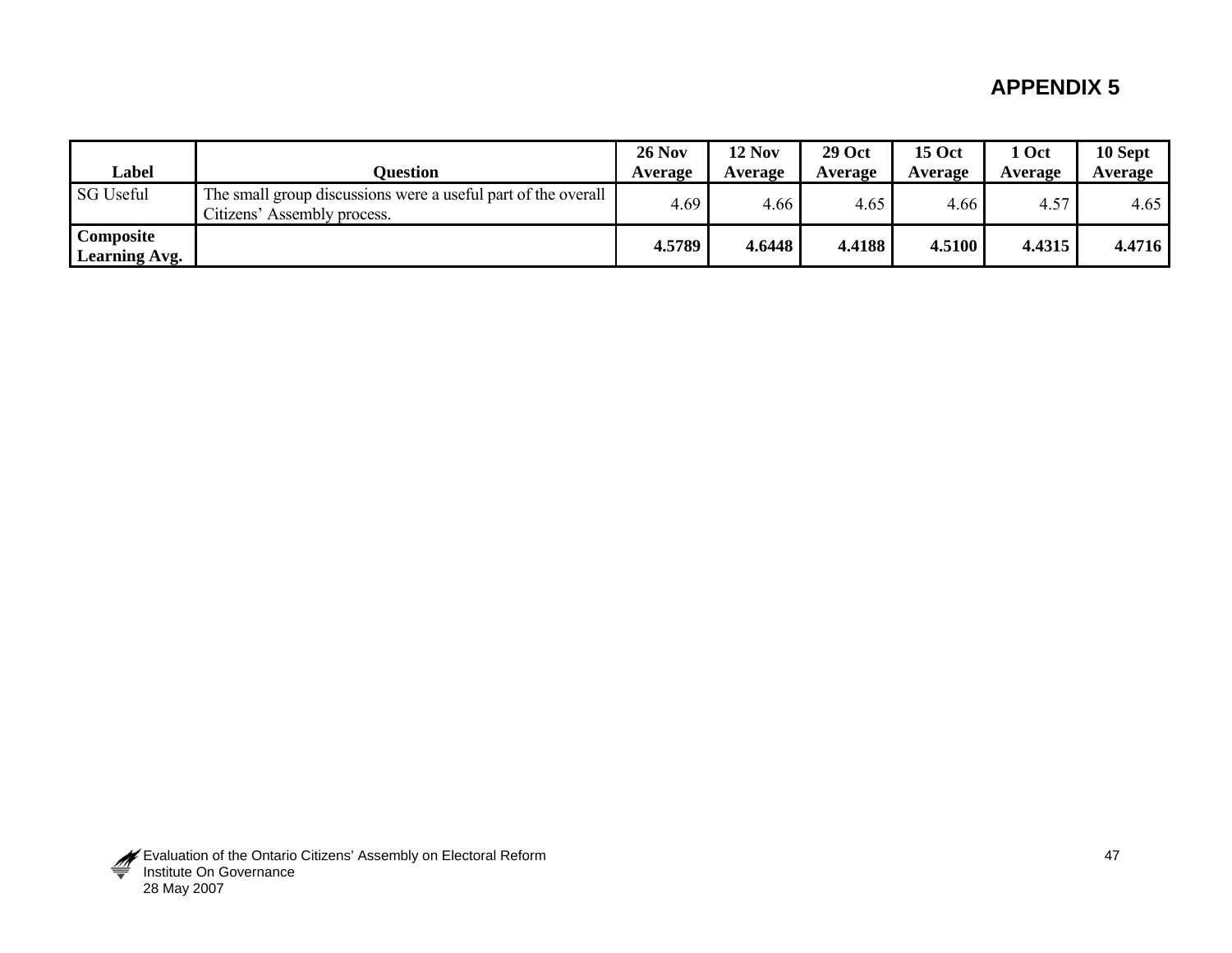# APPENDIX 5

| Label | Question | 26 Nov Average | 12 Nov Average | 29 Oct Average | 15 Oct Average | 1 Oct Average | 10 Sept Average |
|---|---|---|---|---|---|---|---|
| SG Useful | The small group discussions were a useful part of the overall Citizens' Assembly process. | 4.69 | 4.66 | 4.65 | 4.66 | 4.57 | 4.65 |
| **Composite Learning Avg.** | | **4.5789** | **4.6448** | **4.4188** | **4.5100** | **4.4315** | **4.4716** |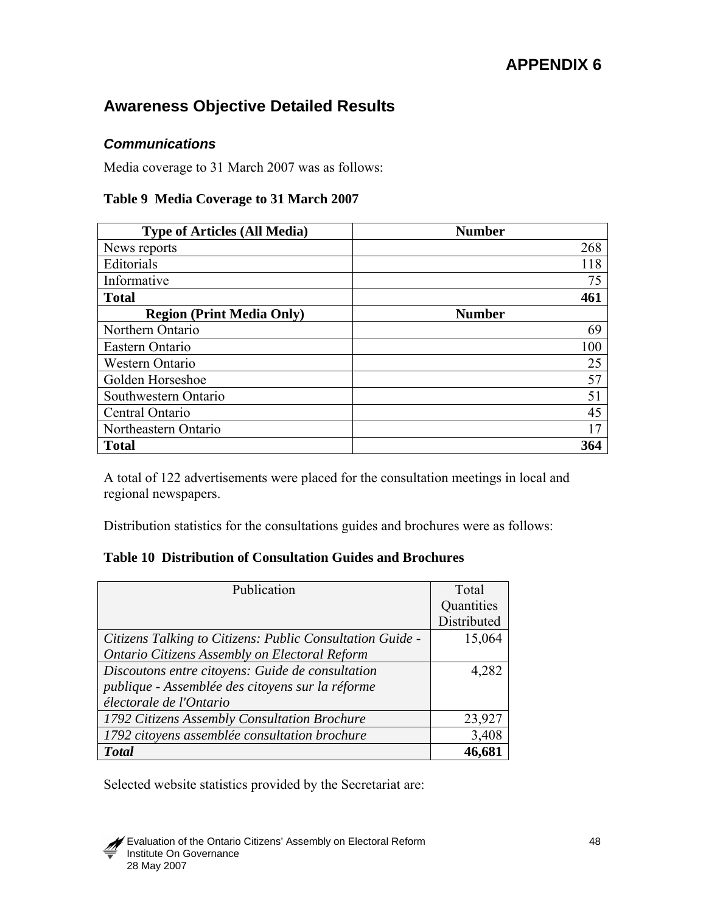# APPENDIX 6

## Awareness Objective Detailed Results

### *Communications*

Media coverage to 31 March 2007 was as follows:

**Table 9 Media Coverage to 31 March 2007**

| Type of Articles (All Media) | Number |
|---|---|
| News reports | 268 |
| Editorials | 118 |
| Informative | 75 |
| **Total** | **461** |
| **Region (Print Media Only)** | **Number** |
| Northern Ontario | 69 |
| Eastern Ontario | 100 |
| Western Ontario | 25 |
| Golden Horseshoe | 57 |
| Southwestern Ontario | 51 |
| Central Ontario | 45 |
| Northeastern Ontario | 17 |
| **Total** | **364** |

A total of 122 advertisements were placed for the consultation meetings in local and regional newspapers.

Distribution statistics for the consultations guides and brochures were as follows:

**Table 10 Distribution of Consultation Guides and Brochures**

| Publication | Total Quantities Distributed |
|---|---|
| *Citizens Talking to Citizens: Public Consultation Guide - Ontario Citizens Assembly on Electoral Reform* | 15,064 |
| *Discoutons entre citoyens: Guide de consultation publique - Assemblée des citoyens sur la réforme électorale de l'Ontario* | 4,282 |
| *1792 Citizens Assembly Consultation Brochure* | 23,927 |
| *1792 citoyens assemblée consultation brochure* | 3,408 |
| ***Total*** | **46,681** |

Selected website statistics provided by the Secretariat are: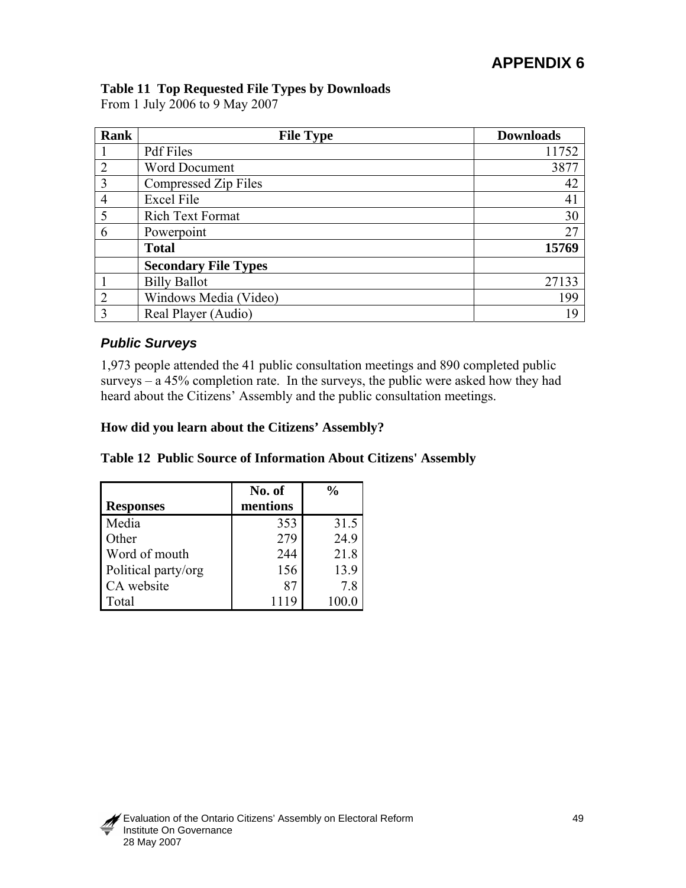# APPENDIX 6

**Table 11 Top Requested File Types by Downloads**
From 1 July 2006 to 9 May 2007

| Rank | File Type | Downloads |
|---|---|---|
| 1 | Pdf Files | 11752 |
| 2 | Word Document | 3877 |
| 3 | Compressed Zip Files | 42 |
| 4 | Excel File | 41 |
| 5 | Rich Text Format | 30 |
| 6 | Powerpoint | 27 |
| | **Total** | **15769** |
| | **Secondary File Types** | |
| 1 | Billy Ballot | 27133 |
| 2 | Windows Media (Video) | 199 |
| 3 | Real Player (Audio) | 19 |

### *Public Surveys*

1,973 people attended the 41 public consultation meetings and 890 completed public surveys – a 45% completion rate. In the surveys, the public were asked how they had heard about the Citizens' Assembly and the public consultation meetings.

**How did you learn about the Citizens' Assembly?**

**Table 12 Public Source of Information About Citizens' Assembly**

| Responses | No. of mentions | % |
|---|---|---|
| Media | 353 | 31.5 |
| Other | 279 | 24.9 |
| Word of mouth | 244 | 21.8 |
| Political party/org | 156 | 13.9 |
| CA website | 87 | 7.8 |
| Total | 1119 | 100.0 |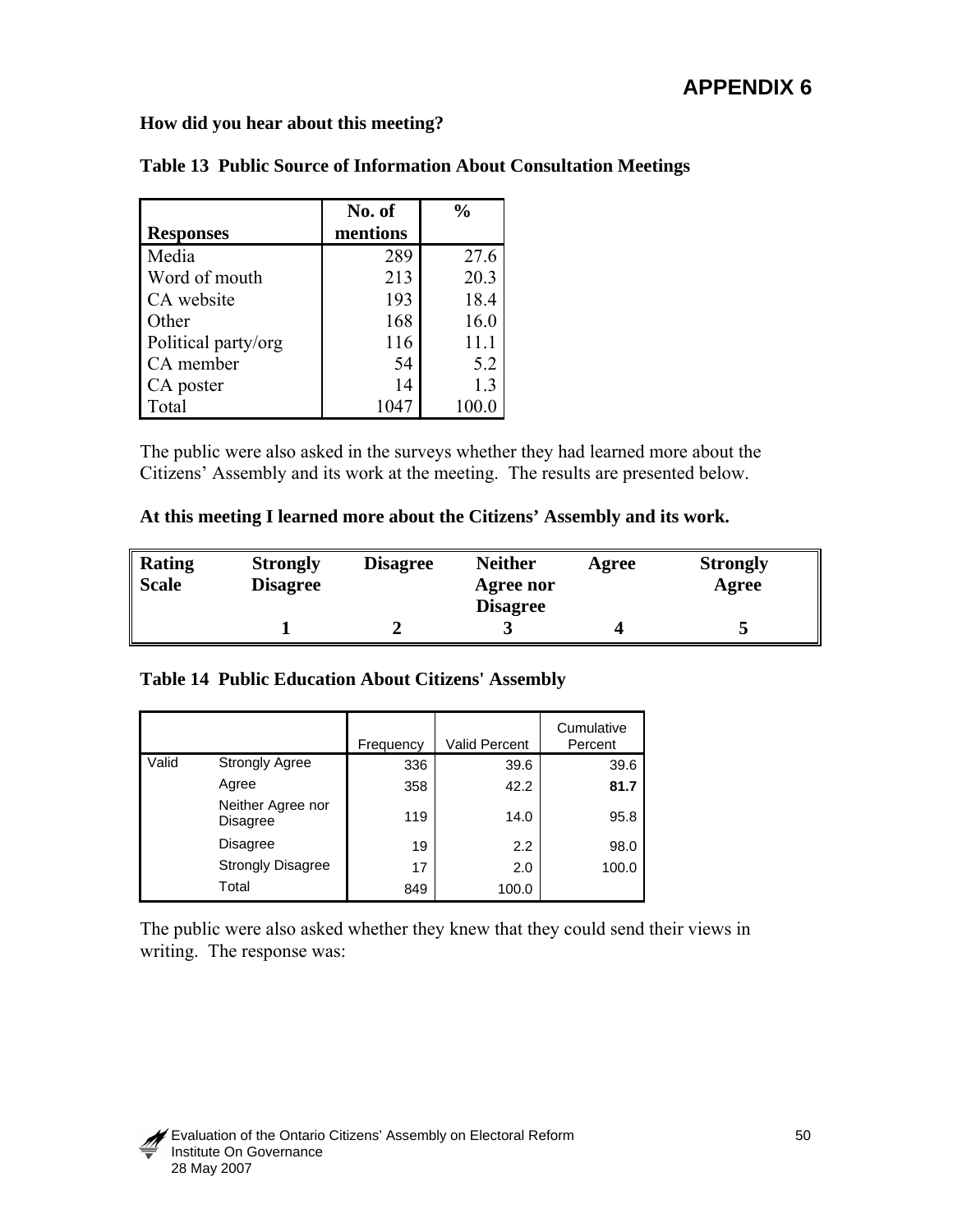# APPENDIX 6

**How did you hear about this meeting?**

**Table 13 Public Source of Information About Consultation Meetings**

| Responses | No. of mentions | % |
|---|---|---|
| Media | 289 | 27.6 |
| Word of mouth | 213 | 20.3 |
| CA website | 193 | 18.4 |
| Other | 168 | 16.0 |
| Political party/org | 116 | 11.1 |
| CA member | 54 | 5.2 |
| CA poster | 14 | 1.3 |
| Total | 1047 | 100.0 |

The public were also asked in the surveys whether they had learned more about the Citizens' Assembly and its work at the meeting. The results are presented below.

**At this meeting I learned more about the Citizens' Assembly and its work.**

| Rating Scale | Strongly Disagree | Disagree | Neither Agree nor Disagree | Agree | Strongly Agree |
|---|---|---|---|---|---|
| | 1 | 2 | 3 | 4 | 5 |

**Table 14 Public Education About Citizens' Assembly**

| | | Frequency | Valid Percent | Cumulative Percent |
|---|---|---|---|---|
| Valid | Strongly Agree | 336 | 39.6 | 39.6 |
| | Agree | 358 | 42.2 | **81.7** |
| | Neither Agree nor Disagree | 119 | 14.0 | 95.8 |
| | Disagree | 19 | 2.2 | 98.0 |
| | Strongly Disagree | 17 | 2.0 | 100.0 |
| | Total | 849 | 100.0 | |

The public were also asked whether they knew that they could send their views in writing. The response was: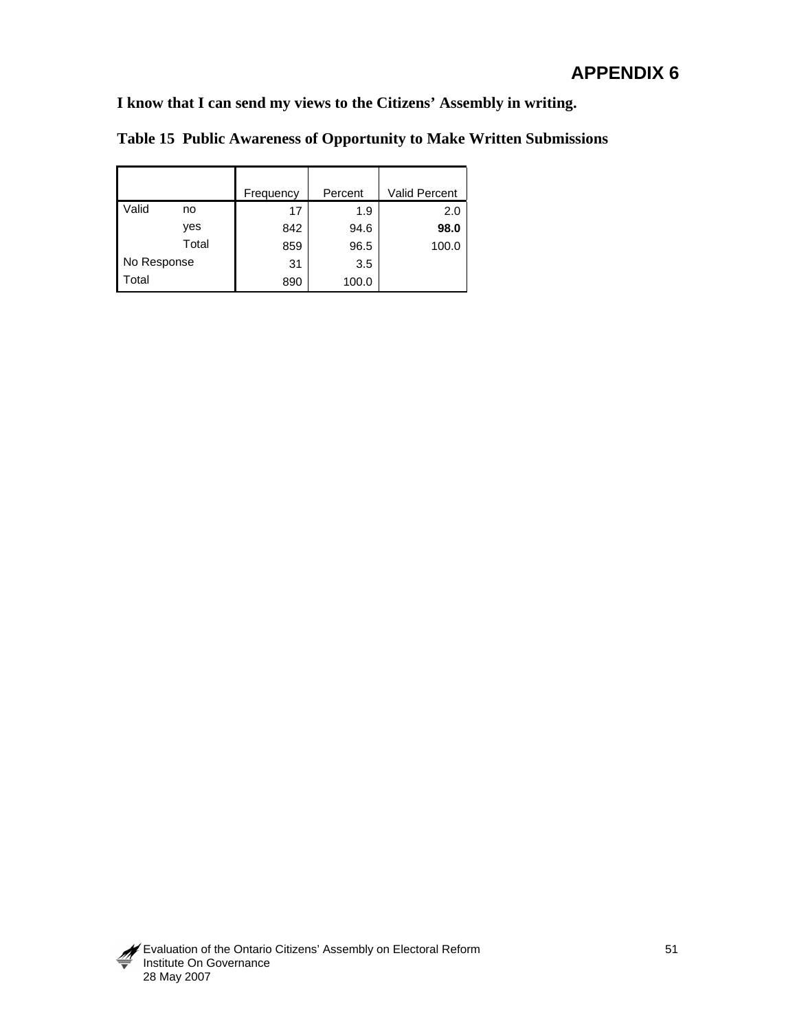# APPENDIX 6

**I know that I can send my views to the Citizens' Assembly in writing.**

**Table 15 Public Awareness of Opportunity to Make Written Submissions**

| | | Frequency | Percent | Valid Percent |
|---|---|---|---|---|
| Valid | no | 17 | 1.9 | 2.0 |
| | yes | 842 | 94.6 | **98.0** |
| | Total | 859 | 96.5 | 100.0 |
| No Response | | 31 | 3.5 | |
| Total | | 890 | 100.0 | |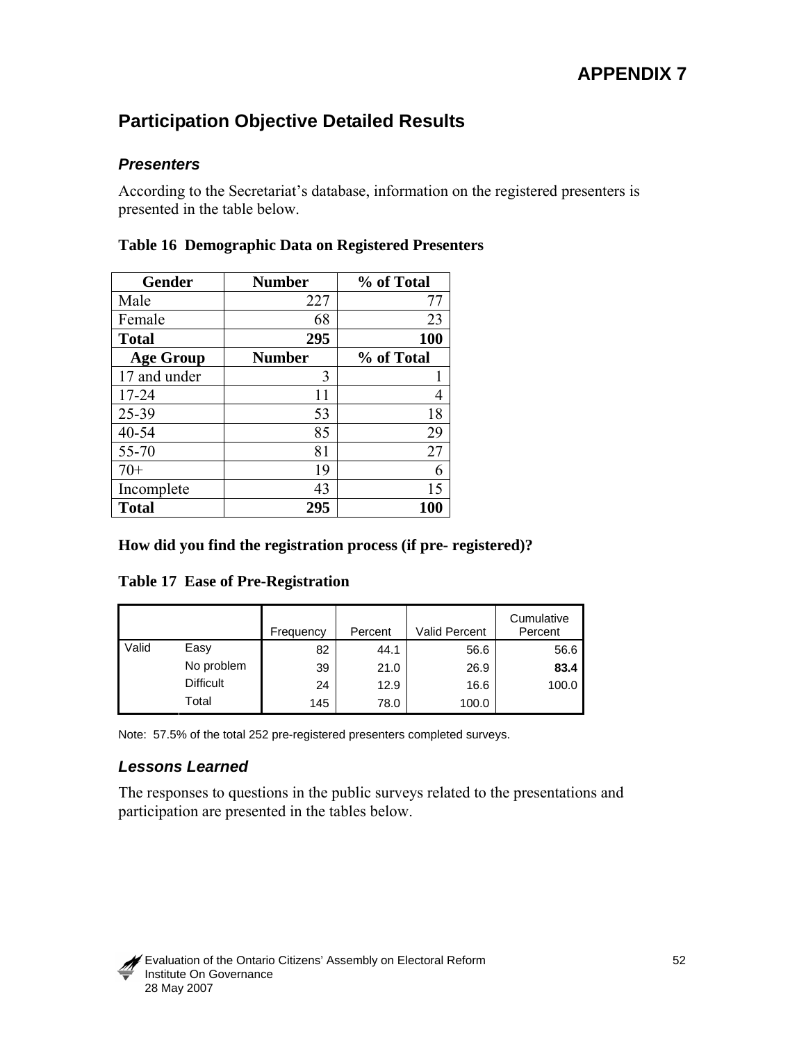# APPENDIX 7

## Participation Objective Detailed Results

### *Presenters*

According to the Secretariat's database, information on the registered presenters is presented in the table below.

**Table 16 Demographic Data on Registered Presenters**

| Gender | Number | % of Total |
|---|---|---|
| Male | 227 | 77 |
| Female | 68 | 23 |
| **Total** | **295** | **100** |
| **Age Group** | **Number** | **% of Total** |
| 17 and under | 3 | 1 |
| 17-24 | 11 | 4 |
| 25-39 | 53 | 18 |
| 40-54 | 85 | 29 |
| 55-70 | 81 | 27 |
| 70+ | 19 | 6 |
| Incomplete | 43 | 15 |
| **Total** | **295** | **100** |

**How did you find the registration process (if pre- registered)?**

**Table 17 Ease of Pre-Registration**

| | | Frequency | Percent | Valid Percent | Cumulative Percent |
|---|---|---|---|---|---|
| Valid | Easy | 82 | 44.1 | 56.6 | 56.6 |
| | No problem | 39 | 21.0 | 26.9 | **83.4** |
| | Difficult | 24 | 12.9 | 16.6 | 100.0 |
| | Total | 145 | 78.0 | 100.0 | |

Note: 57.5% of the total 252 pre-registered presenters completed surveys.

### *Lessons Learned*

The responses to questions in the public surveys related to the presentations and participation are presented in the tables below.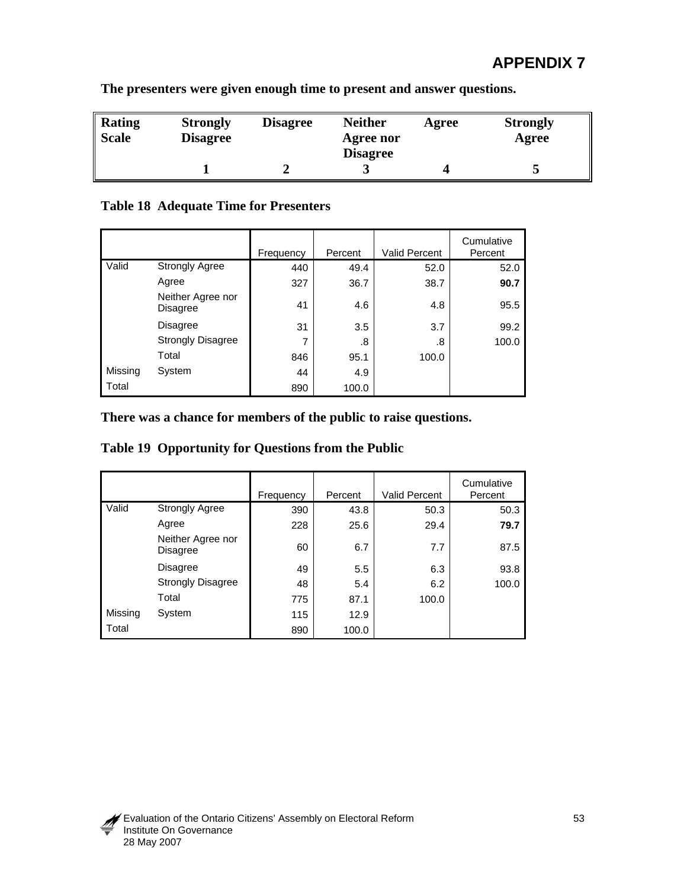# APPENDIX 7

**The presenters were given enough time to present and answer questions.**

| Rating Scale | Strongly Disagree | Disagree | Neither Agree nor Disagree | Agree | Strongly Agree |
|---|---|---|---|---|---|
| | **1** | **2** | **3** | **4** | **5** |

**Table 18 Adequate Time for Presenters**

| | | Frequency | Percent | Valid Percent | Cumulative Percent |
|---|---|---|---|---|---|
| Valid | Strongly Agree | 440 | 49.4 | 52.0 | 52.0 |
| | Agree | 327 | 36.7 | 38.7 | **90.7** |
| | Neither Agree nor Disagree | 41 | 4.6 | 4.8 | 95.5 |
| | Disagree | 31 | 3.5 | 3.7 | 99.2 |
| | Strongly Disagree | 7 | .8 | .8 | 100.0 |
| | Total | 846 | 95.1 | 100.0 | |
| Missing | System | 44 | 4.9 | | |
| Total | | 890 | 100.0 | | |

**There was a chance for members of the public to raise questions.**

**Table 19 Opportunity for Questions from the Public**

| | | Frequency | Percent | Valid Percent | Cumulative Percent |
|---|---|---|---|---|---|
| Valid | Strongly Agree | 390 | 43.8 | 50.3 | 50.3 |
| | Agree | 228 | 25.6 | 29.4 | **79.7** |
| | Neither Agree nor Disagree | 60 | 6.7 | 7.7 | 87.5 |
| | Disagree | 49 | 5.5 | 6.3 | 93.8 |
| | Strongly Disagree | 48 | 5.4 | 6.2 | 100.0 |
| | Total | 775 | 87.1 | 100.0 | |
| Missing | System | 115 | 12.9 | | |
| Total | | 890 | 100.0 | | |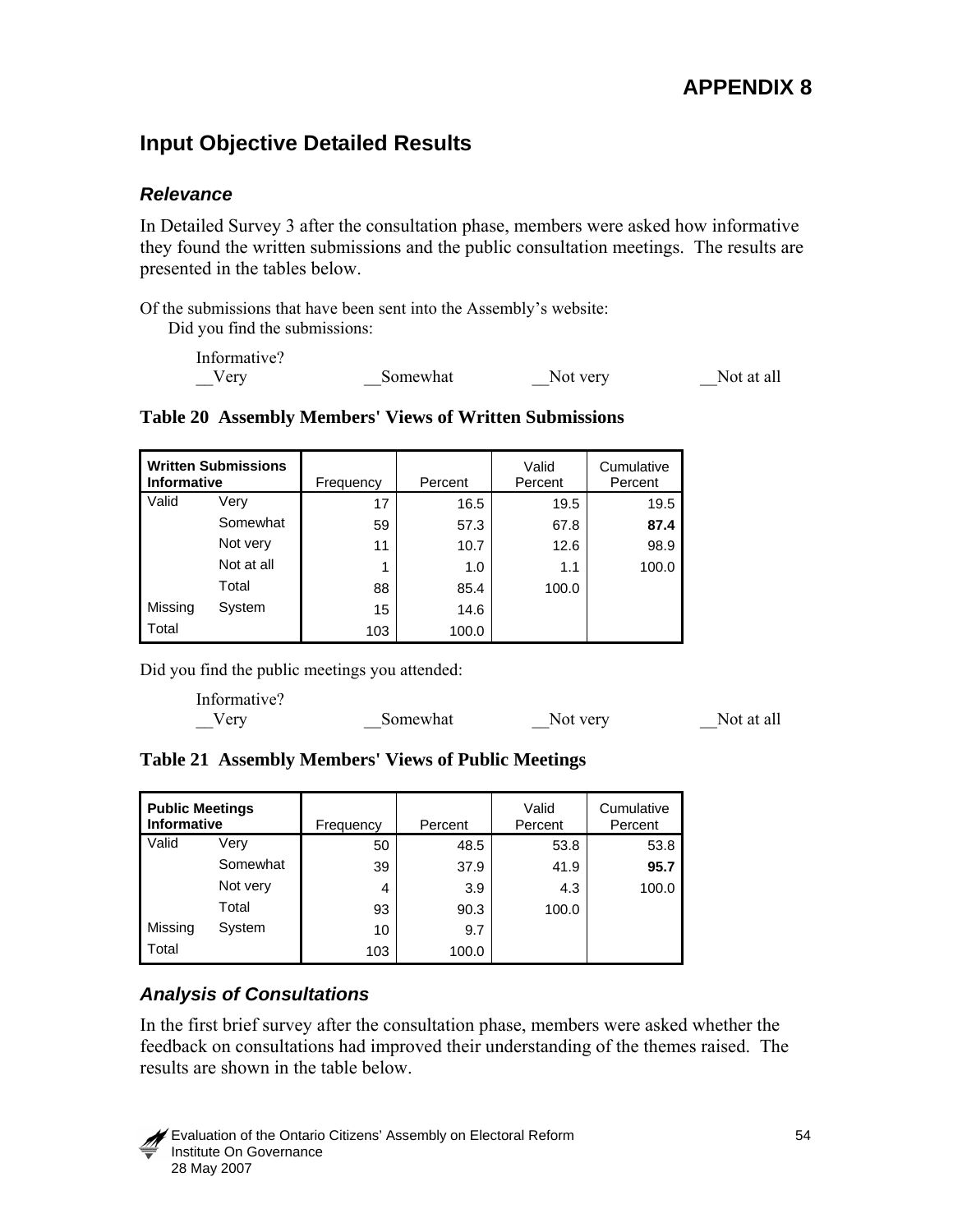# APPENDIX 8

## Input Objective Detailed Results

### *Relevance*

In Detailed Survey 3 after the consultation phase, members were asked how informative they found the written submissions and the public consultation meetings. The results are presented in the tables below.

Of the submissions that have been sent into the Assembly's website:
Did you find the submissions:

Informative?
__Very __Somewhat __Not very __Not at all

**Table 20 Assembly Members' Views of Written Submissions**

| **Written Submissions Informative** | | Frequency | Percent | Valid Percent | Cumulative Percent |
|---|---|---|---|---|---|
| Valid | Very | 17 | 16.5 | 19.5 | 19.5 |
| | Somewhat | 59 | 57.3 | 67.8 | **87.4** |
| | Not very | 11 | 10.7 | 12.6 | 98.9 |
| | Not at all | 1 | 1.0 | 1.1 | 100.0 |
| | Total | 88 | 85.4 | 100.0 | |
| Missing | System | 15 | 14.6 | | |
| Total | | 103 | 100.0 | | |

Did you find the public meetings you attended:

Informative?
__Very __Somewhat __Not very __Not at all

**Table 21 Assembly Members' Views of Public Meetings**

| **Public Meetings Informative** | | Frequency | Percent | Valid Percent | Cumulative Percent |
|---|---|---|---|---|---|
| Valid | Very | 50 | 48.5 | 53.8 | 53.8 |
| | Somewhat | 39 | 37.9 | 41.9 | **95.7** |
| | Not very | 4 | 3.9 | 4.3 | 100.0 |
| | Total | 93 | 90.3 | 100.0 | |
| Missing | System | 10 | 9.7 | | |
| Total | | 103 | 100.0 | | |

### *Analysis of Consultations*

In the first brief survey after the consultation phase, members were asked whether the feedback on consultations had improved their understanding of the themes raised. The results are shown in the table below.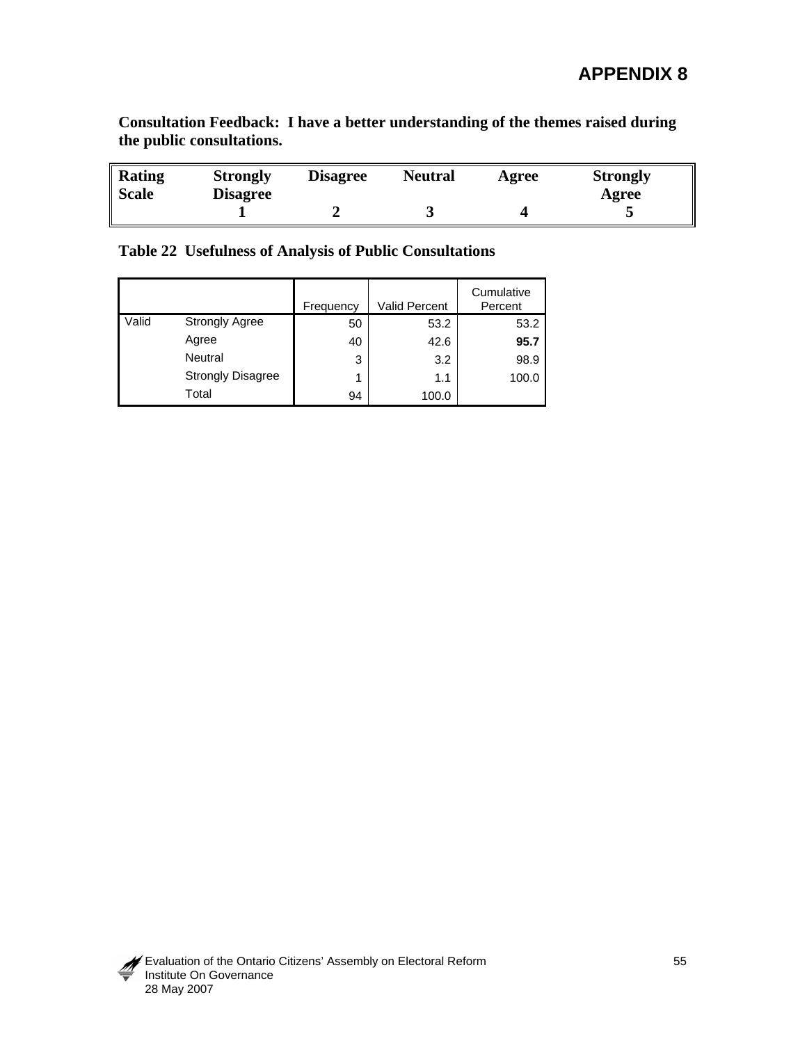# APPENDIX 8

**Consultation Feedback: I have a better understanding of the themes raised during the public consultations.**

| Rating Scale | Strongly Disagree | Disagree | Neutral | Agree | Strongly Agree |
|---|---|---|---|---|---|
| | 1 | 2 | 3 | 4 | 5 |

**Table 22 Usefulness of Analysis of Public Consultations**

| | | Frequency | Valid Percent | Cumulative Percent |
|---|---|---|---|---|
| Valid | Strongly Agree | 50 | 53.2 | 53.2 |
| | Agree | 40 | 42.6 | **95.7** |
| | Neutral | 3 | 3.2 | 98.9 |
| | Strongly Disagree | 1 | 1.1 | 100.0 |
| | Total | 94 | 100.0 | |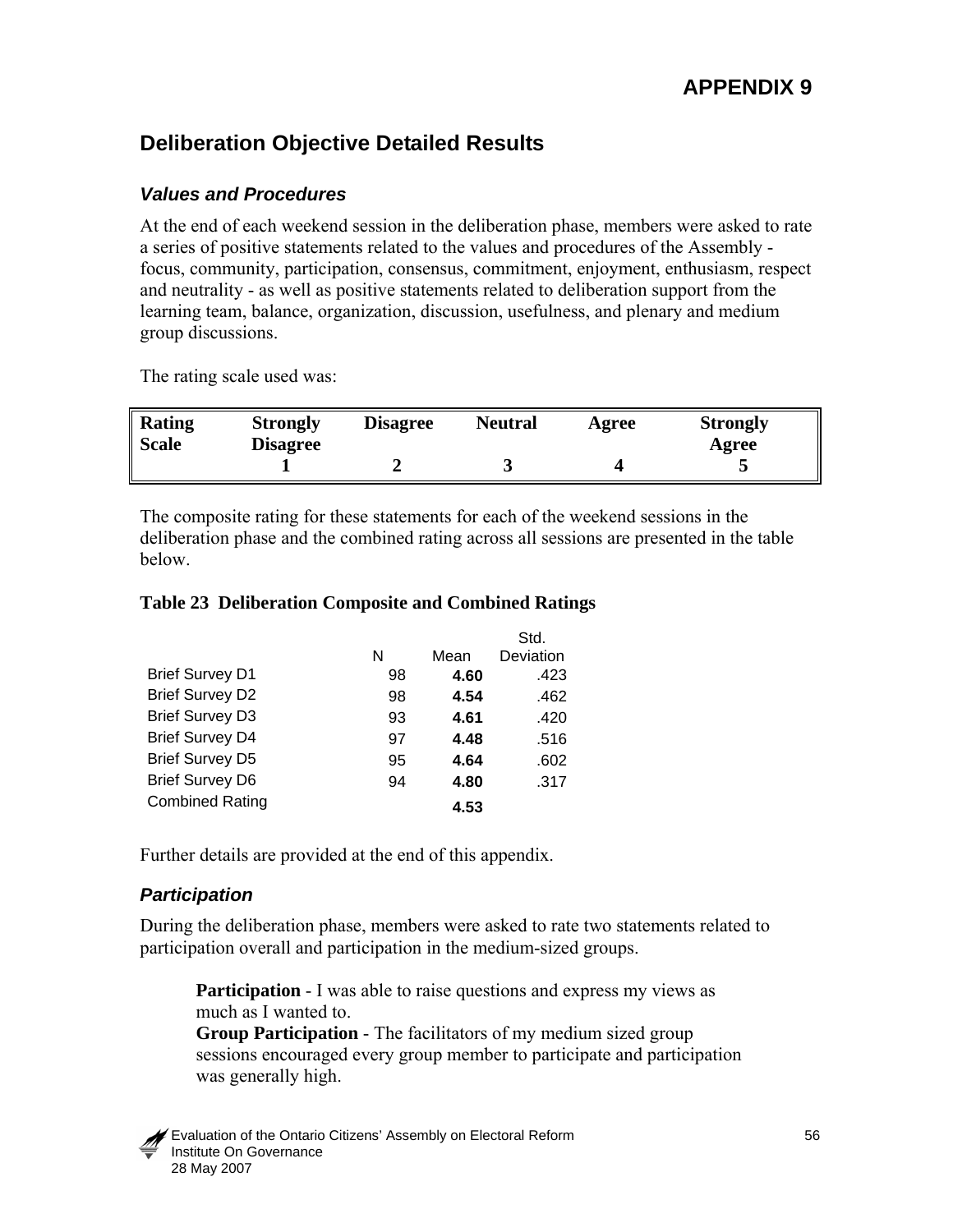# APPENDIX 9

## Deliberation Objective Detailed Results

### *Values and Procedures*

At the end of each weekend session in the deliberation phase, members were asked to rate a series of positive statements related to the values and procedures of the Assembly - focus, community, participation, consensus, commitment, enjoyment, enthusiasm, respect and neutrality - as well as positive statements related to deliberation support from the learning team, balance, organization, discussion, usefulness, and plenary and medium group discussions.

The rating scale used was:

| Rating Scale | Strongly Disagree | Disagree | Neutral | Agree | Strongly Agree |
|---|---|---|---|---|---|
| | 1 | 2 | 3 | 4 | 5 |

The composite rating for these statements for each of the weekend sessions in the deliberation phase and the combined rating across all sessions are presented in the table below.

**Table 23 Deliberation Composite and Combined Ratings**

| | N | Mean | Std. Deviation |
|---|---|---|---|
| Brief Survey D1 | 98 | **4.60** | .423 |
| Brief Survey D2 | 98 | **4.54** | .462 |
| Brief Survey D3 | 93 | **4.61** | .420 |
| Brief Survey D4 | 97 | **4.48** | .516 |
| Brief Survey D5 | 95 | **4.64** | .602 |
| Brief Survey D6 | 94 | **4.80** | .317 |
| Combined Rating | | **4.53** | |

Further details are provided at the end of this appendix.

### *Participation*

During the deliberation phase, members were asked to rate two statements related to participation overall and participation in the medium-sized groups.

> **Participation** - I was able to raise questions and express my views as much as I wanted to.
> **Group Participation** - The facilitators of my medium sized group sessions encouraged every group member to participate and participation was generally high.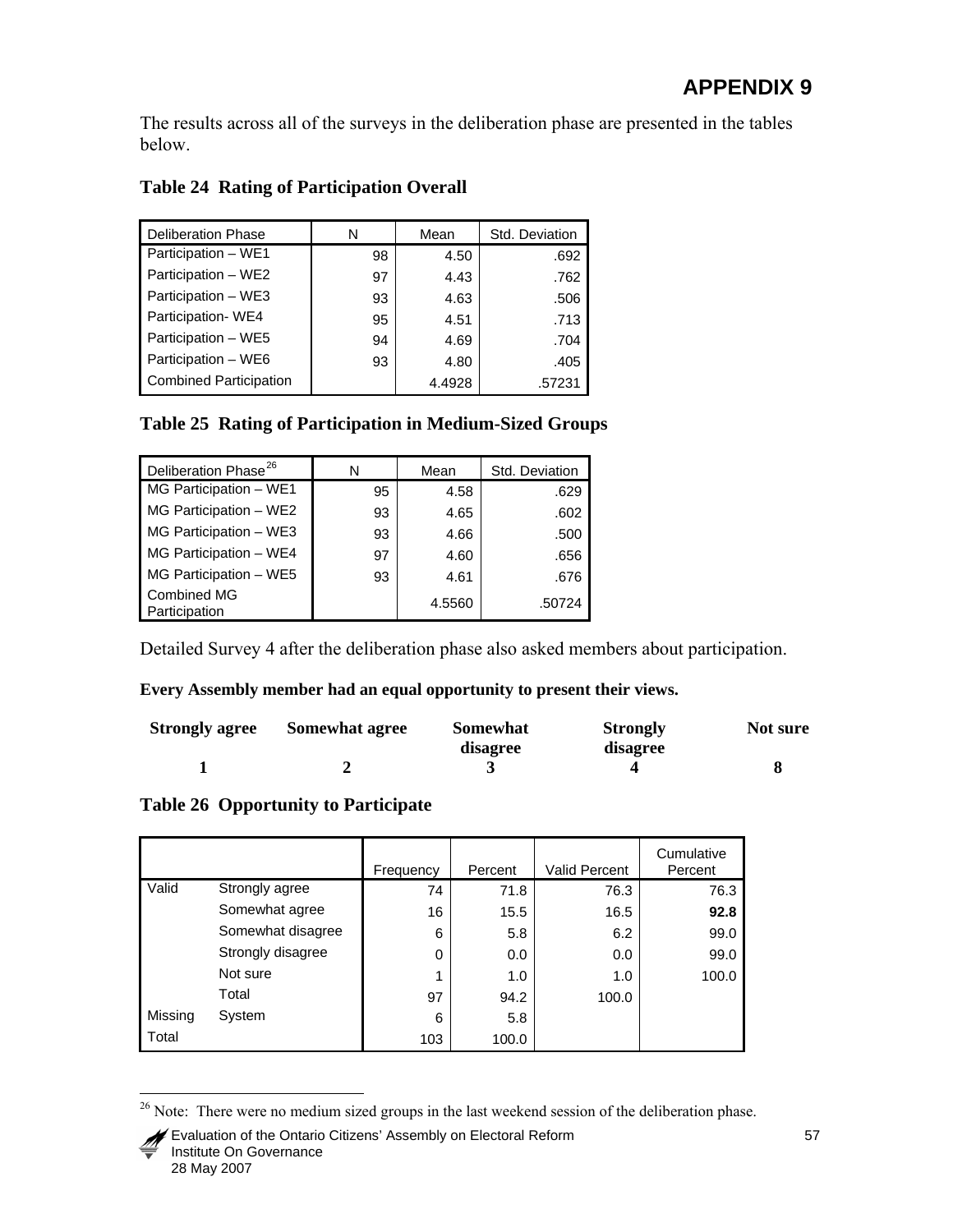# APPENDIX 9

The results across all of the surveys in the deliberation phase are presented in the tables below.

### Table 24 Rating of Participation Overall

| Deliberation Phase | N | Mean | Std. Deviation |
|---|---|---|---|
| Participation – WE1 | 98 | 4.50 | .692 |
| Participation – WE2 | 97 | 4.43 | .762 |
| Participation – WE3 | 93 | 4.63 | .506 |
| Participation- WE4 | 95 | 4.51 | .713 |
| Participation – WE5 | 94 | 4.69 | .704 |
| Participation – WE6 | 93 | 4.80 | .405 |
| Combined Participation | | 4.4928 | .57231 |

### Table 25 Rating of Participation in Medium-Sized Groups

| Deliberation Phase[26] | N | Mean | Std. Deviation |
|---|---|---|---|
| MG Participation – WE1 | 95 | 4.58 | .629 |
| MG Participation – WE2 | 93 | 4.65 | .602 |
| MG Participation – WE3 | 93 | 4.66 | .500 |
| MG Participation – WE4 | 97 | 4.60 | .656 |
| MG Participation – WE5 | 93 | 4.61 | .676 |
| Combined MG Participation | | 4.5560 | .50724 |

Detailed Survey 4 after the deliberation phase also asked members about participation.

**Every Assembly member had an equal opportunity to present their views.**

| Strongly agree | Somewhat agree | Somewhat disagree | Strongly disagree | Not sure |
|---|---|---|---|---|
| **1** | **2** | **3** | **4** | **8** |

### Table 26 Opportunity to Participate

| | | Frequency | Percent | Valid Percent | Cumulative Percent |
|---|---|---|---|---|---|
| Valid | Strongly agree | 74 | 71.8 | 76.3 | 76.3 |
| | Somewhat agree | 16 | 15.5 | 16.5 | **92.8** |
| | Somewhat disagree | 6 | 5.8 | 6.2 | 99.0 |
| | Strongly disagree | 0 | 0.0 | 0.0 | 99.0 |
| | Not sure | 1 | 1.0 | 1.0 | 100.0 |
| | Total | 97 | 94.2 | 100.0 | |
| Missing | System | 6 | 5.8 | | |
| Total | | 103 | 100.0 | | |

[26] Note: There were no medium sized groups in the last weekend session of the deliberation phase.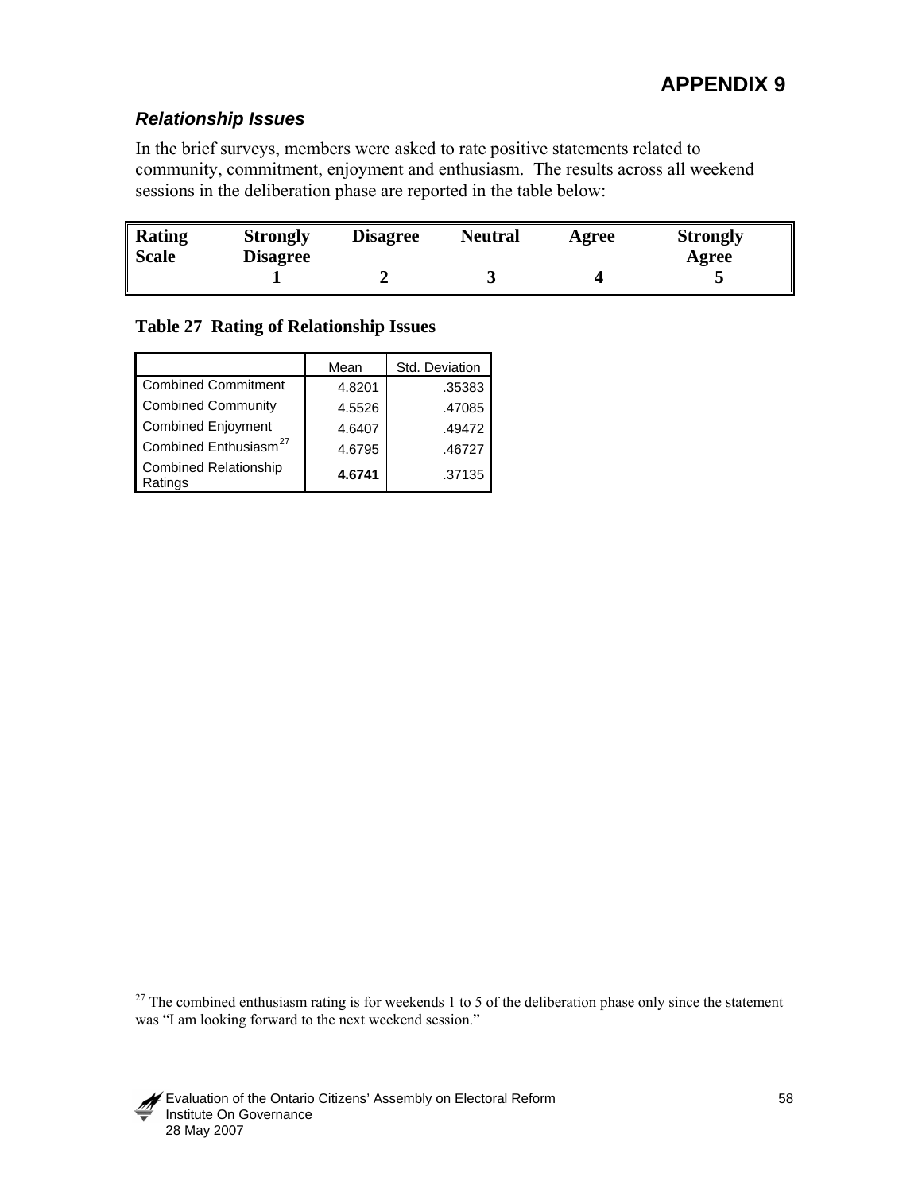# APPENDIX 9

### *Relationship Issues*

In the brief surveys, members were asked to rate positive statements related to community, commitment, enjoyment and enthusiasm. The results across all weekend sessions in the deliberation phase are reported in the table below:

| Rating Scale | Strongly Disagree | Disagree | Neutral | Agree | Strongly Agree |
|---|---|---|---|---|---|
| | 1 | 2 | 3 | 4 | 5 |

**Table 27 Rating of Relationship Issues**

| | Mean | Std. Deviation |
|---|---|---|
| Combined Commitment | 4.8201 | .35383 |
| Combined Community | 4.5526 | .47085 |
| Combined Enjoyment | 4.6407 | .49472 |
| Combined Enthusiasm[27] | 4.6795 | .46727 |
| Combined Relationship Ratings | **4.6741** | .37135 |

[27] The combined enthusiasm rating is for weekends 1 to 5 of the deliberation phase only since the statement was "I am looking forward to the next weekend session."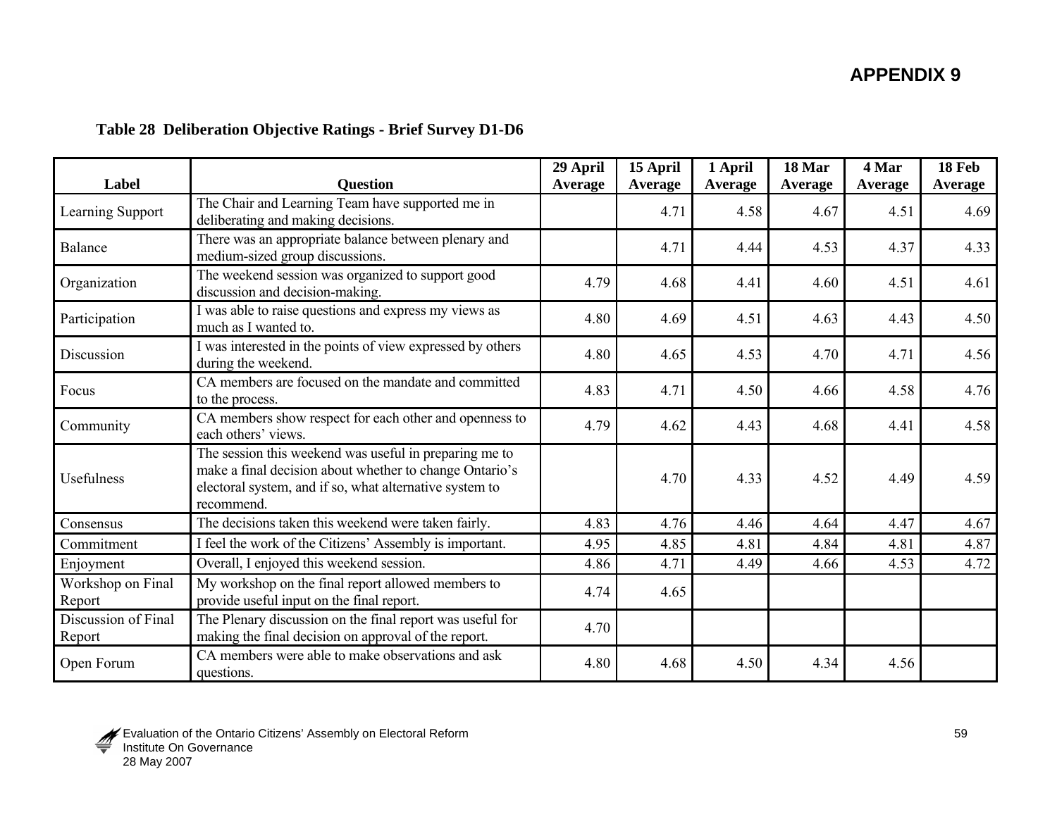## APPENDIX 9

**Table 28 Deliberation Objective Ratings - Brief Survey D1-D6**

| Label | Question | 29 April Average | 15 April Average | 1 April Average | 18 Mar Average | 4 Mar Average | 18 Feb Average |
|---|---|---|---|---|---|---|---|
| Learning Support | The Chair and Learning Team have supported me in deliberating and making decisions. | | 4.71 | 4.58 | 4.67 | 4.51 | 4.69 |
| Balance | There was an appropriate balance between plenary and medium-sized group discussions. | | 4.71 | 4.44 | 4.53 | 4.37 | 4.33 |
| Organization | The weekend session was organized to support good discussion and decision-making. | 4.79 | 4.68 | 4.41 | 4.60 | 4.51 | 4.61 |
| Participation | I was able to raise questions and express my views as much as I wanted to. | 4.80 | 4.69 | 4.51 | 4.63 | 4.43 | 4.50 |
| Discussion | I was interested in the points of view expressed by others during the weekend. | 4.80 | 4.65 | 4.53 | 4.70 | 4.71 | 4.56 |
| Focus | CA members are focused on the mandate and committed to the process. | 4.83 | 4.71 | 4.50 | 4.66 | 4.58 | 4.76 |
| Community | CA members show respect for each other and openness to each others' views. | 4.79 | 4.62 | 4.43 | 4.68 | 4.41 | 4.58 |
| Usefulness | The session this weekend was useful in preparing me to make a final decision about whether to change Ontario's electoral system, and if so, what alternative system to recommend. | | 4.70 | 4.33 | 4.52 | 4.49 | 4.59 |
| Consensus | The decisions taken this weekend were taken fairly. | 4.83 | 4.76 | 4.46 | 4.64 | 4.47 | 4.67 |
| Commitment | I feel the work of the Citizens' Assembly is important. | 4.95 | 4.85 | 4.81 | 4.84 | 4.81 | 4.87 |
| Enjoyment | Overall, I enjoyed this weekend session. | 4.86 | 4.71 | 4.49 | 4.66 | 4.53 | 4.72 |
| Workshop on Final Report | My workshop on the final report allowed members to provide useful input on the final report. | 4.74 | 4.65 | | | | |
| Discussion of Final Report | The Plenary discussion on the final report was useful for making the final decision on approval of the report. | 4.70 | | | | | |
| Open Forum | CA members were able to make observations and ask questions. | 4.80 | 4.68 | 4.50 | 4.34 | 4.56 | |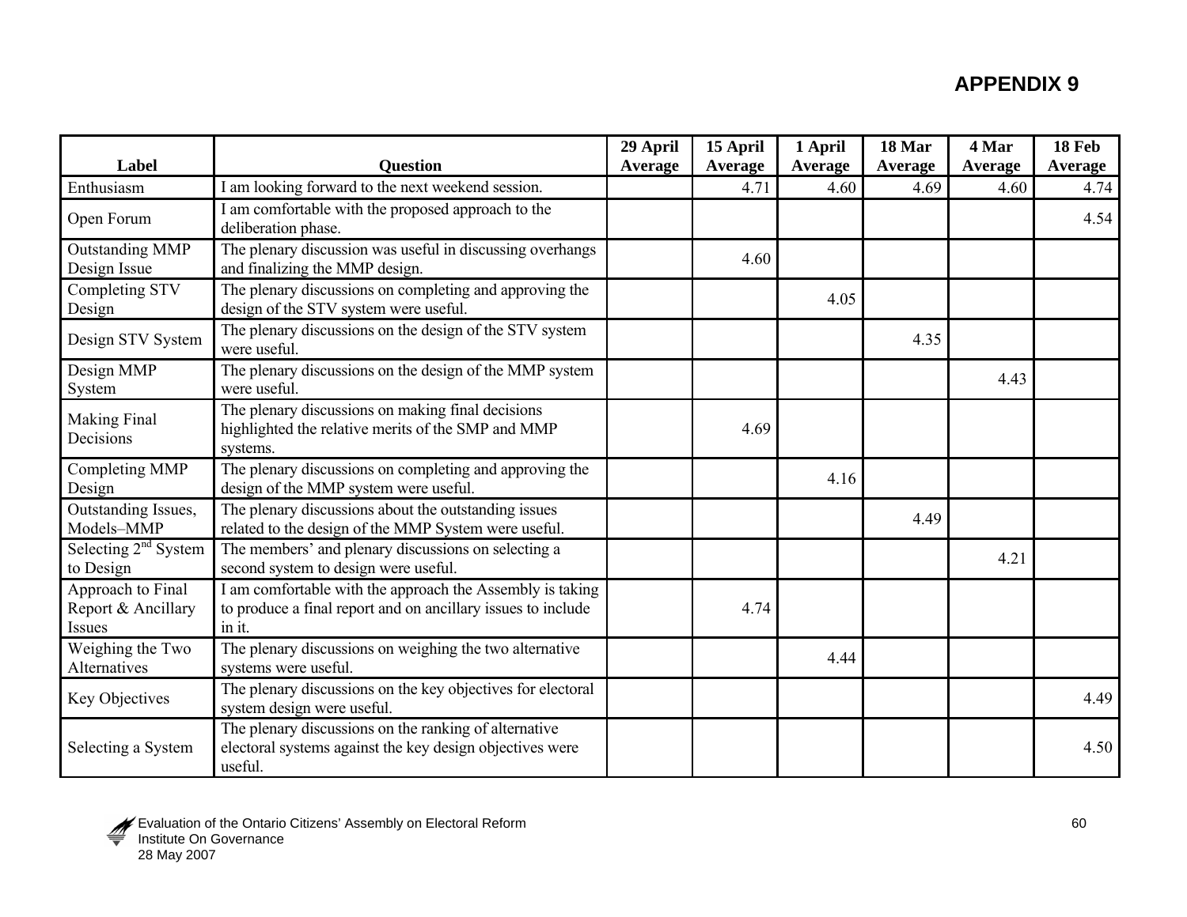# APPENDIX 9

| Label | Question | 29 April Average | 15 April Average | 1 April Average | 18 Mar Average | 4 Mar Average | 18 Feb Average |
|---|---|---|---|---|---|---|---|
| Enthusiasm | I am looking forward to the next weekend session. | | 4.71 | 4.60 | 4.69 | 4.60 | 4.74 |
| Open Forum | I am comfortable with the proposed approach to the deliberation phase. | | | | | | 4.54 |
| Outstanding MMP Design Issue | The plenary discussion was useful in discussing overhangs and finalizing the MMP design. | | 4.60 | | | | |
| Completing STV Design | The plenary discussions on completing and approving the design of the STV system were useful. | | | 4.05 | | | |
| Design STV System | The plenary discussions on the design of the STV system were useful. | | | | 4.35 | | |
| Design MMP System | The plenary discussions on the design of the MMP system were useful. | | | | | 4.43 | |
| Making Final Decisions | The plenary discussions on making final decisions highlighted the relative merits of the SMP and MMP systems. | | 4.69 | | | | |
| Completing MMP Design | The plenary discussions on completing and approving the design of the MMP system were useful. | | | 4.16 | | | |
| Outstanding Issues, Models–MMP | The plenary discussions about the outstanding issues related to the design of the MMP System were useful. | | | | 4.49 | | |
| Selecting 2nd System to Design | The members' and plenary discussions on selecting a second system to design were useful. | | | | | 4.21 | |
| Approach to Final Report & Ancillary Issues | I am comfortable with the approach the Assembly is taking to produce a final report and on ancillary issues to include in it. | | 4.74 | | | | |
| Weighing the Two Alternatives | The plenary discussions on weighing the two alternative systems were useful. | | | 4.44 | | | |
| Key Objectives | The plenary discussions on the key objectives for electoral system design were useful. | | | | | | 4.49 |
| Selecting a System | The plenary discussions on the ranking of alternative electoral systems against the key design objectives were useful. | | | | | | 4.50 |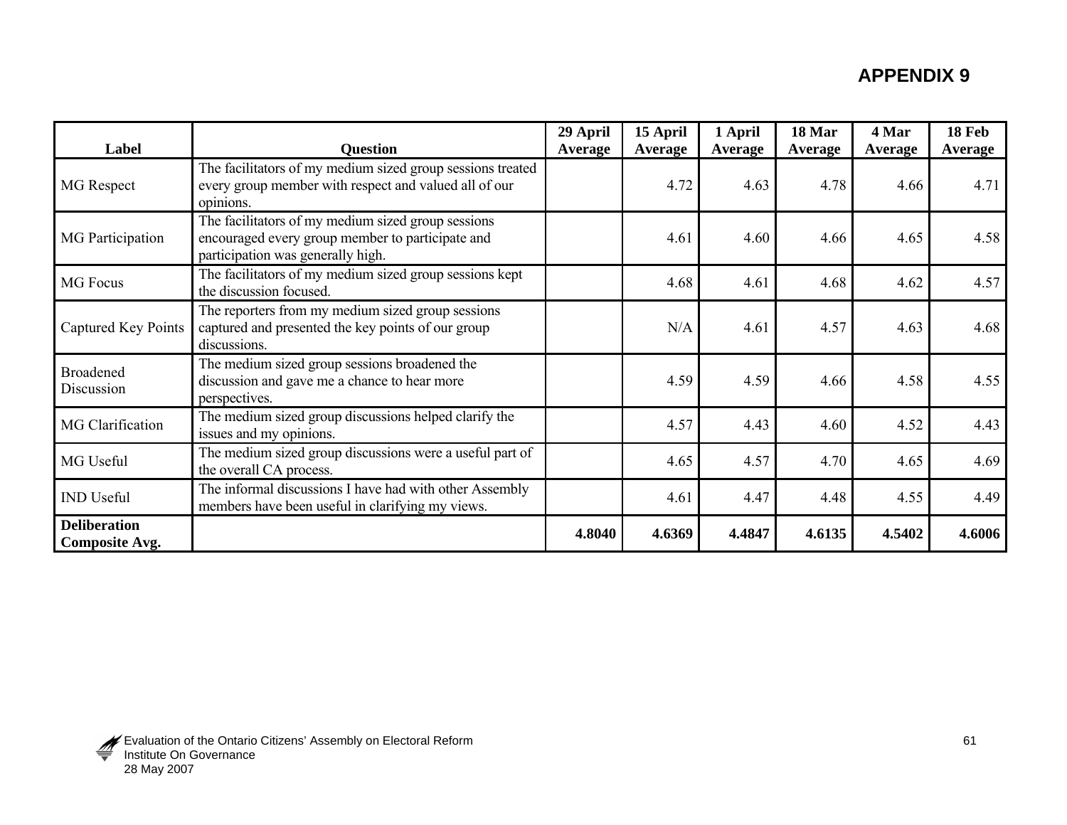# APPENDIX 9

| Label | Question | 29 April Average | 15 April Average | 1 April Average | 18 Mar Average | 4 Mar Average | 18 Feb Average |
|---|---|---|---|---|---|---|---|
| MG Respect | The facilitators of my medium sized group sessions treated every group member with respect and valued all of our opinions. | | 4.72 | 4.63 | 4.78 | 4.66 | 4.71 |
| MG Participation | The facilitators of my medium sized group sessions encouraged every group member to participate and participation was generally high. | | 4.61 | 4.60 | 4.66 | 4.65 | 4.58 |
| MG Focus | The facilitators of my medium sized group sessions kept the discussion focused. | | 4.68 | 4.61 | 4.68 | 4.62 | 4.57 |
| Captured Key Points | The reporters from my medium sized group sessions captured and presented the key points of our group discussions. | | N/A | 4.61 | 4.57 | 4.63 | 4.68 |
| Broadened Discussion | The medium sized group sessions broadened the discussion and gave me a chance to hear more perspectives. | | 4.59 | 4.59 | 4.66 | 4.58 | 4.55 |
| MG Clarification | The medium sized group discussions helped clarify the issues and my opinions. | | 4.57 | 4.43 | 4.60 | 4.52 | 4.43 |
| MG Useful | The medium sized group discussions were a useful part of the overall CA process. | | 4.65 | 4.57 | 4.70 | 4.65 | 4.69 |
| IND Useful | The informal discussions I have had with other Assembly members have been useful in clarifying my views. | | 4.61 | 4.47 | 4.48 | 4.55 | 4.49 |
| **Deliberation Composite Avg.** | | **4.8040** | **4.6369** | **4.4847** | **4.6135** | **4.5402** | **4.6006** |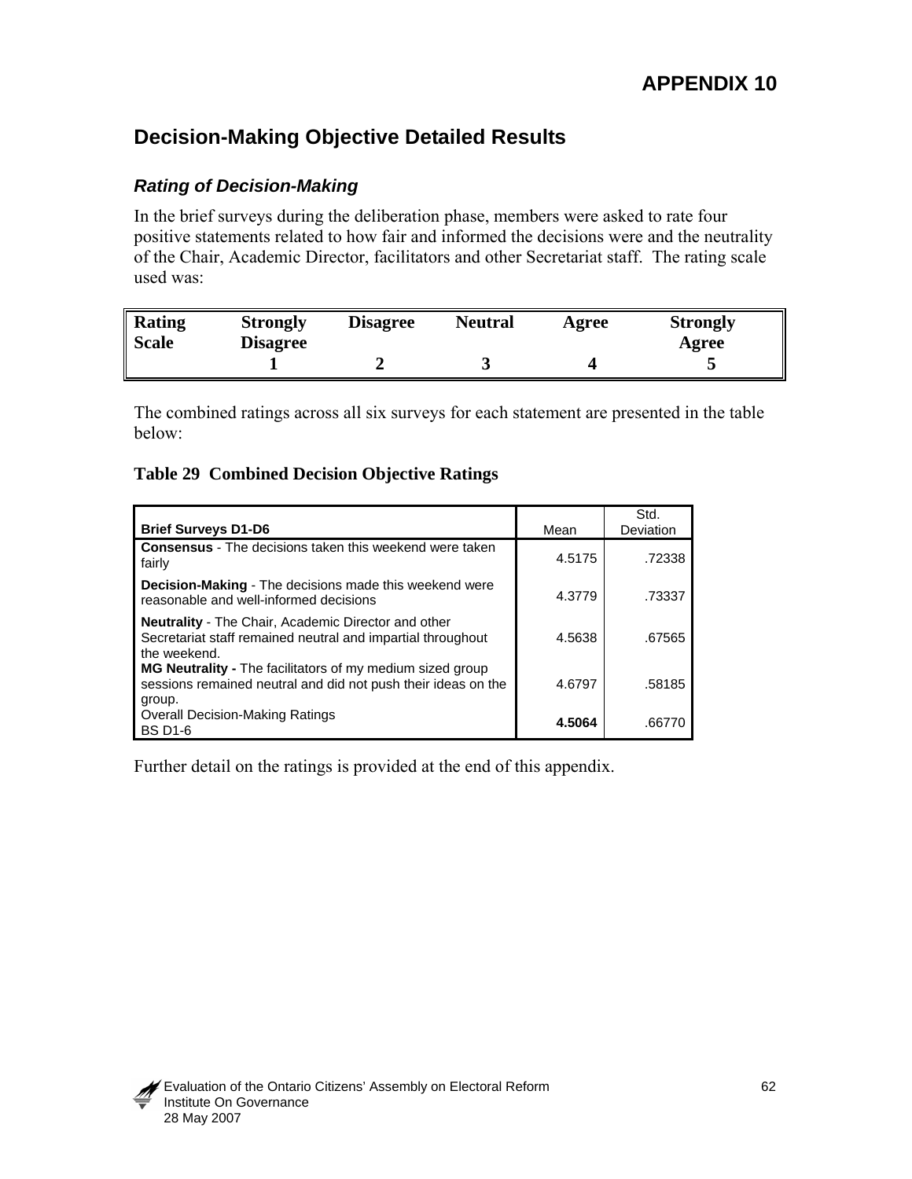# APPENDIX 10

## Decision-Making Objective Detailed Results

### *Rating of Decision-Making*

In the brief surveys during the deliberation phase, members were asked to rate four positive statements related to how fair and informed the decisions were and the neutrality of the Chair, Academic Director, facilitators and other Secretariat staff. The rating scale used was:

| Rating Scale | Strongly Disagree | Disagree | Neutral | Agree | Strongly Agree |
|---|---|---|---|---|---|
| | 1 | 2 | 3 | 4 | 5 |

The combined ratings across all six surveys for each statement are presented in the table below:

**Table 29 Combined Decision Objective Ratings**

| Brief Surveys D1-D6 | Mean | Std. Deviation |
|---|---|---|
| **Consensus** - The decisions taken this weekend were taken fairly | 4.5175 | .72338 |
| **Decision-Making** - The decisions made this weekend were reasonable and well-informed decisions | 4.3779 | .73337 |
| **Neutrality** - The Chair, Academic Director and other Secretariat staff remained neutral and impartial throughout the weekend. | 4.5638 | .67565 |
| **MG Neutrality -** The facilitators of my medium sized group sessions remained neutral and did not push their ideas on the group. | 4.6797 | .58185 |
| Overall Decision-Making Ratings BS D1-6 | **4.5064** | .66770 |

Further detail on the ratings is provided at the end of this appendix.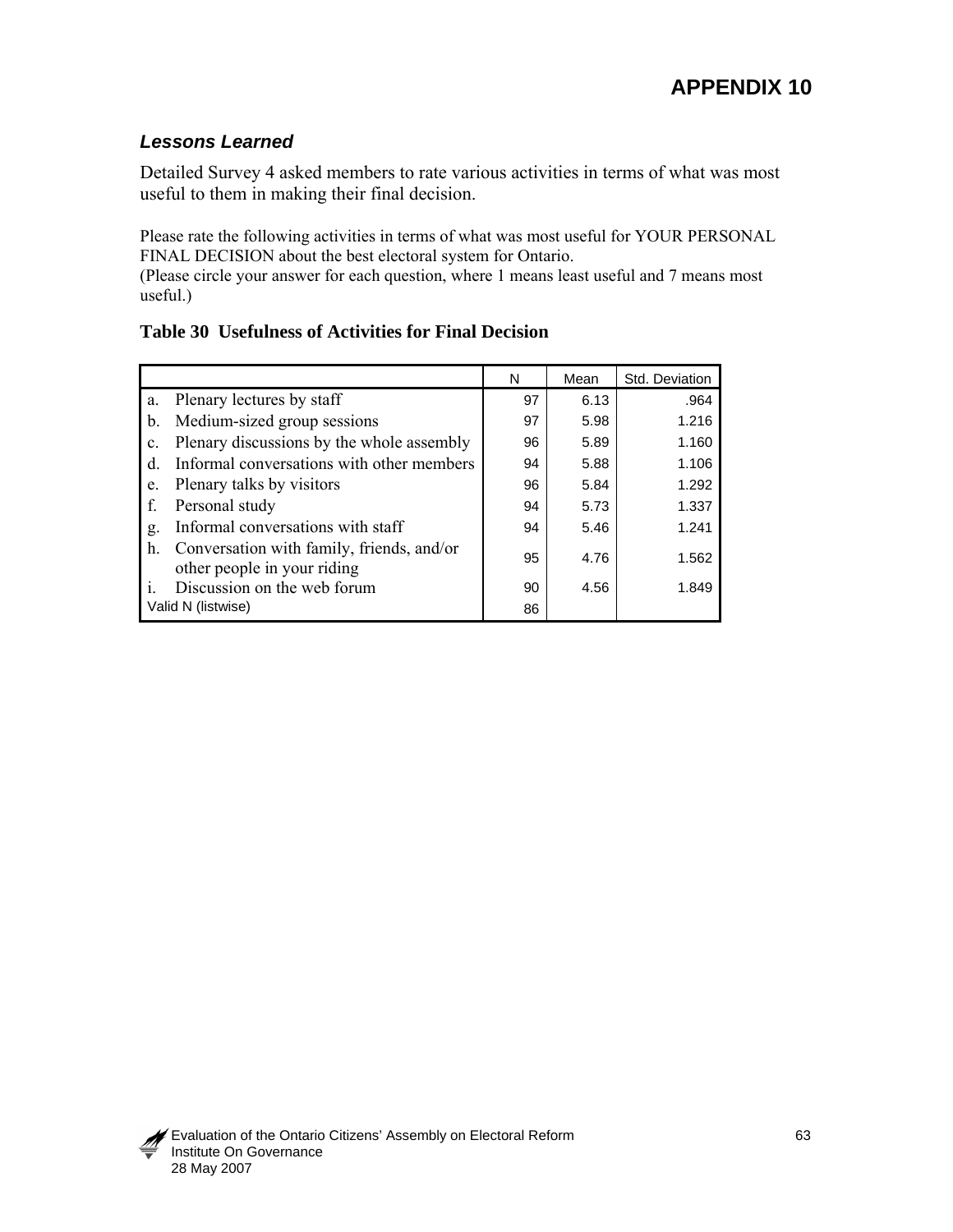# APPENDIX 10

### *Lessons Learned*

Detailed Survey 4 asked members to rate various activities in terms of what was most useful to them in making their final decision.

Please rate the following activities in terms of what was most useful for YOUR PERSONAL FINAL DECISION about the best electoral system for Ontario.
(Please circle your answer for each question, where 1 means least useful and 7 means most useful.)

**Table 30 Usefulness of Activities for Final Decision**

| | N | Mean | Std. Deviation |
|---|---|---|---|
| a. Plenary lectures by staff | 97 | 6.13 | .964 |
| b. Medium-sized group sessions | 97 | 5.98 | 1.216 |
| c. Plenary discussions by the whole assembly | 96 | 5.89 | 1.160 |
| d. Informal conversations with other members | 94 | 5.88 | 1.106 |
| e. Plenary talks by visitors | 96 | 5.84 | 1.292 |
| f. Personal study | 94 | 5.73 | 1.337 |
| g. Informal conversations with staff | 94 | 5.46 | 1.241 |
| h. Conversation with family, friends, and/or other people in your riding | 95 | 4.76 | 1.562 |
| i. Discussion on the web forum | 90 | 4.56 | 1.849 |
| Valid N (listwise) | 86 | | |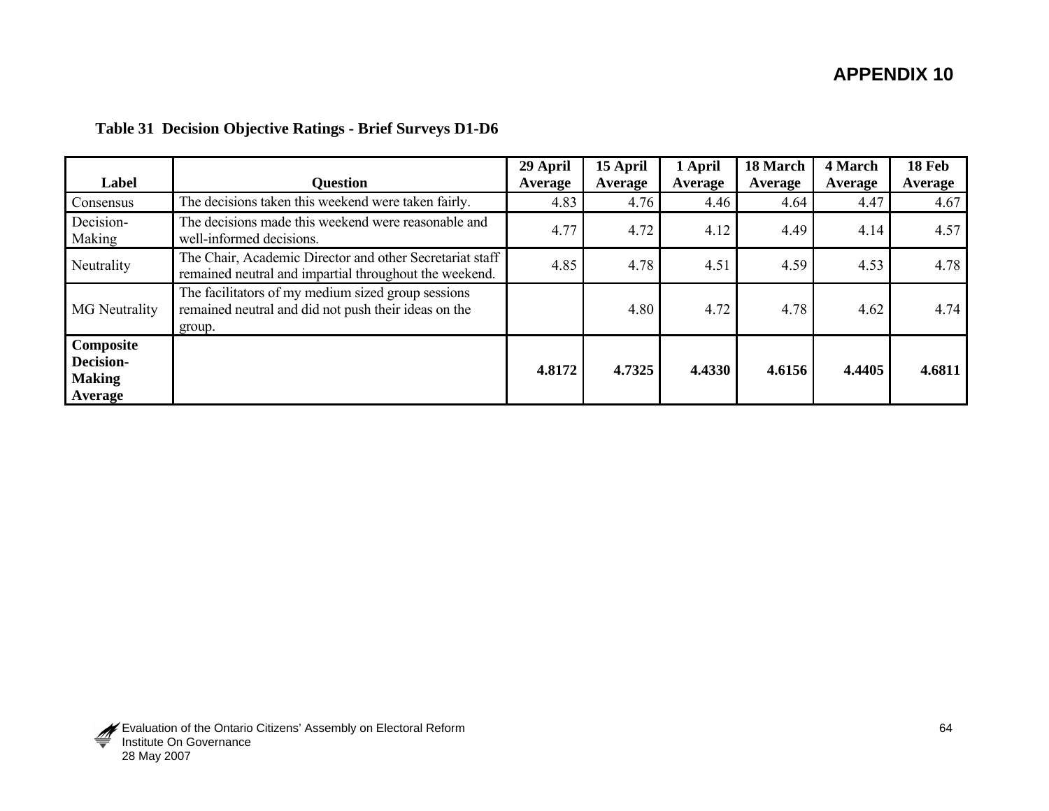# APPENDIX 10

**Table 31 Decision Objective Ratings - Brief Surveys D1-D6**

| Label | Question | 29 April Average | 15 April Average | 1 April Average | 18 March Average | 4 March Average | 18 Feb Average |
|---|---|---|---|---|---|---|---|
| Consensus | The decisions taken this weekend were taken fairly. | 4.83 | 4.76 | 4.46 | 4.64 | 4.47 | 4.67 |
| Decision-Making | The decisions made this weekend were reasonable and well-informed decisions. | 4.77 | 4.72 | 4.12 | 4.49 | 4.14 | 4.57 |
| Neutrality | The Chair, Academic Director and other Secretariat staff remained neutral and impartial throughout the weekend. | 4.85 | 4.78 | 4.51 | 4.59 | 4.53 | 4.78 |
| MG Neutrality | The facilitators of my medium sized group sessions remained neutral and did not push their ideas on the group. | | 4.80 | 4.72 | 4.78 | 4.62 | 4.74 |
| **Composite Decision-Making Average** | | **4.8172** | **4.7325** | **4.4330** | **4.6156** | **4.4405** | **4.6811** |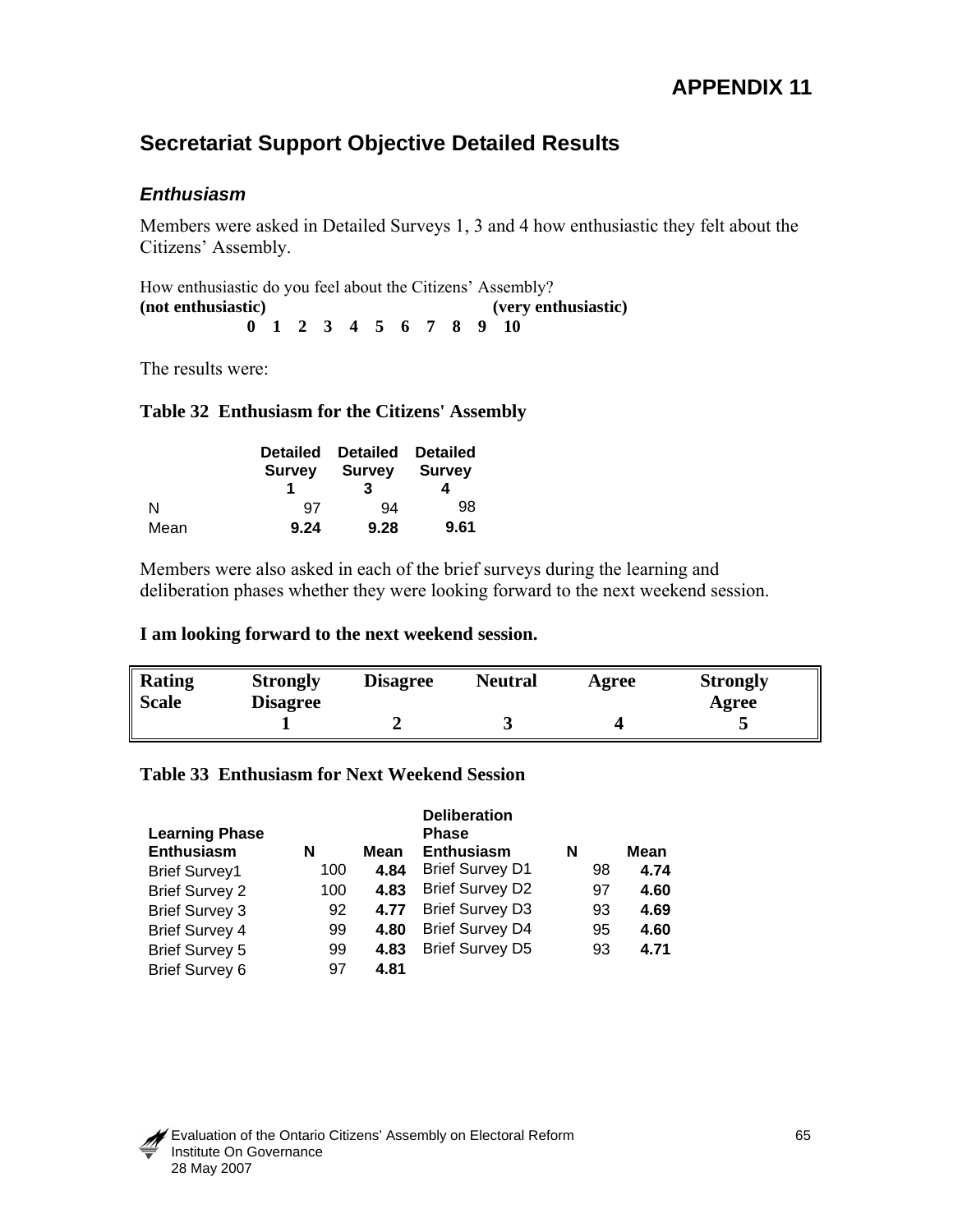# APPENDIX 11

## Secretariat Support Objective Detailed Results

### *Enthusiasm*

Members were asked in Detailed Surveys 1, 3 and 4 how enthusiastic they felt about the Citizens' Assembly.

How enthusiastic do you feel about the Citizens' Assembly?
**(not enthusiastic)** **(very enthusiastic)**
**0 1 2 3 4 5 6 7 8 9 10**

The results were:

**Table 32 Enthusiasm for the Citizens' Assembly**

| | Detailed Survey 1 | Detailed Survey 3 | Detailed Survey 4 |
|---|---|---|---|
| N | 97 | 94 | 98 |
| Mean | **9.24** | **9.28** | **9.61** |

Members were also asked in each of the brief surveys during the learning and deliberation phases whether they were looking forward to the next weekend session.

**I am looking forward to the next weekend session.**

| Rating Scale | Strongly Disagree | Disagree | Neutral | Agree | Strongly Agree |
|---|---|---|---|---|---|
| | 1 | 2 | 3 | 4 | 5 |

**Table 33 Enthusiasm for Next Weekend Session**

| Learning Phase Enthusiasm | N | Mean | Deliberation Phase Enthusiasm | N | Mean |
|---|---|---|---|---|---|
| Brief Survey1 | 100 | **4.84** | Brief Survey D1 | 98 | **4.74** |
| Brief Survey 2 | 100 | **4.83** | Brief Survey D2 | 97 | **4.60** |
| Brief Survey 3 | 92 | **4.77** | Brief Survey D3 | 93 | **4.69** |
| Brief Survey 4 | 99 | **4.80** | Brief Survey D4 | 95 | **4.60** |
| Brief Survey 5 | 99 | **4.83** | Brief Survey D5 | 93 | **4.71** |
| Brief Survey 6 | 97 | **4.81** | | | |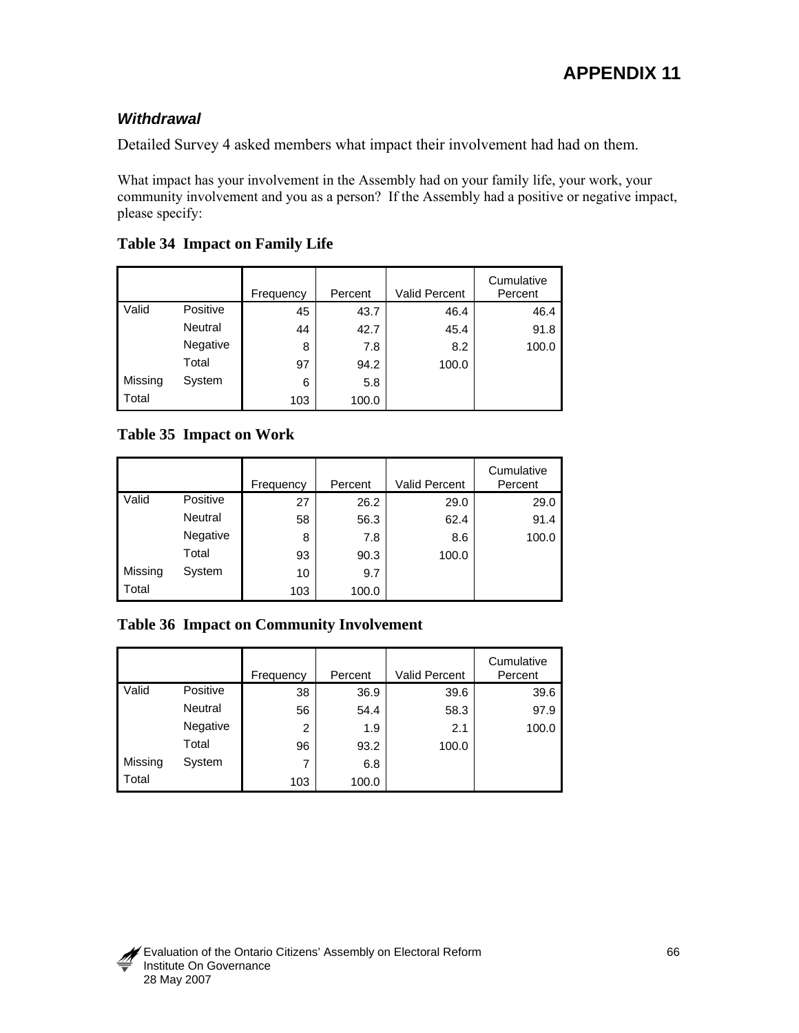# APPENDIX 11

### *Withdrawal*

Detailed Survey 4 asked members what impact their involvement had had on them.

What impact has your involvement in the Assembly had on your family life, your work, your community involvement and you as a person? If the Assembly had a positive or negative impact, please specify:

**Table 34 Impact on Family Life**

| | | Frequency | Percent | Valid Percent | Cumulative Percent |
|---|---|---|---|---|---|
| Valid | Positive | 45 | 43.7 | 46.4 | 46.4 |
| | Neutral | 44 | 42.7 | 45.4 | 91.8 |
| | Negative | 8 | 7.8 | 8.2 | 100.0 |
| | Total | 97 | 94.2 | 100.0 | |
| Missing | System | 6 | 5.8 | | |
| Total | | 103 | 100.0 | | |

**Table 35 Impact on Work**

| | | Frequency | Percent | Valid Percent | Cumulative Percent |
|---|---|---|---|---|---|
| Valid | Positive | 27 | 26.2 | 29.0 | 29.0 |
| | Neutral | 58 | 56.3 | 62.4 | 91.4 |
| | Negative | 8 | 7.8 | 8.6 | 100.0 |
| | Total | 93 | 90.3 | 100.0 | |
| Missing | System | 10 | 9.7 | | |
| Total | | 103 | 100.0 | | |

**Table 36 Impact on Community Involvement**

| | | Frequency | Percent | Valid Percent | Cumulative Percent |
|---|---|---|---|---|---|
| Valid | Positive | 38 | 36.9 | 39.6 | 39.6 |
| | Neutral | 56 | 54.4 | 58.3 | 97.9 |
| | Negative | 2 | 1.9 | 2.1 | 100.0 |
| | Total | 96 | 93.2 | 100.0 | |
| Missing | System | 7 | 6.8 | | |
| Total | | 103 | 100.0 | | |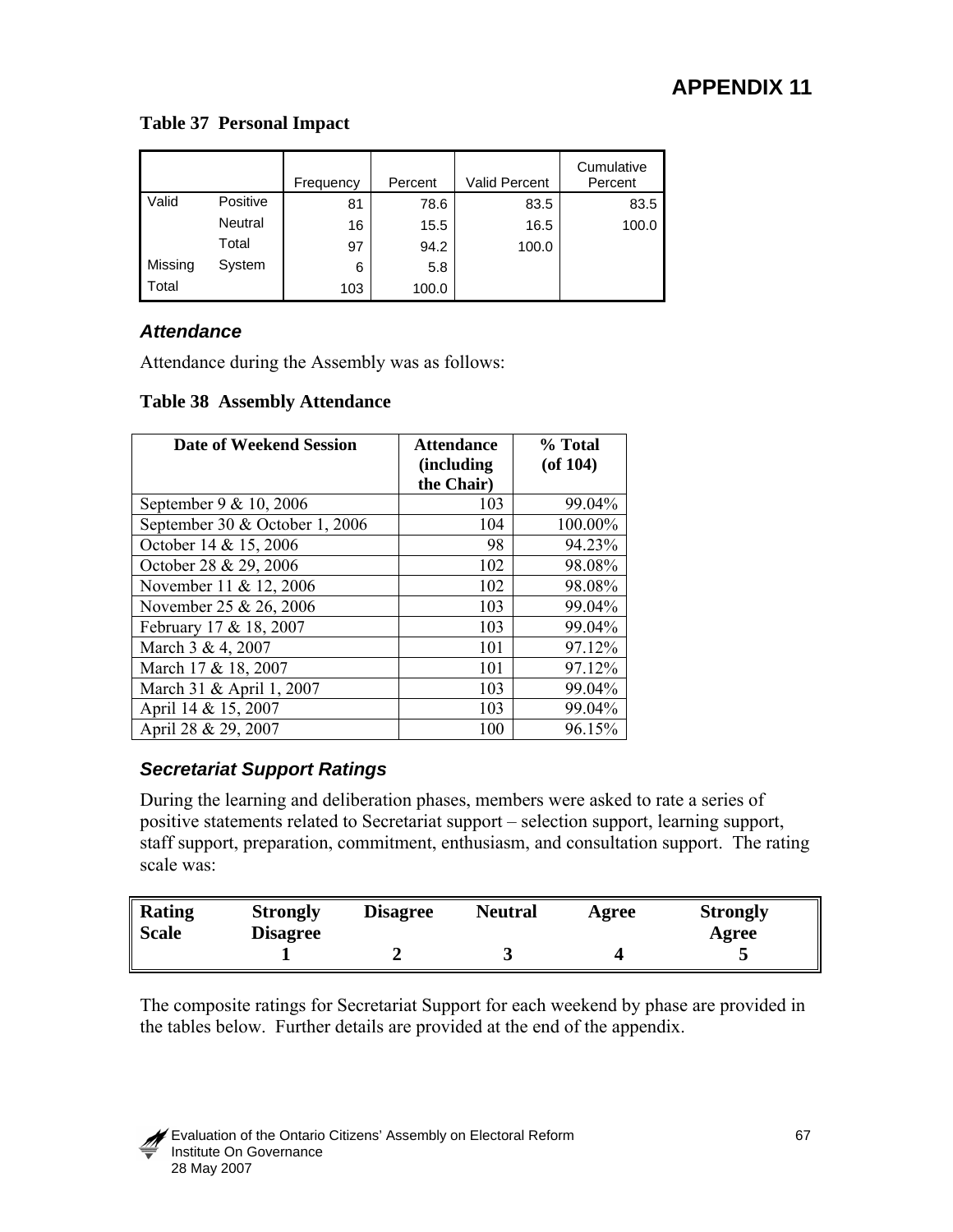# APPENDIX 11

**Table 37 Personal Impact**

| | | Frequency | Percent | Valid Percent | Cumulative Percent |
|---|---|---|---|---|---|
| Valid | Positive | 81 | 78.6 | 83.5 | 83.5 |
| | Neutral | 16 | 15.5 | 16.5 | 100.0 |
| | Total | 97 | 94.2 | 100.0 | |
| Missing | System | 6 | 5.8 | | |
| Total | | 103 | 100.0 | | |

### *Attendance*

Attendance during the Assembly was as follows:

**Table 38 Assembly Attendance**

| Date of Weekend Session | Attendance (including the Chair) | % Total (of 104) |
|---|---|---|
| September 9 & 10, 2006 | 103 | 99.04% |
| September 30 & October 1, 2006 | 104 | 100.00% |
| October 14 & 15, 2006 | 98 | 94.23% |
| October 28 & 29, 2006 | 102 | 98.08% |
| November 11 & 12, 2006 | 102 | 98.08% |
| November 25 & 26, 2006 | 103 | 99.04% |
| February 17 & 18, 2007 | 103 | 99.04% |
| March 3 & 4, 2007 | 101 | 97.12% |
| March 17 & 18, 2007 | 101 | 97.12% |
| March 31 & April 1, 2007 | 103 | 99.04% |
| April 14 & 15, 2007 | 103 | 99.04% |
| April 28 & 29, 2007 | 100 | 96.15% |

### *Secretariat Support Ratings*

During the learning and deliberation phases, members were asked to rate a series of positive statements related to Secretariat support – selection support, learning support, staff support, preparation, commitment, enthusiasm, and consultation support. The rating scale was:

| Rating Scale | Strongly Disagree | Disagree | Neutral | Agree | Strongly Agree |
|---|---|---|---|---|---|
| | 1 | 2 | 3 | 4 | 5 |

The composite ratings for Secretariat Support for each weekend by phase are provided in the tables below. Further details are provided at the end of the appendix.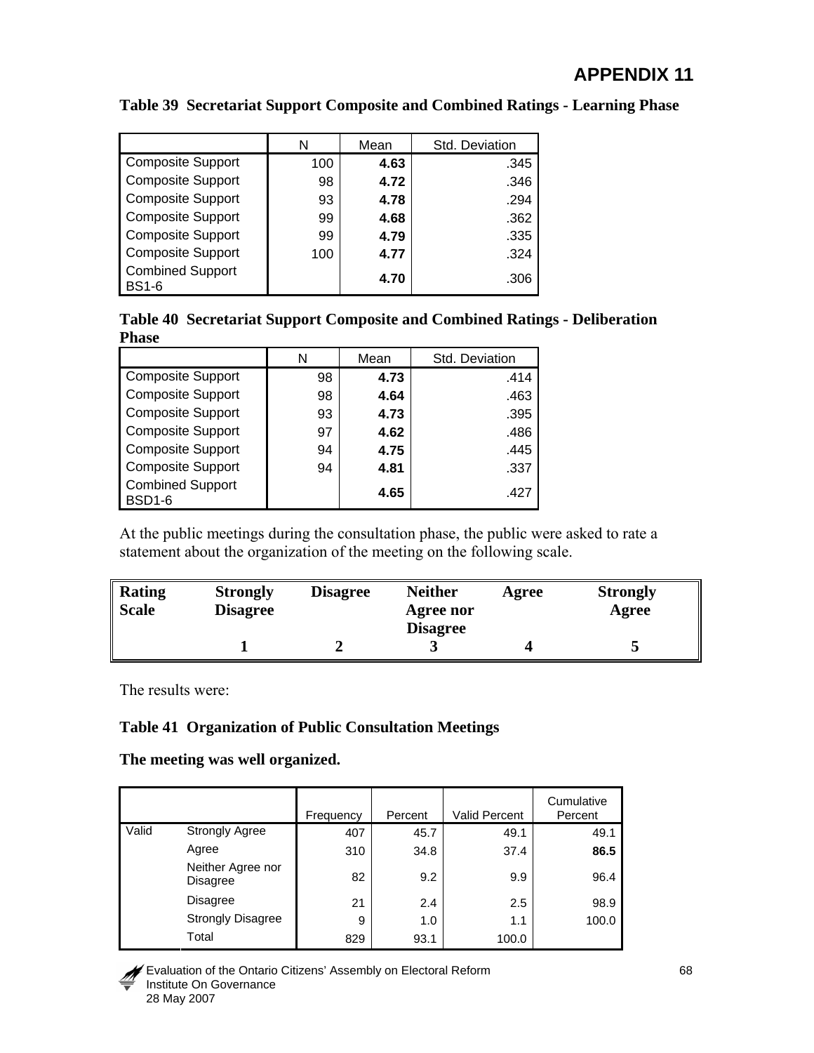## APPENDIX 11

**Table 39 Secretariat Support Composite and Combined Ratings - Learning Phase**

| | N | Mean | Std. Deviation |
|---|---|---|---|
| Composite Support | 100 | **4.63** | .345 |
| Composite Support | 98 | **4.72** | .346 |
| Composite Support | 93 | **4.78** | .294 |
| Composite Support | 99 | **4.68** | .362 |
| Composite Support | 99 | **4.79** | .335 |
| Composite Support | 100 | **4.77** | .324 |
| Combined Support BS1-6 | | **4.70** | .306 |

**Table 40 Secretariat Support Composite and Combined Ratings - Deliberation Phase**

| | N | Mean | Std. Deviation |
|---|---|---|---|
| Composite Support | 98 | **4.73** | .414 |
| Composite Support | 98 | **4.64** | .463 |
| Composite Support | 93 | **4.73** | .395 |
| Composite Support | 97 | **4.62** | .486 |
| Composite Support | 94 | **4.75** | .445 |
| Composite Support | 94 | **4.81** | .337 |
| Combined Support BSD1-6 | | **4.65** | .427 |

At the public meetings during the consultation phase, the public were asked to rate a statement about the organization of the meeting on the following scale.

| Rating Scale | Strongly Disagree | Disagree | Neither Agree nor Disagree | Agree | Strongly Agree |
|---|---|---|---|---|---|
| | 1 | 2 | 3 | 4 | 5 |

The results were:

**Table 41 Organization of Public Consultation Meetings**

**The meeting was well organized.**

| | | Frequency | Percent | Valid Percent | Cumulative Percent |
|---|---|---|---|---|---|
| Valid | Strongly Agree | 407 | 45.7 | 49.1 | 49.1 |
| | Agree | 310 | 34.8 | 37.4 | **86.5** |
| | Neither Agree nor Disagree | 82 | 9.2 | 9.9 | 96.4 |
| | Disagree | 21 | 2.4 | 2.5 | 98.9 |
| | Strongly Disagree | 9 | 1.0 | 1.1 | 100.0 |
| | Total | 829 | 93.1 | 100.0 | |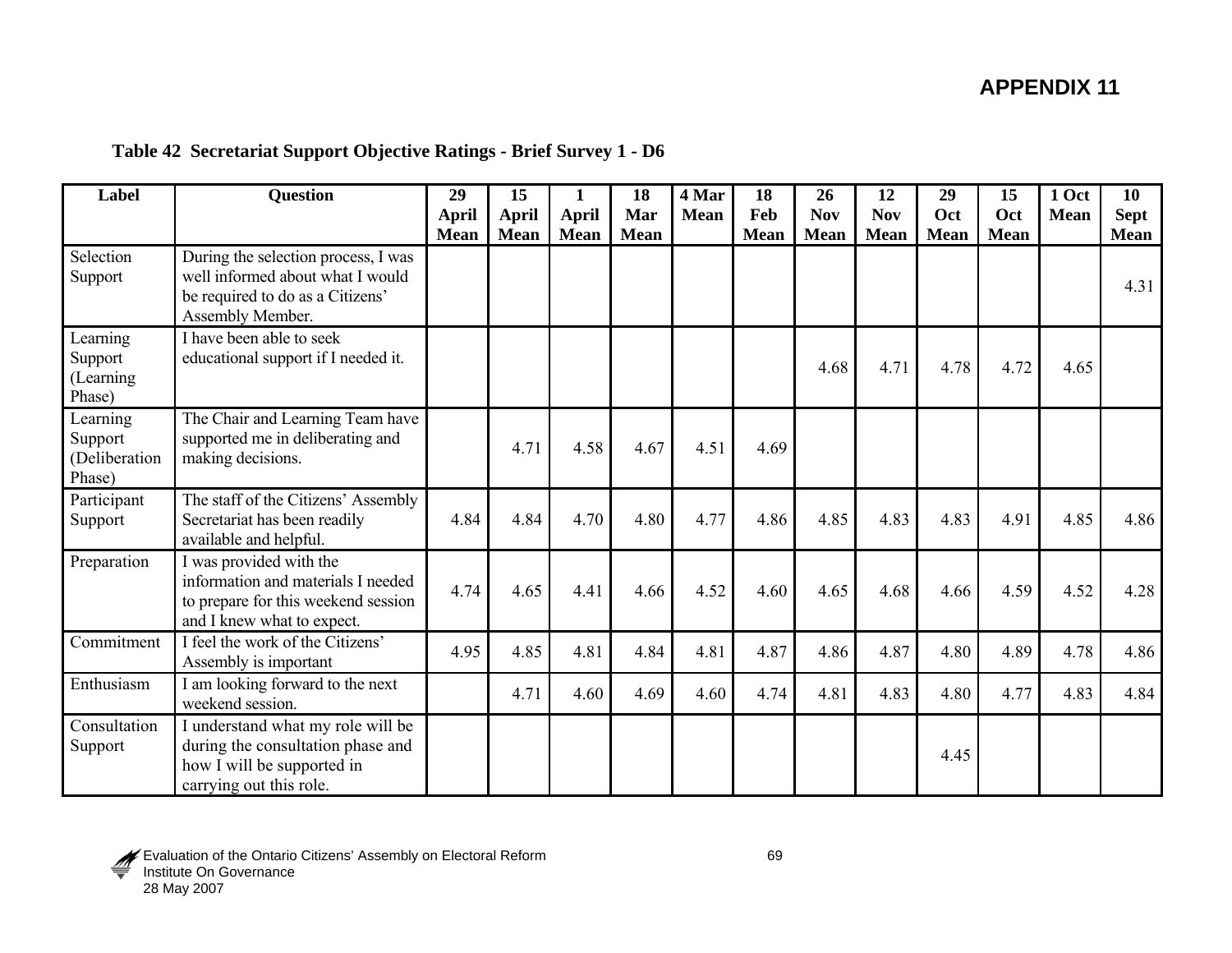## APPENDIX 11

**Table 42 Secretariat Support Objective Ratings - Brief Survey 1 - D6**

| Label | Question | 29 April Mean | 15 April Mean | 1 April Mean | 18 Mar Mean | 4 Mar Mean | 18 Feb Mean | 26 Nov Mean | 12 Nov Mean | 29 Oct Mean | 15 Oct Mean | 1 Oct Mean | 10 Sept Mean |
|---|---|---|---|---|---|---|---|---|---|---|---|---|---|
| Selection Support | During the selection process, I was well informed about what I would be required to do as a Citizens' Assembly Member. | | | | | | | | | | | | 4.31 |
| Learning Support (Learning Phase) | I have been able to seek educational support if I needed it. | | | | | | | 4.68 | 4.71 | 4.78 | 4.72 | 4.65 | |
| Learning Support (Deliberation Phase) | The Chair and Learning Team have supported me in deliberating and making decisions. | | 4.71 | 4.58 | 4.67 | 4.51 | 4.69 | | | | | | |
| Participant Support | The staff of the Citizens' Assembly Secretariat has been readily available and helpful. | 4.84 | 4.84 | 4.70 | 4.80 | 4.77 | 4.86 | 4.85 | 4.83 | 4.83 | 4.91 | 4.85 | 4.86 |
| Preparation | I was provided with the information and materials I needed to prepare for this weekend session and I knew what to expect. | 4.74 | 4.65 | 4.41 | 4.66 | 4.52 | 4.60 | 4.65 | 4.68 | 4.66 | 4.59 | 4.52 | 4.28 |
| Commitment | I feel the work of the Citizens' Assembly is important | 4.95 | 4.85 | 4.81 | 4.84 | 4.81 | 4.87 | 4.86 | 4.87 | 4.80 | 4.89 | 4.78 | 4.86 |
| Enthusiasm | I am looking forward to the next weekend session. | | 4.71 | 4.60 | 4.69 | 4.60 | 4.74 | 4.81 | 4.83 | 4.80 | 4.77 | 4.83 | 4.84 |
| Consultation Support | I understand what my role will be during the consultation phase and how I will be supported in carrying out this role. | | | | | | | | | 4.45 | | | |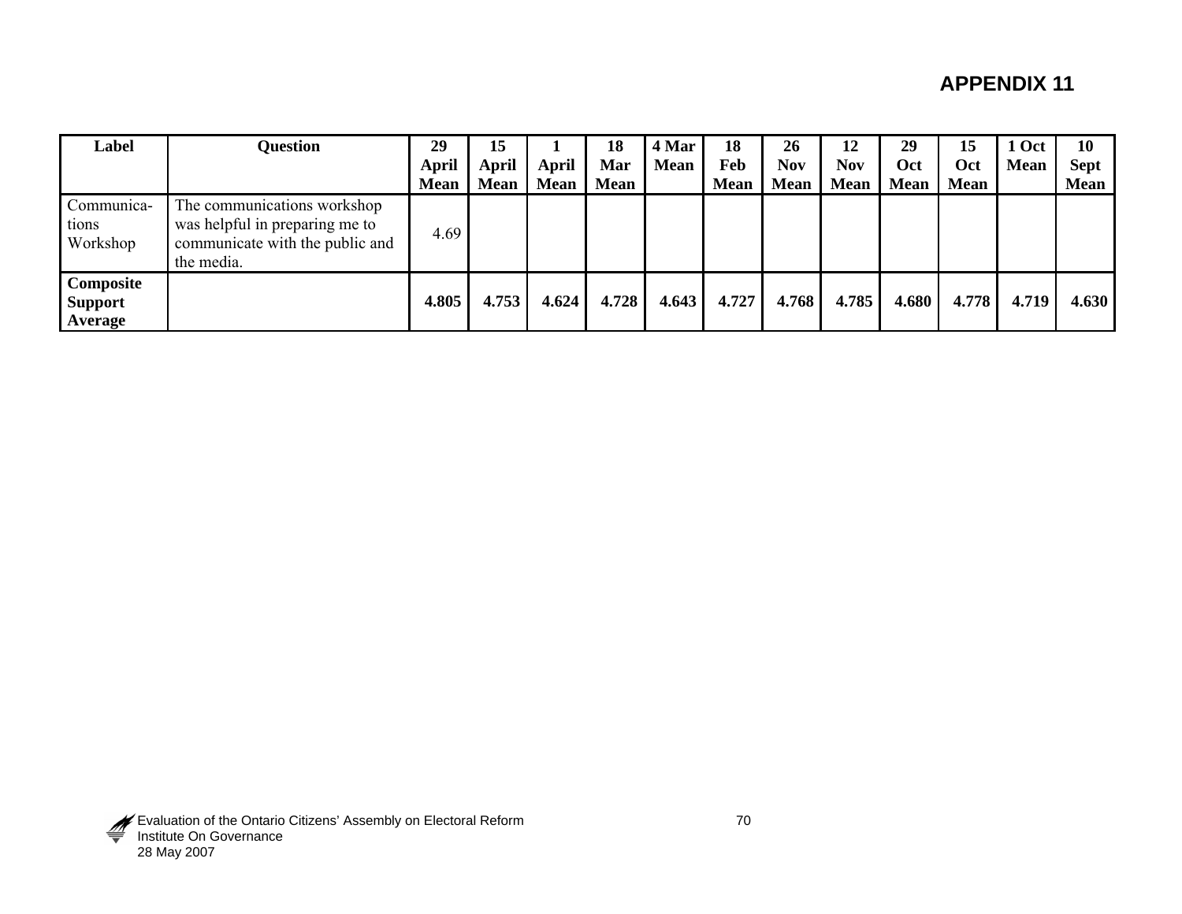## APPENDIX 11

| Label | Question | 29 April Mean | 15 April Mean | 1 April Mean | 18 Mar Mean | 4 Mar Mean | 18 Feb Mean | 26 Nov Mean | 12 Nov Mean | 29 Oct Mean | 15 Oct Mean | 1 Oct Mean | 10 Sept Mean |
|---|---|---|---|---|---|---|---|---|---|---|---|---|---|
| Communica-tions Workshop | The communications workshop was helpful in preparing me to communicate with the public and the media. | 4.69 | | | | | | | | | | | |
| **Composite Support Average** | | **4.805** | **4.753** | **4.624** | **4.728** | **4.643** | **4.727** | **4.768** | **4.785** | **4.680** | **4.778** | **4.719** | **4.630** |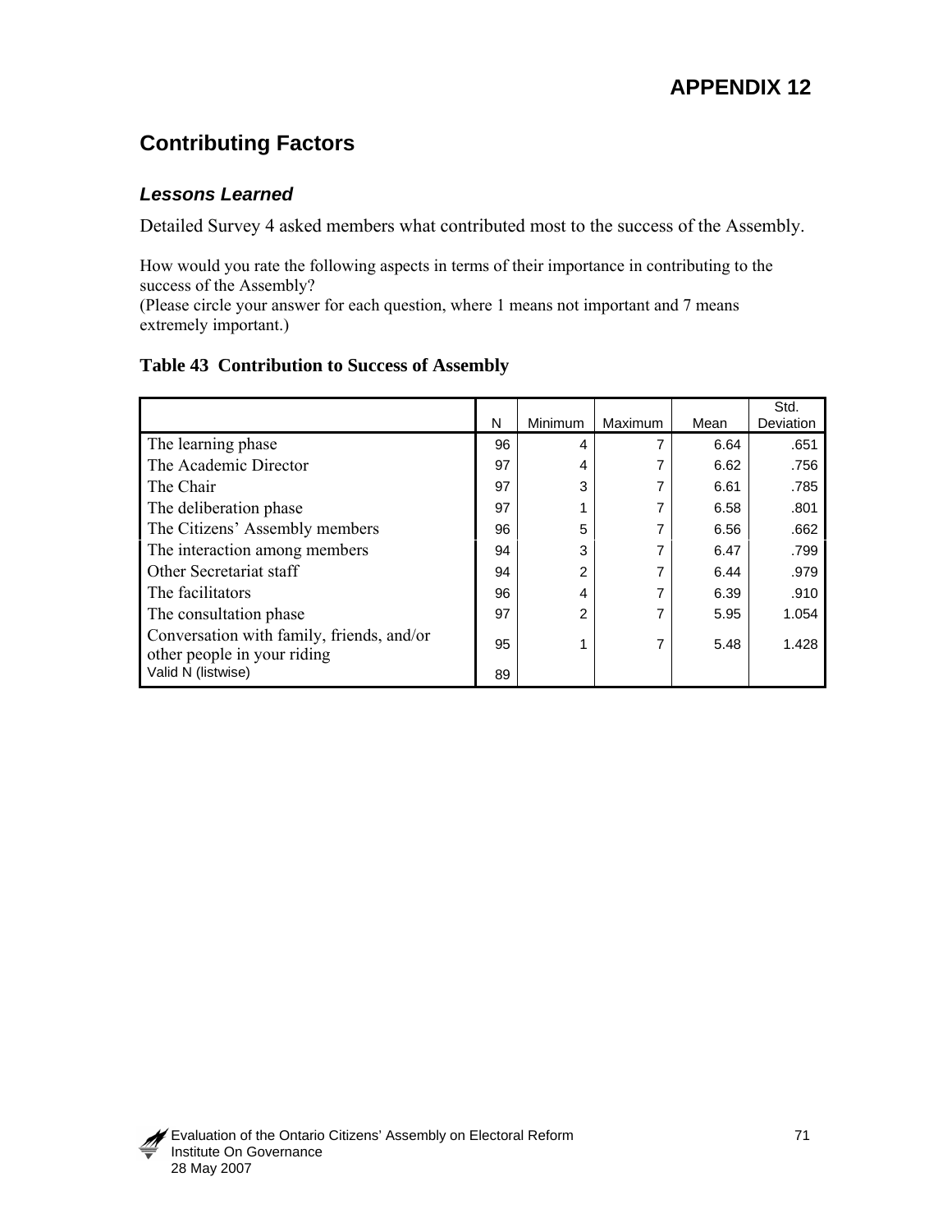# APPENDIX 12

## Contributing Factors

### *Lessons Learned*

Detailed Survey 4 asked members what contributed most to the success of the Assembly.

How would you rate the following aspects in terms of their importance in contributing to the success of the Assembly?
(Please circle your answer for each question, where 1 means not important and 7 means extremely important.)

**Table 43 Contribution to Success of Assembly**

| | N | Minimum | Maximum | Mean | Std. Deviation |
|---|---|---|---|---|---|
| The learning phase | 96 | 4 | 7 | 6.64 | .651 |
| The Academic Director | 97 | 4 | 7 | 6.62 | .756 |
| The Chair | 97 | 3 | 7 | 6.61 | .785 |
| The deliberation phase | 97 | 1 | 7 | 6.58 | .801 |
| The Citizens' Assembly members | 96 | 5 | 7 | 6.56 | .662 |
| The interaction among members | 94 | 3 | 7 | 6.47 | .799 |
| Other Secretariat staff | 94 | 2 | 7 | 6.44 | .979 |
| The facilitators | 96 | 4 | 7 | 6.39 | .910 |
| The consultation phase | 97 | 2 | 7 | 5.95 | 1.054 |
| Conversation with family, friends, and/or other people in your riding | 95 | 1 | 7 | 5.48 | 1.428 |
| Valid N (listwise) | 89 | | | | |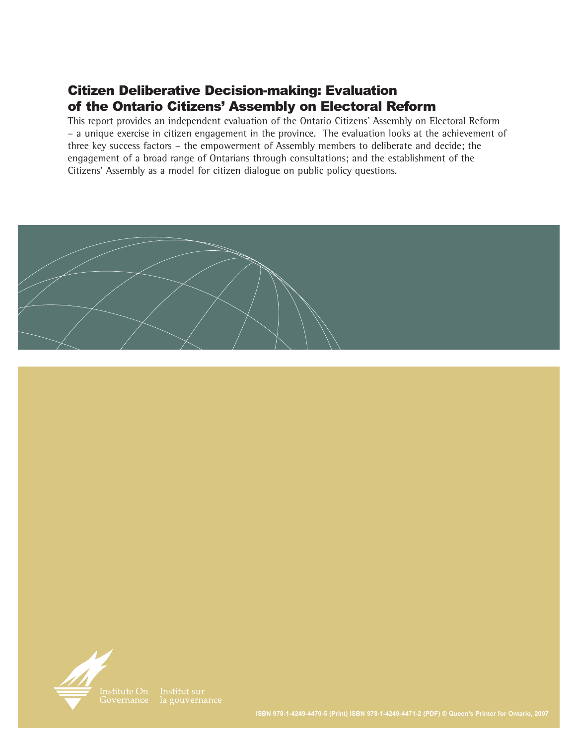# Citizen Deliberative Decision-making: Evaluation of the Ontario Citizens' Assembly on Electoral Reform

This report provides an independent evaluation of the Ontario Citizens' Assembly on Electoral Reform – a unique exercise in citizen engagement in the province. The evaluation looks at the achievement of three key success factors – the empowerment of Assembly members to deliberate and decide; the engagement of a broad range of Ontarians through consultations; and the establishment of the Citizens' Assembly as a model for citizen dialogue on public policy questions.

Institute On Governance
Institut sur la gouvernance

ISBN 978-1-4249-4470-5 (Print) ISBN 978-1-4249-4471-2 (PDF) © Queen's Printer for Ontario, 2007